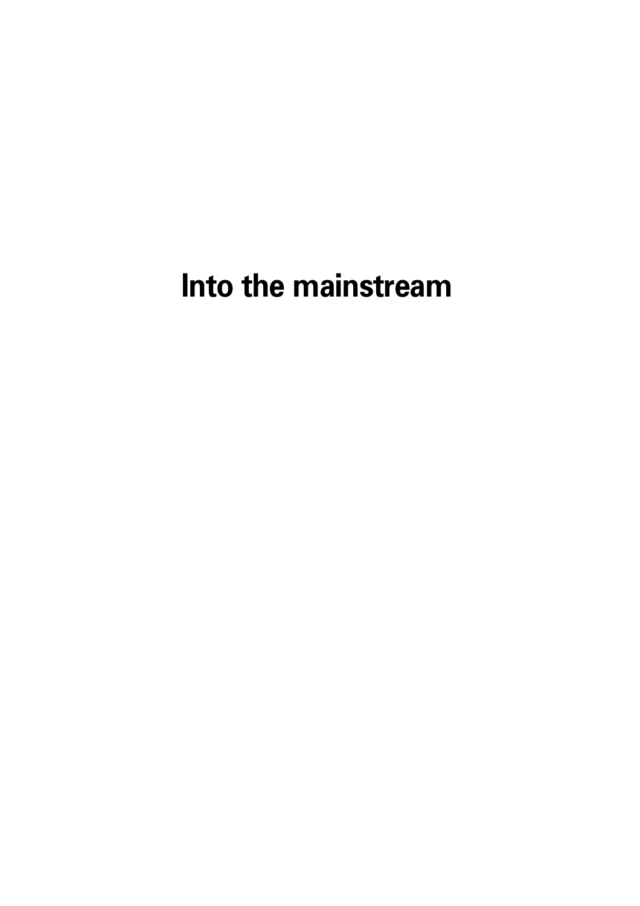# Into the mainstream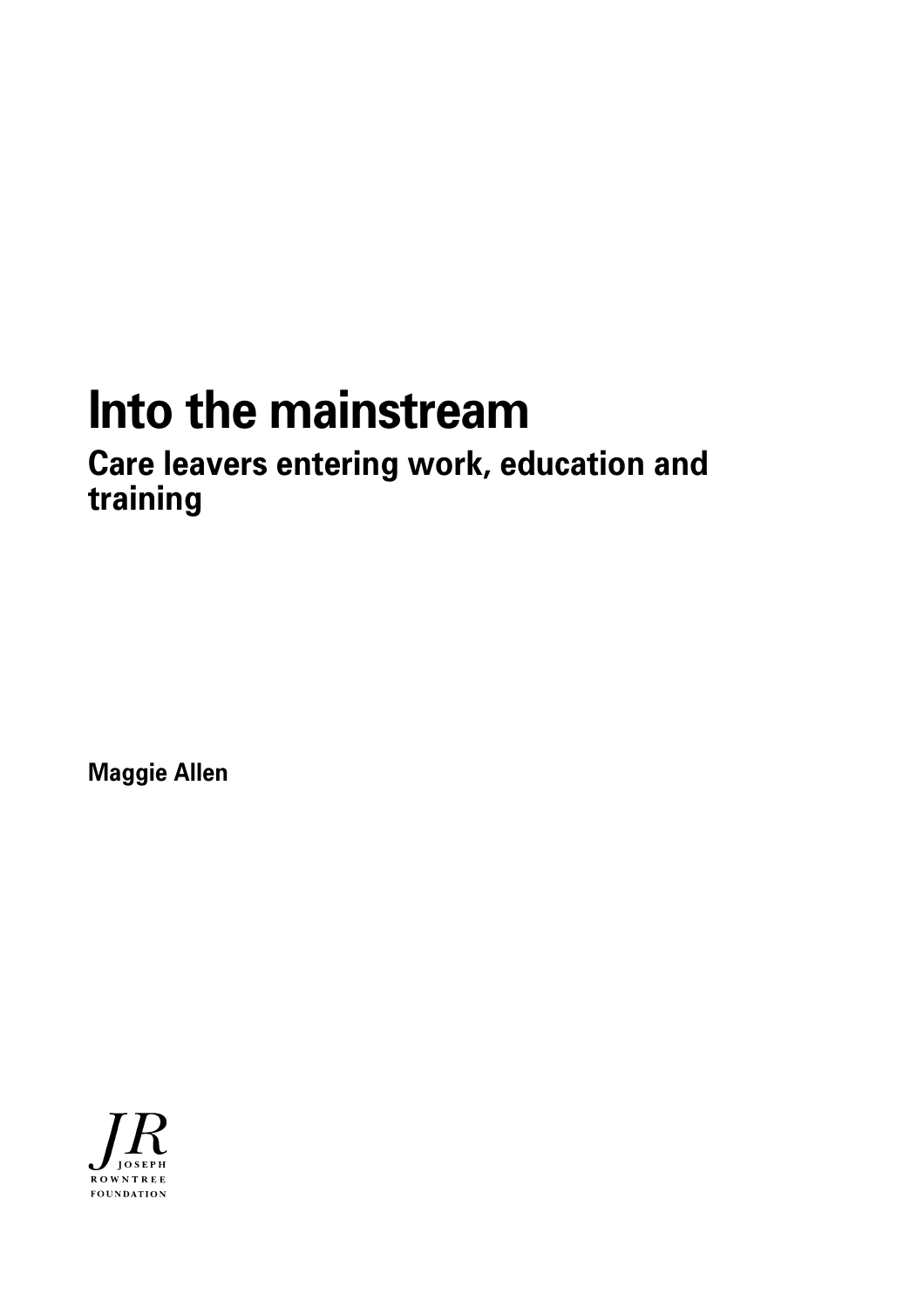# Into the mainstream

## Care leavers entering work, education and training

**Maggie Allen**

JR
JOSEPH
ROWNTREE
FOUNDATION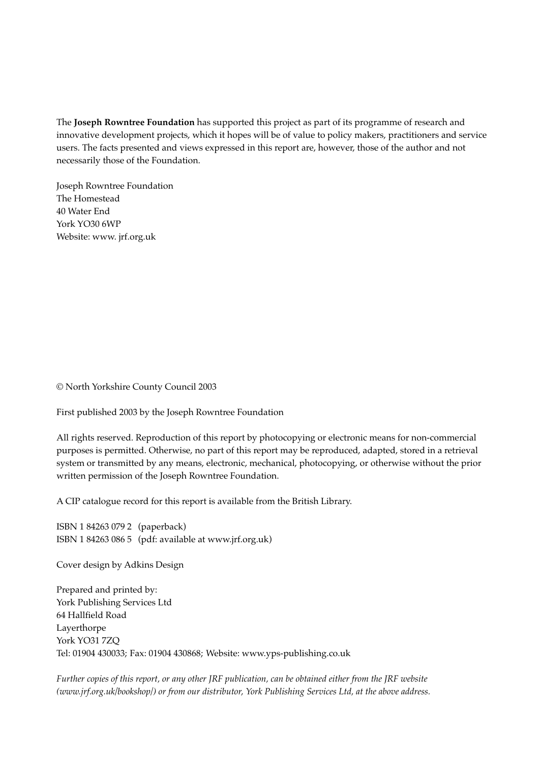The **Joseph Rowntree Foundation** has supported this project as part of its programme of research and innovative development projects, which it hopes will be of value to policy makers, practitioners and service users. The facts presented and views expressed in this report are, however, those of the author and not necessarily those of the Foundation.

Joseph Rowntree Foundation
The Homestead
40 Water End
York YO30 6WP
Website: www. jrf.org.uk

© North Yorkshire County Council 2003

First published 2003 by the Joseph Rowntree Foundation

All rights reserved. Reproduction of this report by photocopying or electronic means for non-commercial purposes is permitted. Otherwise, no part of this report may be reproduced, adapted, stored in a retrieval system or transmitted by any means, electronic, mechanical, photocopying, or otherwise without the prior written permission of the Joseph Rowntree Foundation.

A CIP catalogue record for this report is available from the British Library.

ISBN 1 84263 079 2 (paperback)
ISBN 1 84263 086 5 (pdf: available at www.jrf.org.uk)

Cover design by Adkins Design

Prepared and printed by:
York Publishing Services Ltd
64 Hallfield Road
Layerthorpe
York YO31 7ZQ
Tel: 01904 430033; Fax: 01904 430868; Website: www.yps-publishing.co.uk

*Further copies of this report, or any other JRF publication, can be obtained either from the JRF website (www.jrf.org.uk/bookshop/) or from our distributor, York Publishing Services Ltd, at the above address.*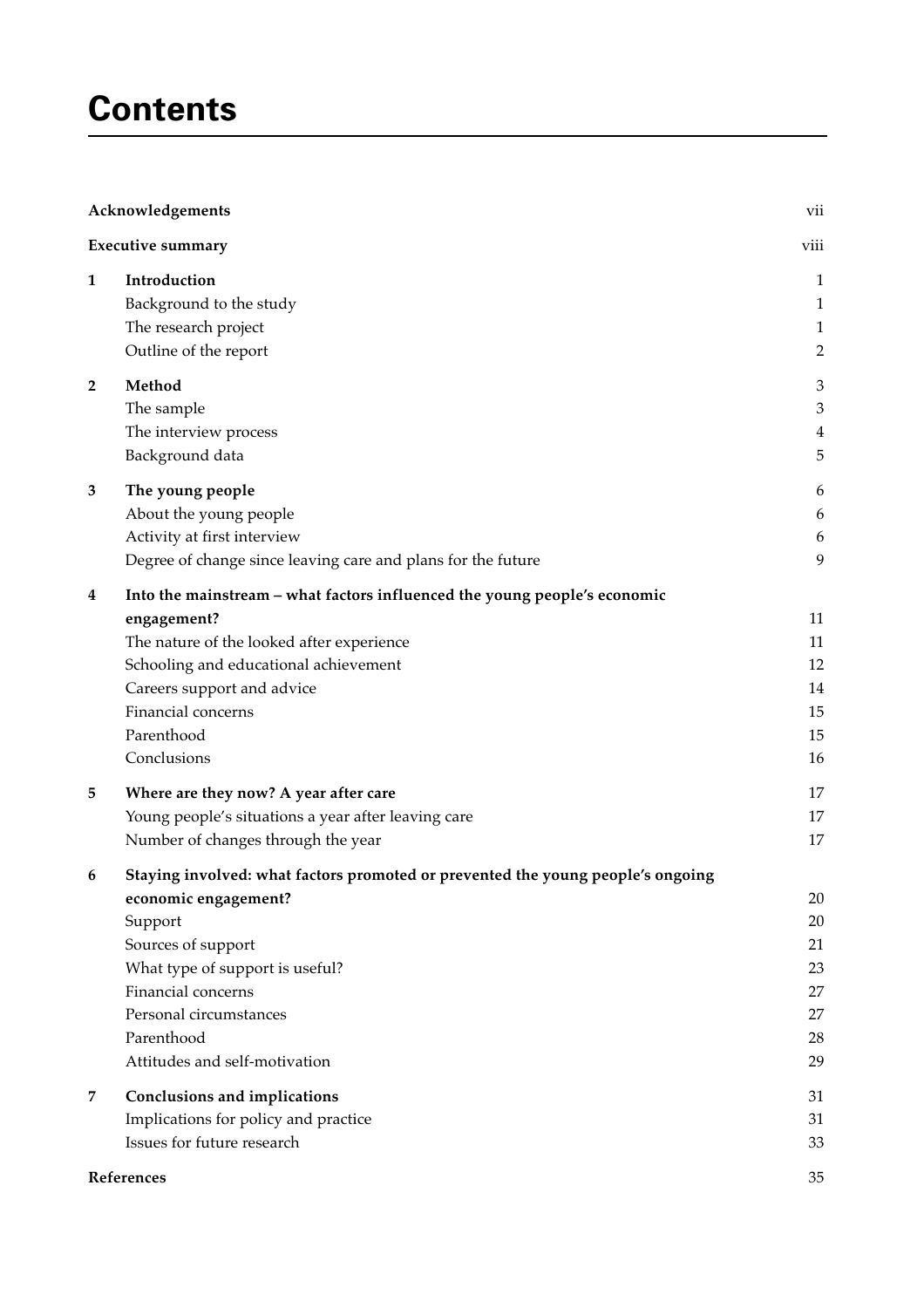# Contents

| | | |
|---|---|---|
| **Acknowledgements** | | vii |
| **Executive summary** | | viii |
| **1** | **Introduction** | 1 |
| | Background to the study | 1 |
| | The research project | 1 |
| | Outline of the report | 2 |
| **2** | **Method** | 3 |
| | The sample | 3 |
| | The interview process | 4 |
| | Background data | 5 |
| **3** | **The young people** | 6 |
| | About the young people | 6 |
| | Activity at first interview | 6 |
| | Degree of change since leaving care and plans for the future | 9 |
| **4** | **Into the mainstream – what factors influenced the young people's economic engagement?** | 11 |
| | The nature of the looked after experience | 11 |
| | Schooling and educational achievement | 12 |
| | Careers support and advice | 14 |
| | Financial concerns | 15 |
| | Parenthood | 15 |
| | Conclusions | 16 |
| **5** | **Where are they now? A year after care** | 17 |
| | Young people's situations a year after leaving care | 17 |
| | Number of changes through the year | 17 |
| **6** | **Staying involved: what factors promoted or prevented the young people's ongoing economic engagement?** | 20 |
| | Support | 20 |
| | Sources of support | 21 |
| | What type of support is useful? | 23 |
| | Financial concerns | 27 |
| | Personal circumstances | 27 |
| | Parenthood | 28 |
| | Attitudes and self-motivation | 29 |
| **7** | **Conclusions and implications** | 31 |
| | Implications for policy and practice | 31 |
| | Issues for future research | 33 |
| **References** | | 35 |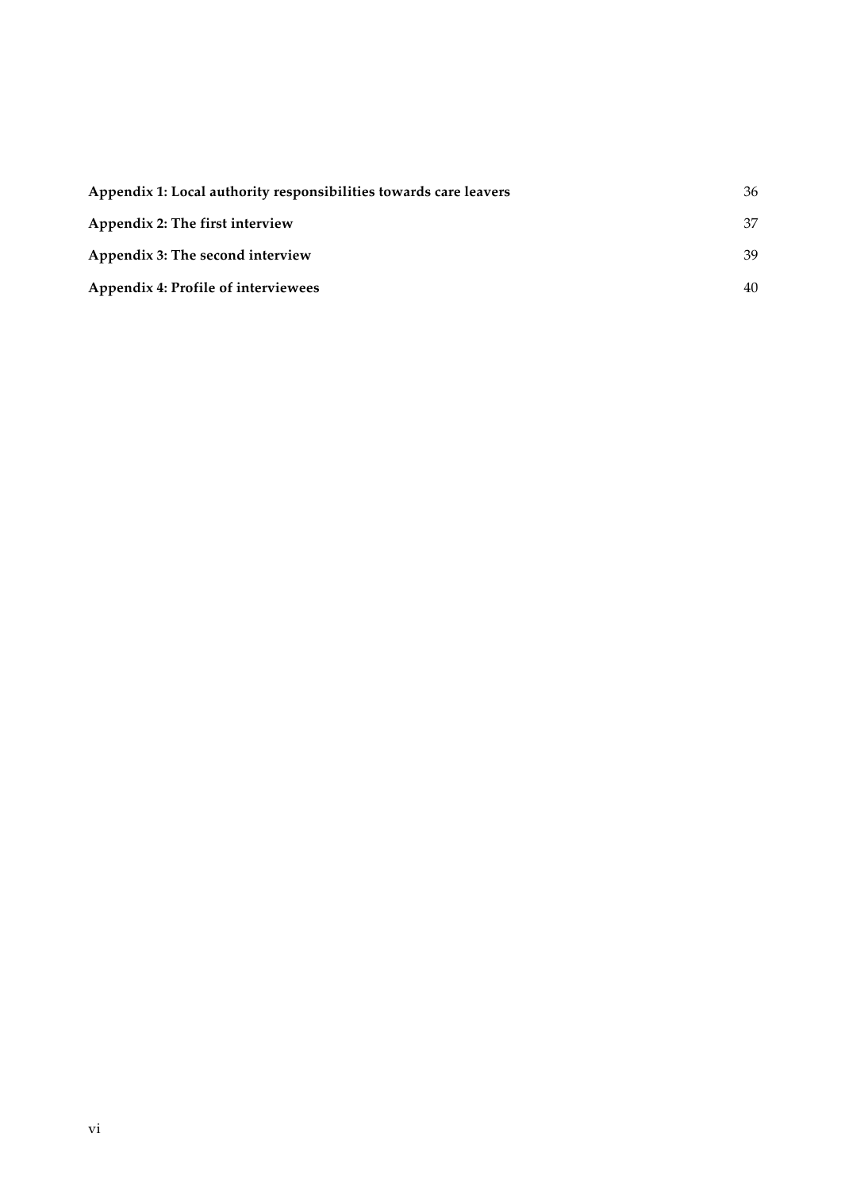**Appendix 1: Local authority responsibilities towards care leavers** 36

**Appendix 2: The first interview** 37

**Appendix 3: The second interview** 39

**Appendix 4: Profile of interviewees** 40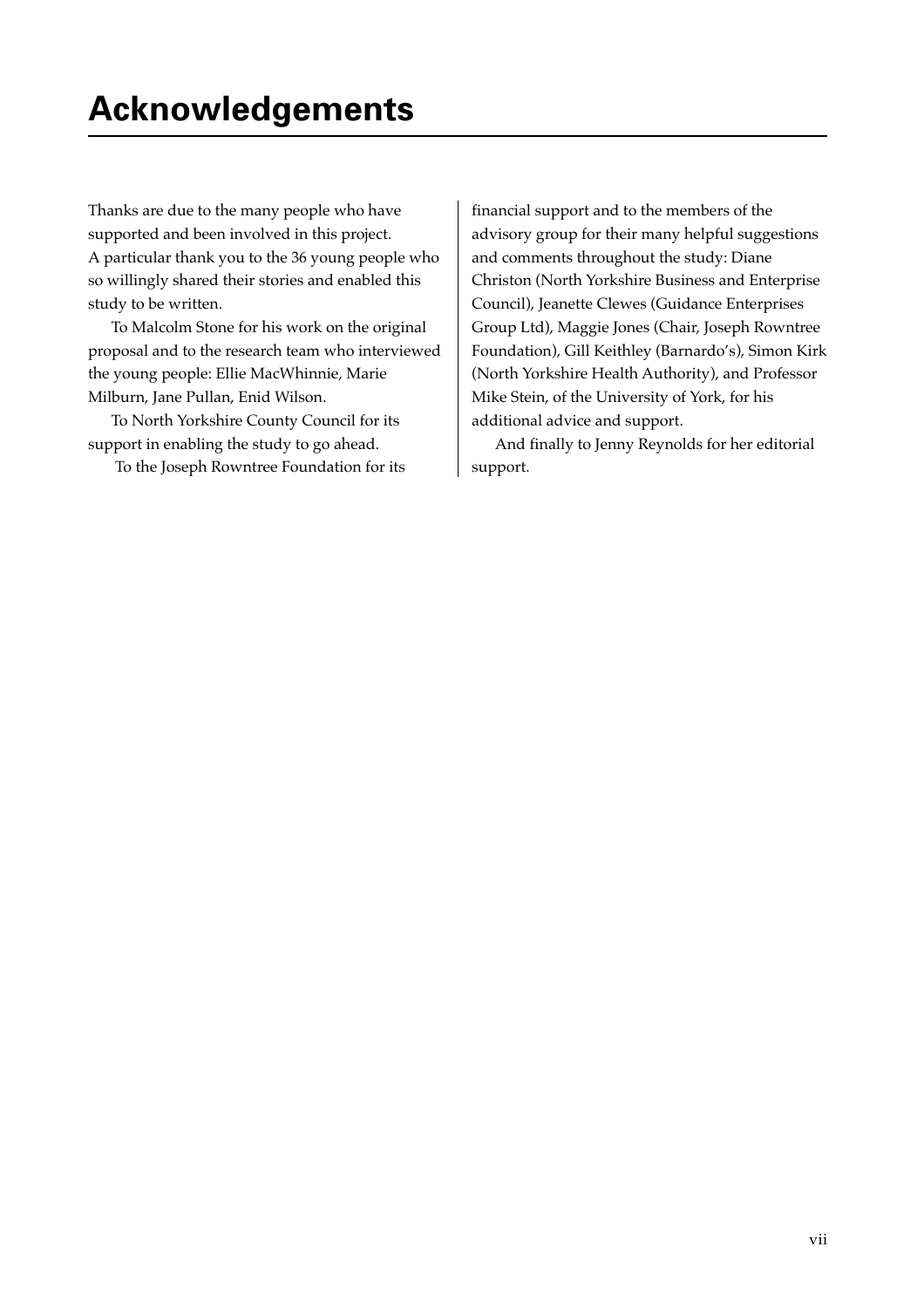# Acknowledgements

Thanks are due to the many people who have supported and been involved in this project. A particular thank you to the 36 young people who so willingly shared their stories and enabled this study to be written.

To Malcolm Stone for his work on the original proposal and to the research team who interviewed the young people: Ellie MacWhinnie, Marie Milburn, Jane Pullan, Enid Wilson.

To North Yorkshire County Council for its support in enabling the study to go ahead.

To the Joseph Rowntree Foundation for its financial support and to the members of the advisory group for their many helpful suggestions and comments throughout the study: Diane Christon (North Yorkshire Business and Enterprise Council), Jeanette Clewes (Guidance Enterprises Group Ltd), Maggie Jones (Chair, Joseph Rowntree Foundation), Gill Keithley (Barnardo's), Simon Kirk (North Yorkshire Health Authority), and Professor Mike Stein, of the University of York, for his additional advice and support.

And finally to Jenny Reynolds for her editorial support.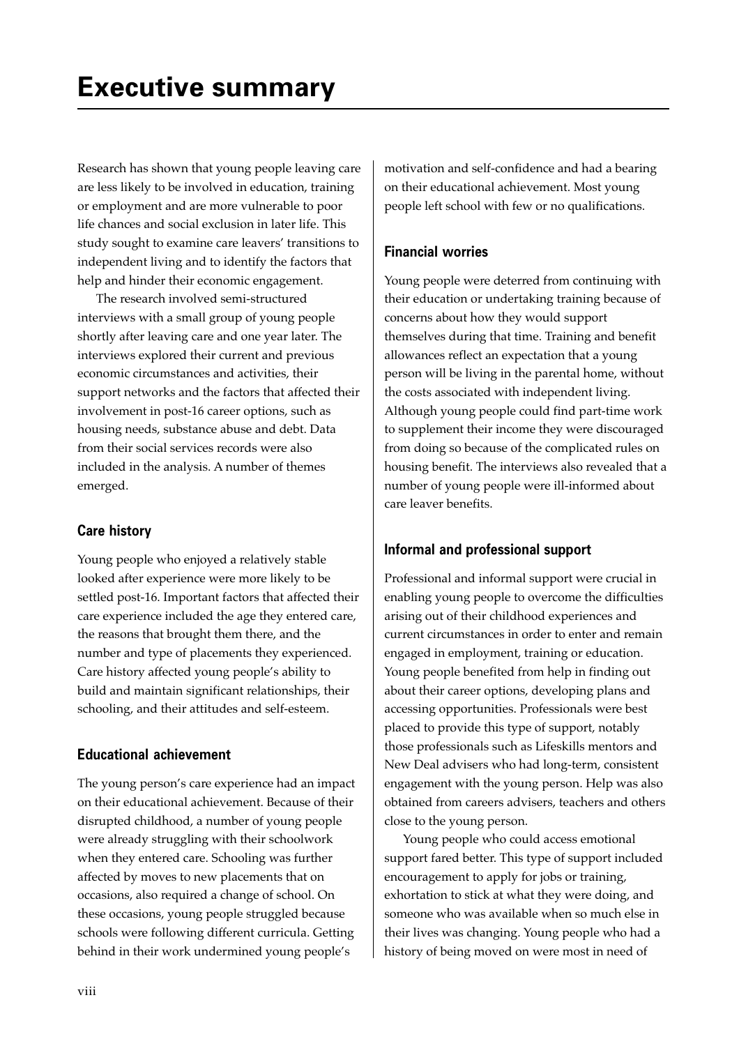# Executive summary

Research has shown that young people leaving care are less likely to be involved in education, training or employment and are more vulnerable to poor life chances and social exclusion in later life. This study sought to examine care leavers' transitions to independent living and to identify the factors that help and hinder their economic engagement.

The research involved semi-structured interviews with a small group of young people shortly after leaving care and one year later. The interviews explored their current and previous economic circumstances and activities, their support networks and the factors that affected their involvement in post-16 career options, such as housing needs, substance abuse and debt. Data from their social services records were also included in the analysis. A number of themes emerged.

### Care history

Young people who enjoyed a relatively stable looked after experience were more likely to be settled post-16. Important factors that affected their care experience included the age they entered care, the reasons that brought them there, and the number and type of placements they experienced. Care history affected young people's ability to build and maintain significant relationships, their schooling, and their attitudes and self-esteem.

### Educational achievement

The young person's care experience had an impact on their educational achievement. Because of their disrupted childhood, a number of young people were already struggling with their schoolwork when they entered care. Schooling was further affected by moves to new placements that on occasions, also required a change of school. On these occasions, young people struggled because schools were following different curricula. Getting behind in their work undermined young people's motivation and self-confidence and had a bearing on their educational achievement. Most young people left school with few or no qualifications.

### Financial worries

Young people were deterred from continuing with their education or undertaking training because of concerns about how they would support themselves during that time. Training and benefit allowances reflect an expectation that a young person will be living in the parental home, without the costs associated with independent living. Although young people could find part-time work to supplement their income they were discouraged from doing so because of the complicated rules on housing benefit. The interviews also revealed that a number of young people were ill-informed about care leaver benefits.

### Informal and professional support

Professional and informal support were crucial in enabling young people to overcome the difficulties arising out of their childhood experiences and current circumstances in order to enter and remain engaged in employment, training or education. Young people benefited from help in finding out about their career options, developing plans and accessing opportunities. Professionals were best placed to provide this type of support, notably those professionals such as Lifeskills mentors and New Deal advisers who had long-term, consistent engagement with the young person. Help was also obtained from careers advisers, teachers and others close to the young person.

Young people who could access emotional support fared better. This type of support included encouragement to apply for jobs or training, exhortation to stick at what they were doing, and someone who was available when so much else in their lives was changing. Young people who had a history of being moved on were most in need of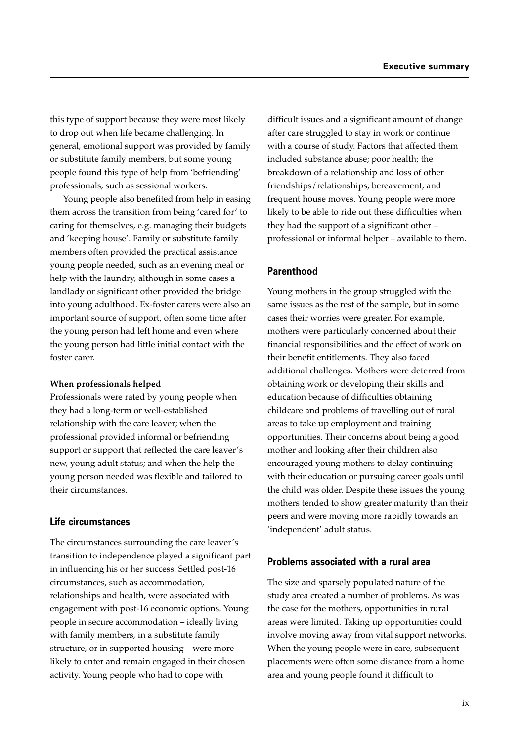this type of support because they were most likely to drop out when life became challenging. In general, emotional support was provided by family or substitute family members, but some young people found this type of help from 'befriending' professionals, such as sessional workers.

Young people also benefited from help in easing them across the transition from being 'cared for' to caring for themselves, e.g. managing their budgets and 'keeping house'. Family or substitute family members often provided the practical assistance young people needed, such as an evening meal or help with the laundry, although in some cases a landlady or significant other provided the bridge into young adulthood. Ex-foster carers were also an important source of support, often some time after the young person had left home and even where the young person had little initial contact with the foster carer.

**When professionals helped**

Professionals were rated by young people when they had a long-term or well-established relationship with the care leaver; when the professional provided informal or befriending support or support that reflected the care leaver's new, young adult status; and when the help the young person needed was flexible and tailored to their circumstances.

## Life circumstances

The circumstances surrounding the care leaver's transition to independence played a significant part in influencing his or her success. Settled post-16 circumstances, such as accommodation, relationships and health, were associated with engagement with post-16 economic options. Young people in secure accommodation – ideally living with family members, in a substitute family structure, or in supported housing – were more likely to enter and remain engaged in their chosen activity. Young people who had to cope with difficult issues and a significant amount of change after care struggled to stay in work or continue with a course of study. Factors that affected them included substance abuse; poor health; the breakdown of a relationship and loss of other friendships/relationships; bereavement; and frequent house moves. Young people were more likely to be able to ride out these difficulties when they had the support of a significant other – professional or informal helper – available to them.

## Parenthood

Young mothers in the group struggled with the same issues as the rest of the sample, but in some cases their worries were greater. For example, mothers were particularly concerned about their financial responsibilities and the effect of work on their benefit entitlements. They also faced additional challenges. Mothers were deterred from obtaining work or developing their skills and education because of difficulties obtaining childcare and problems of travelling out of rural areas to take up employment and training opportunities. Their concerns about being a good mother and looking after their children also encouraged young mothers to delay continuing with their education or pursuing career goals until the child was older. Despite these issues the young mothers tended to show greater maturity than their peers and were moving more rapidly towards an 'independent' adult status.

## Problems associated with a rural area

The size and sparsely populated nature of the study area created a number of problems. As was the case for the mothers, opportunities in rural areas were limited. Taking up opportunities could involve moving away from vital support networks. When the young people were in care, subsequent placements were often some distance from a home area and young people found it difficult to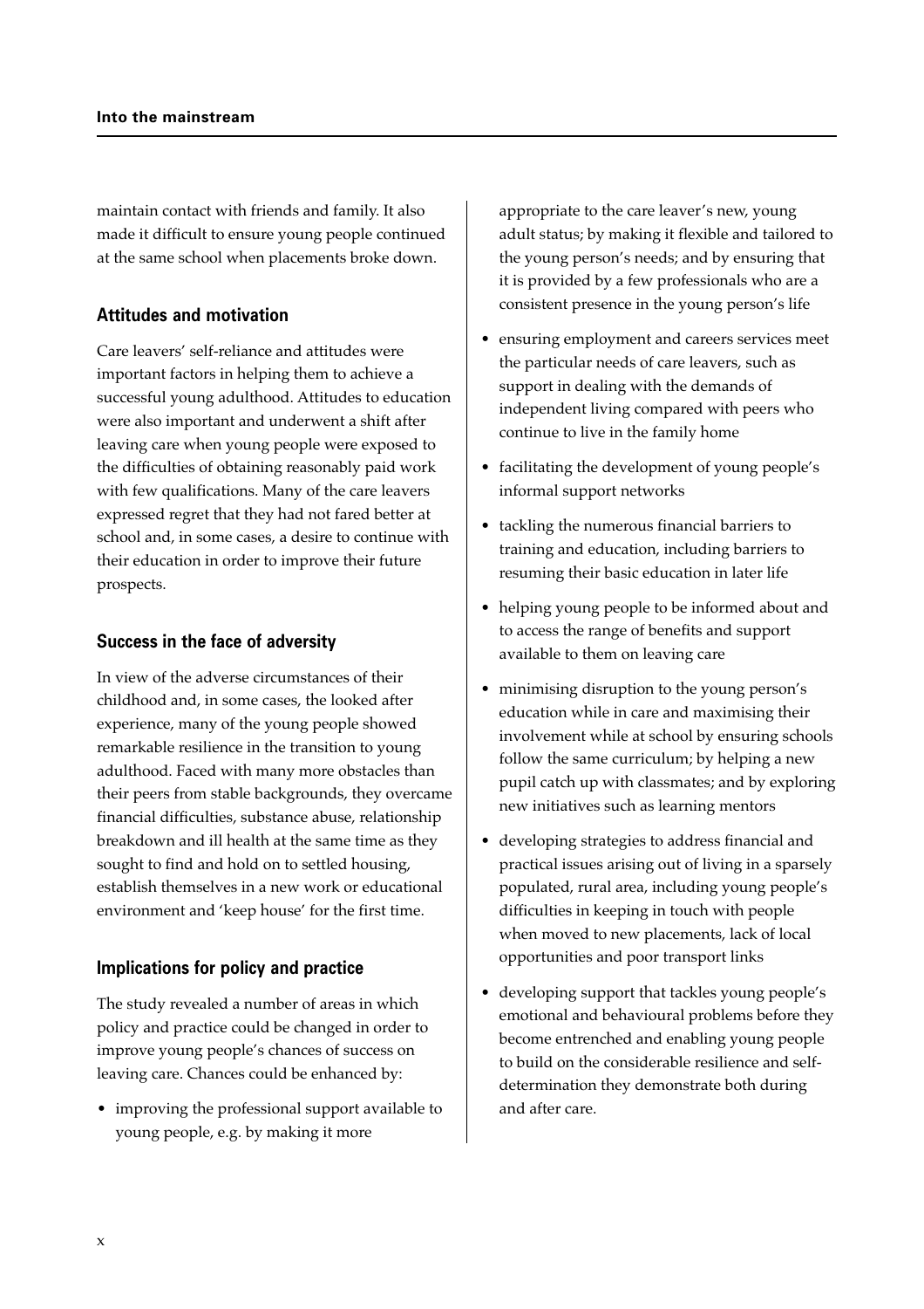maintain contact with friends and family. It also made it difficult to ensure young people continued at the same school when placements broke down.

## Attitudes and motivation

Care leavers' self-reliance and attitudes were important factors in helping them to achieve a successful young adulthood. Attitudes to education were also important and underwent a shift after leaving care when young people were exposed to the difficulties of obtaining reasonably paid work with few qualifications. Many of the care leavers expressed regret that they had not fared better at school and, in some cases, a desire to continue with their education in order to improve their future prospects.

## Success in the face of adversity

In view of the adverse circumstances of their childhood and, in some cases, the looked after experience, many of the young people showed remarkable resilience in the transition to young adulthood. Faced with many more obstacles than their peers from stable backgrounds, they overcame financial difficulties, substance abuse, relationship breakdown and ill health at the same time as they sought to find and hold on to settled housing, establish themselves in a new work or educational environment and 'keep house' for the first time.

## Implications for policy and practice

The study revealed a number of areas in which policy and practice could be changed in order to improve young people's chances of success on leaving care. Chances could be enhanced by:

- improving the professional support available to young people, e.g. by making it more appropriate to the care leaver's new, young adult status; by making it flexible and tailored to the young person's needs; and by ensuring that it is provided by a few professionals who are a consistent presence in the young person's life
- ensuring employment and careers services meet the particular needs of care leavers, such as support in dealing with the demands of independent living compared with peers who continue to live in the family home
- facilitating the development of young people's informal support networks
- tackling the numerous financial barriers to training and education, including barriers to resuming their basic education in later life
- helping young people to be informed about and to access the range of benefits and support available to them on leaving care
- minimising disruption to the young person's education while in care and maximising their involvement while at school by ensuring schools follow the same curriculum; by helping a new pupil catch up with classmates; and by exploring new initiatives such as learning mentors
- developing strategies to address financial and practical issues arising out of living in a sparsely populated, rural area, including young people's difficulties in keeping in touch with people when moved to new placements, lack of local opportunities and poor transport links
- developing support that tackles young people's emotional and behavioural problems before they become entrenched and enabling young people to build on the considerable resilience and self-determination they demonstrate both during and after care.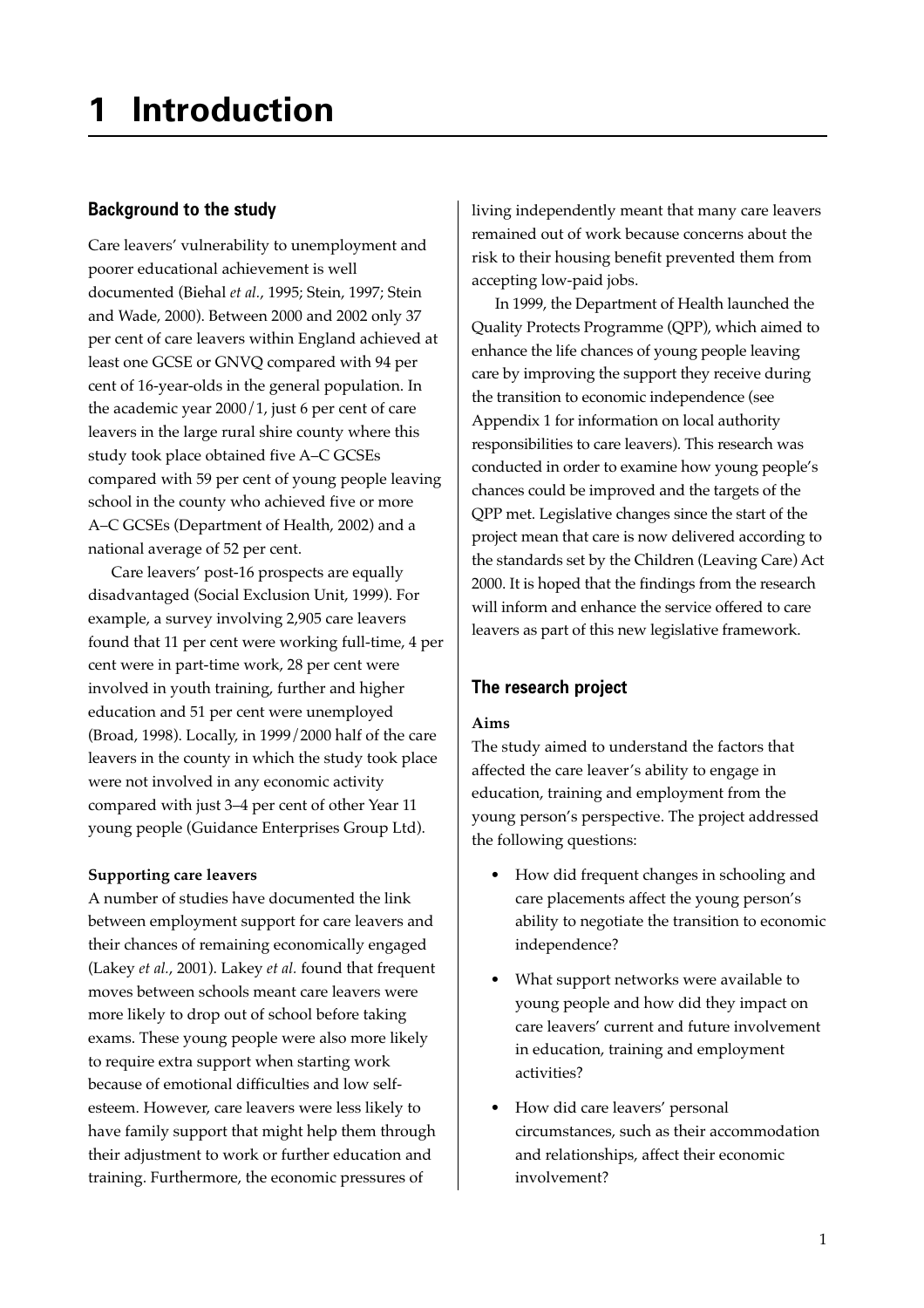# 1 Introduction

## Background to the study

Care leavers' vulnerability to unemployment and poorer educational achievement is well documented (Biehal *et al.*, 1995; Stein, 1997; Stein and Wade, 2000). Between 2000 and 2002 only 37 per cent of care leavers within England achieved at least one GCSE or GNVQ compared with 94 per cent of 16-year-olds in the general population. In the academic year 2000/1, just 6 per cent of care leavers in the large rural shire county where this study took place obtained five A–C GCSEs compared with 59 per cent of young people leaving school in the county who achieved five or more A–C GCSEs (Department of Health, 2002) and a national average of 52 per cent.

Care leavers' post-16 prospects are equally disadvantaged (Social Exclusion Unit, 1999). For example, a survey involving 2,905 care leavers found that 11 per cent were working full-time, 4 per cent were in part-time work, 28 per cent were involved in youth training, further and higher education and 51 per cent were unemployed (Broad, 1998). Locally, in 1999/2000 half of the care leavers in the county in which the study took place were not involved in any economic activity compared with just 3–4 per cent of other Year 11 young people (Guidance Enterprises Group Ltd).

### Supporting care leavers

A number of studies have documented the link between employment support for care leavers and their chances of remaining economically engaged (Lakey *et al.*, 2001). Lakey *et al.* found that frequent moves between schools meant care leavers were more likely to drop out of school before taking exams. These young people were also more likely to require extra support when starting work because of emotional difficulties and low self-esteem. However, care leavers were less likely to have family support that might help them through their adjustment to work or further education and training. Furthermore, the economic pressures of living independently meant that many care leavers remained out of work because concerns about the risk to their housing benefit prevented them from accepting low-paid jobs.

In 1999, the Department of Health launched the Quality Protects Programme (QPP), which aimed to enhance the life chances of young people leaving care by improving the support they receive during the transition to economic independence (see Appendix 1 for information on local authority responsibilities to care leavers). This research was conducted in order to examine how young people's chances could be improved and the targets of the QPP met. Legislative changes since the start of the project mean that care is now delivered according to the standards set by the Children (Leaving Care) Act 2000. It is hoped that the findings from the research will inform and enhance the service offered to care leavers as part of this new legislative framework.

## The research project

### Aims

The study aimed to understand the factors that affected the care leaver's ability to engage in education, training and employment from the young person's perspective. The project addressed the following questions:

- How did frequent changes in schooling and care placements affect the young person's ability to negotiate the transition to economic independence?
- What support networks were available to young people and how did they impact on care leavers' current and future involvement in education, training and employment activities?
- How did care leavers' personal circumstances, such as their accommodation and relationships, affect their economic involvement?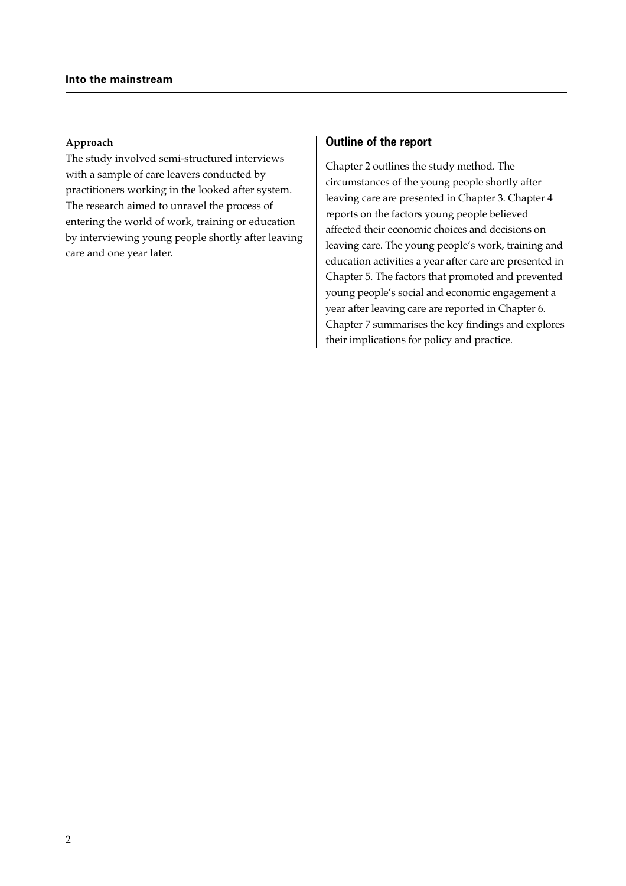**Approach**

The study involved semi-structured interviews with a sample of care leavers conducted by practitioners working in the looked after system. The research aimed to unravel the process of entering the world of work, training or education by interviewing young people shortly after leaving care and one year later.

## Outline of the report

Chapter 2 outlines the study method. The circumstances of the young people shortly after leaving care are presented in Chapter 3. Chapter 4 reports on the factors young people believed affected their economic choices and decisions on leaving care. The young people's work, training and education activities a year after care are presented in Chapter 5. The factors that promoted and prevented young people's social and economic engagement a year after leaving care are reported in Chapter 6. Chapter 7 summarises the key findings and explores their implications for policy and practice.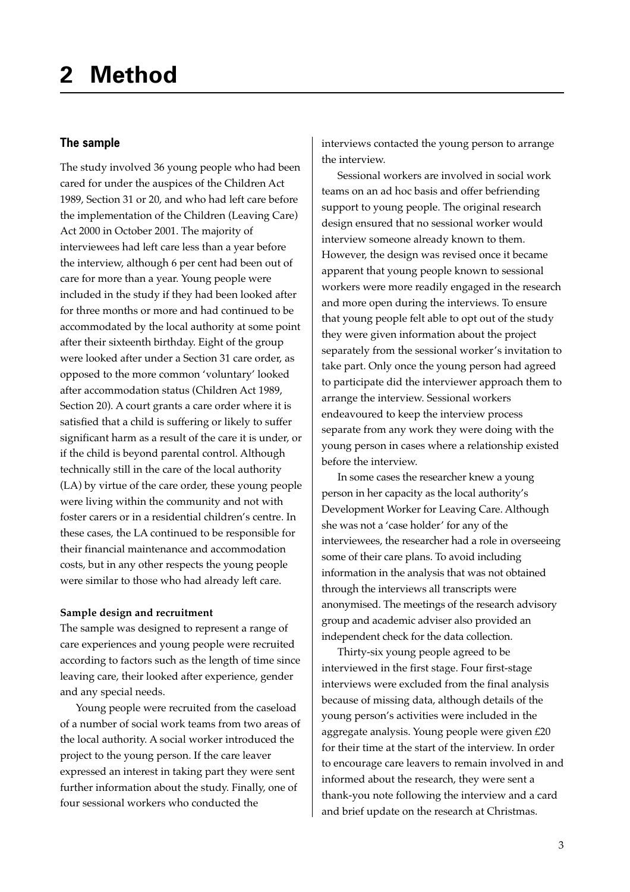# 2 Method

## The sample

The study involved 36 young people who had been cared for under the auspices of the Children Act 1989, Section 31 or 20, and who had left care before the implementation of the Children (Leaving Care) Act 2000 in October 2001. The majority of interviewees had left care less than a year before the interview, although 6 per cent had been out of care for more than a year. Young people were included in the study if they had been looked after for three months or more and had continued to be accommodated by the local authority at some point after their sixteenth birthday. Eight of the group were looked after under a Section 31 care order, as opposed to the more common 'voluntary' looked after accommodation status (Children Act 1989, Section 20). A court grants a care order where it is satisfied that a child is suffering or likely to suffer significant harm as a result of the care it is under, or if the child is beyond parental control. Although technically still in the care of the local authority (LA) by virtue of the care order, these young people were living within the community and not with foster carers or in a residential children's centre. In these cases, the LA continued to be responsible for their financial maintenance and accommodation costs, but in any other respects the young people were similar to those who had already left care.

**Sample design and recruitment**

The sample was designed to represent a range of care experiences and young people were recruited according to factors such as the length of time since leaving care, their looked after experience, gender and any special needs.

Young people were recruited from the caseload of a number of social work teams from two areas of the local authority. A social worker introduced the project to the young person. If the care leaver expressed an interest in taking part they were sent further information about the study. Finally, one of four sessional workers who conducted the interviews contacted the young person to arrange the interview.

Sessional workers are involved in social work teams on an ad hoc basis and offer befriending support to young people. The original research design ensured that no sessional worker would interview someone already known to them. However, the design was revised once it became apparent that young people known to sessional workers were more readily engaged in the research and more open during the interviews. To ensure that young people felt able to opt out of the study they were given information about the project separately from the sessional worker's invitation to take part. Only once the young person had agreed to participate did the interviewer approach them to arrange the interview. Sessional workers endeavoured to keep the interview process separate from any work they were doing with the young person in cases where a relationship existed before the interview.

In some cases the researcher knew a young person in her capacity as the local authority's Development Worker for Leaving Care. Although she was not a 'case holder' for any of the interviewees, the researcher had a role in overseeing some of their care plans. To avoid including information in the analysis that was not obtained through the interviews all transcripts were anonymised. The meetings of the research advisory group and academic adviser also provided an independent check for the data collection.

Thirty-six young people agreed to be interviewed in the first stage. Four first-stage interviews were excluded from the final analysis because of missing data, although details of the young person's activities were included in the aggregate analysis. Young people were given £20 for their time at the start of the interview. In order to encourage care leavers to remain involved in and informed about the research, they were sent a thank-you note following the interview and a card and brief update on the research at Christmas.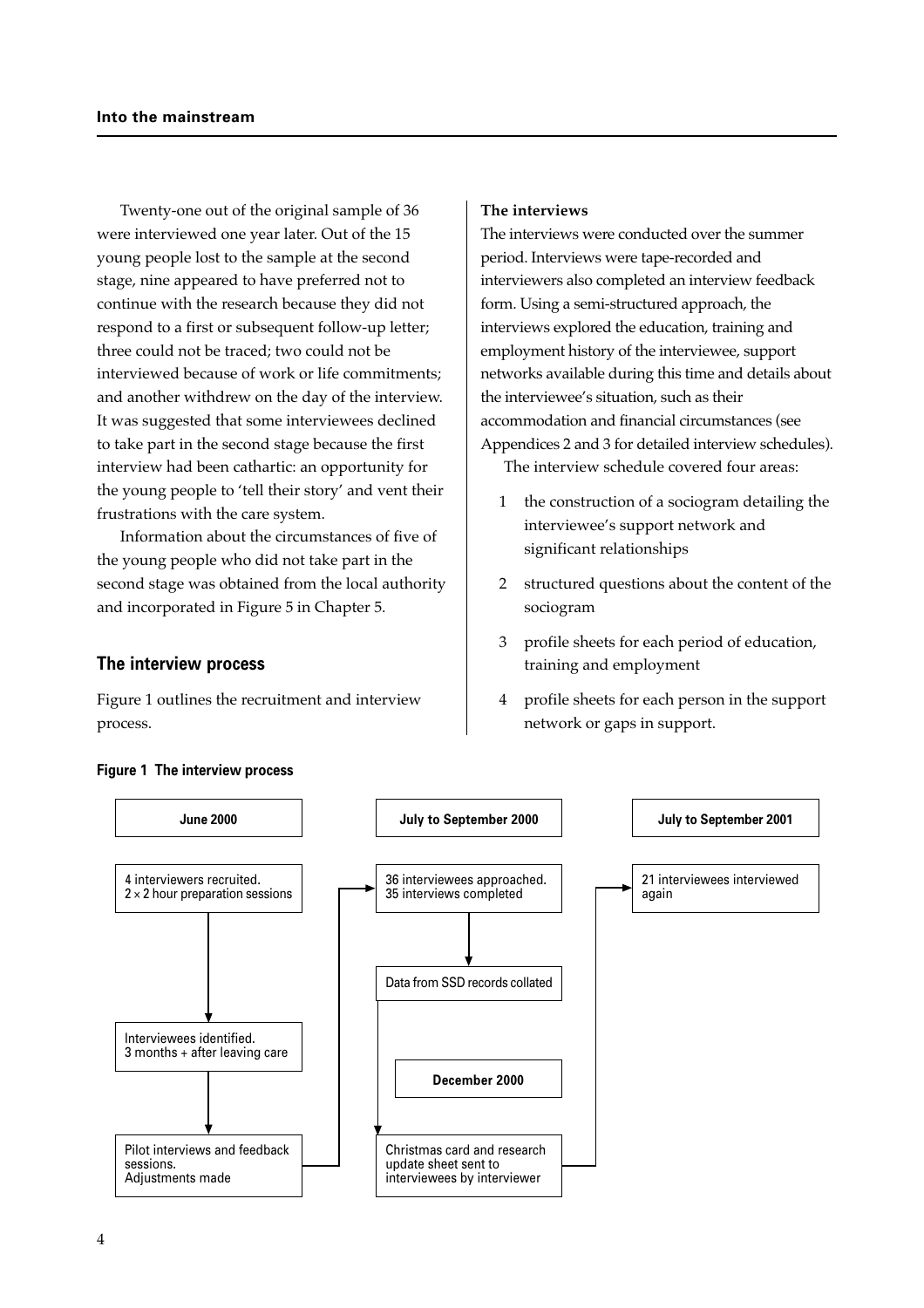Twenty-one out of the original sample of 36 were interviewed one year later. Out of the 15 young people lost to the sample at the second stage, nine appeared to have preferred not to continue with the research because they did not respond to a first or subsequent follow-up letter; three could not be traced; two could not be interviewed because of work or life commitments; and another withdrew on the day of the interview. It was suggested that some interviewees declined to take part in the second stage because the first interview had been cathartic: an opportunity for the young people to 'tell their story' and vent their frustrations with the care system.

Information about the circumstances of five of the young people who did not take part in the second stage was obtained from the local authority and incorporated in Figure 5 in Chapter 5.

## The interview process

Figure 1 outlines the recruitment and interview process.

**The interviews**

The interviews were conducted over the summer period. Interviews were tape-recorded and interviewers also completed an interview feedback form. Using a semi-structured approach, the interviews explored the education, training and employment history of the interviewee, support networks available during this time and details about the interviewee's situation, such as their accommodation and financial circumstances (see Appendices 2 and 3 for detailed interview schedules).

The interview schedule covered four areas:

1. the construction of a sociogram detailing the interviewee's support network and significant relationships
2. structured questions about the content of the sociogram
3. profile sheets for each period of education, training and employment
4. profile sheets for each person in the support network or gaps in support.

**Figure 1 The interview process**

**June 2000**

- 4 interviewers recruited. 2 × 2 hour preparation sessions
- Interviewees identified. 3 months + after leaving care
- Pilot interviews and feedback sessions. Adjustments made

**July to September 2000**

- 36 interviewees approached. 35 interviews completed
- Data from SSD records collated

**December 2000**

- Christmas card and research update sheet sent to interviewees by interviewer

**July to September 2001**

- 21 interviewees interviewed again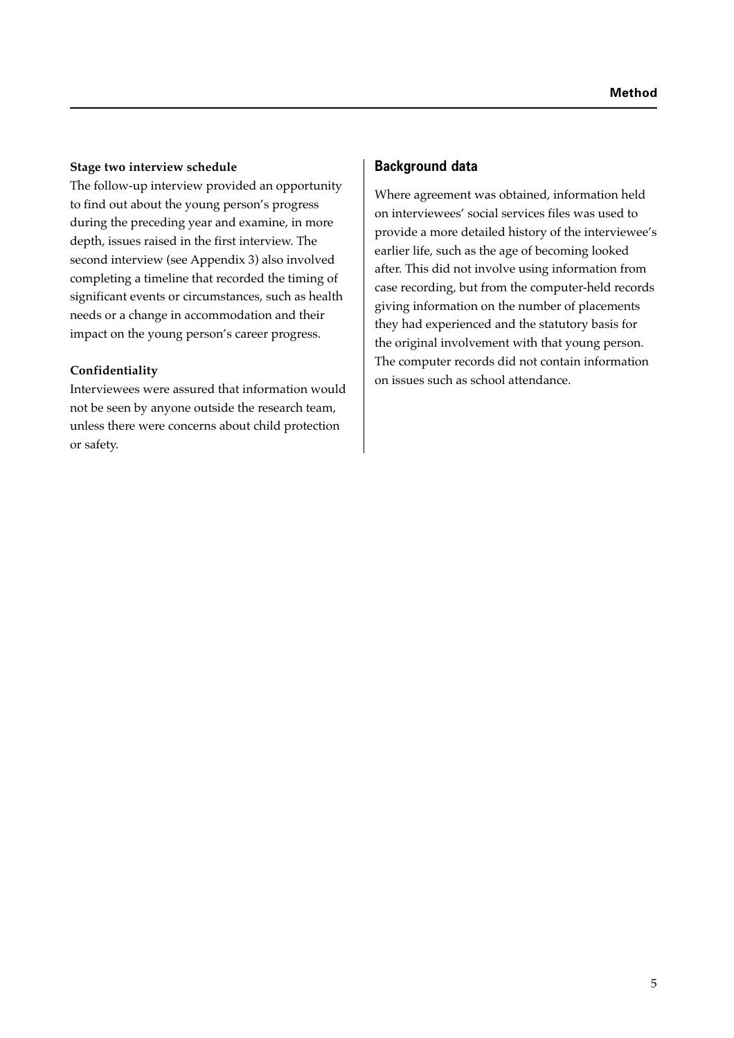**Stage two interview schedule**

The follow-up interview provided an opportunity to find out about the young person's progress during the preceding year and examine, in more depth, issues raised in the first interview. The second interview (see Appendix 3) also involved completing a timeline that recorded the timing of significant events or circumstances, such as health needs or a change in accommodation and their impact on the young person's career progress.

**Confidentiality**

Interviewees were assured that information would not be seen by anyone outside the research team, unless there were concerns about child protection or safety.

## Background data

Where agreement was obtained, information held on interviewees' social services files was used to provide a more detailed history of the interviewee's earlier life, such as the age of becoming looked after. This did not involve using information from case recording, but from the computer-held records giving information on the number of placements they had experienced and the statutory basis for the original involvement with that young person. The computer records did not contain information on issues such as school attendance.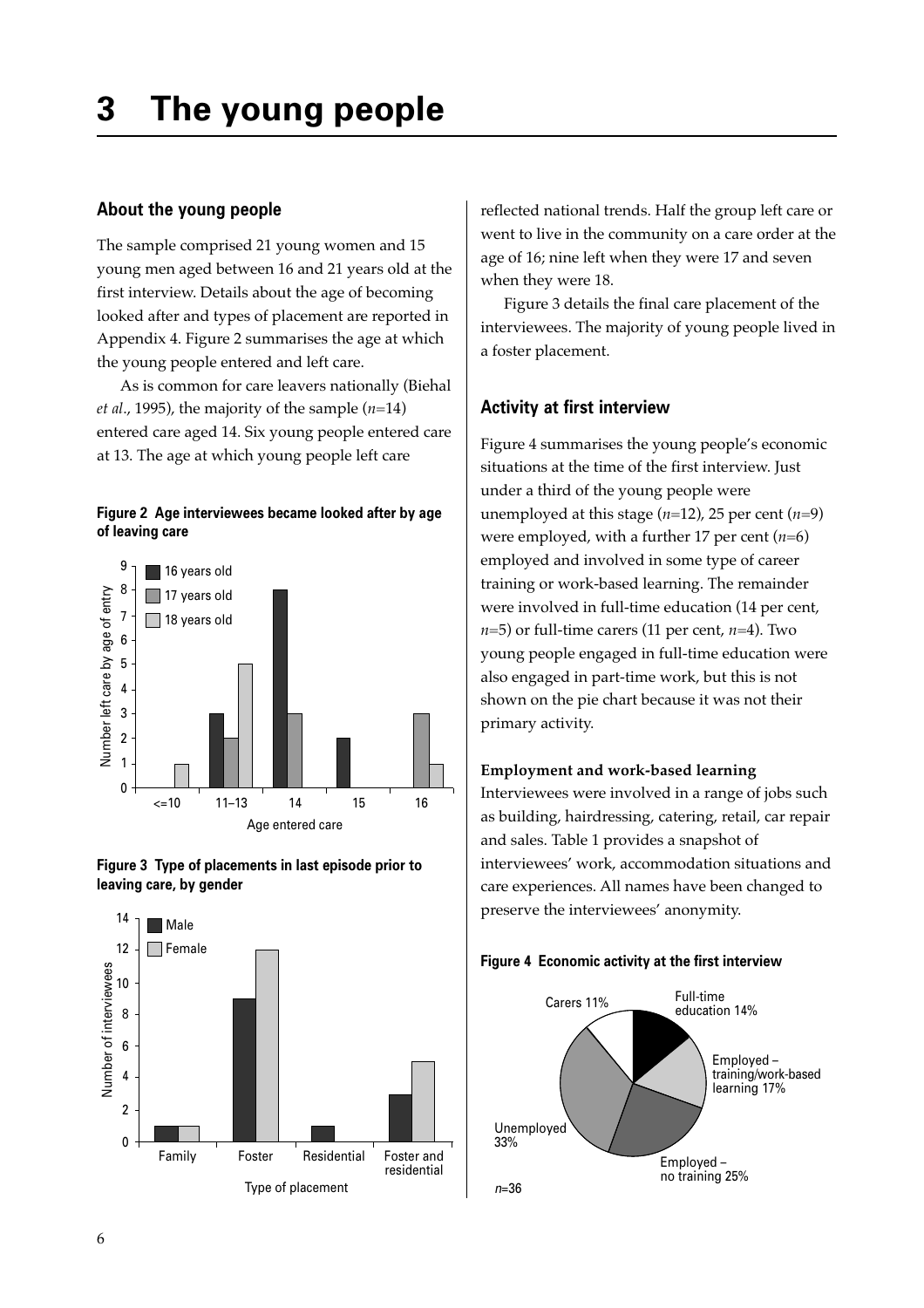# 3 The young people

## About the young people

The sample comprised 21 young women and 15 young men aged between 16 and 21 years old at the first interview. Details about the age of becoming looked after and types of placement are reported in Appendix 4. Figure 2 summarises the age at which the young people entered and left care.

As is common for care leavers nationally (Biehal *et al*., 1995), the majority of the sample (*n*=14) entered care aged 14. Six young people entered care at 13. The age at which young people left care reflected national trends. Half the group left care or went to live in the community on a care order at the age of 16; nine left when they were 17 and seven when they were 18.

**Figure 2 Age interviewees became looked after by age of leaving care**

**Figure 3 Type of placements in last episode prior to leaving care, by gender**

Figure 3 details the final care placement of the interviewees. The majority of young people lived in a foster placement.

## Activity at first interview

Figure 4 summarises the young people's economic situations at the time of the first interview. Just under a third of the young people were unemployed at this stage (*n*=12), 25 per cent (*n*=9) were employed, with a further 17 per cent (*n*=6) employed and involved in some type of career training or work-based learning. The remainder were involved in full-time education (14 per cent, *n*=5) or full-time carers (11 per cent, *n*=4). Two young people engaged in full-time education were also engaged in part-time work, but this is not shown on the pie chart because it was not their primary activity.

**Employment and work-based learning**

Interviewees were involved in a range of jobs such as building, hairdressing, catering, retail, car repair and sales. Table 1 provides a snapshot of interviewees' work, accommodation situations and care experiences. All names have been changed to preserve the interviewees' anonymity.

**Figure 4 Economic activity at the first interview**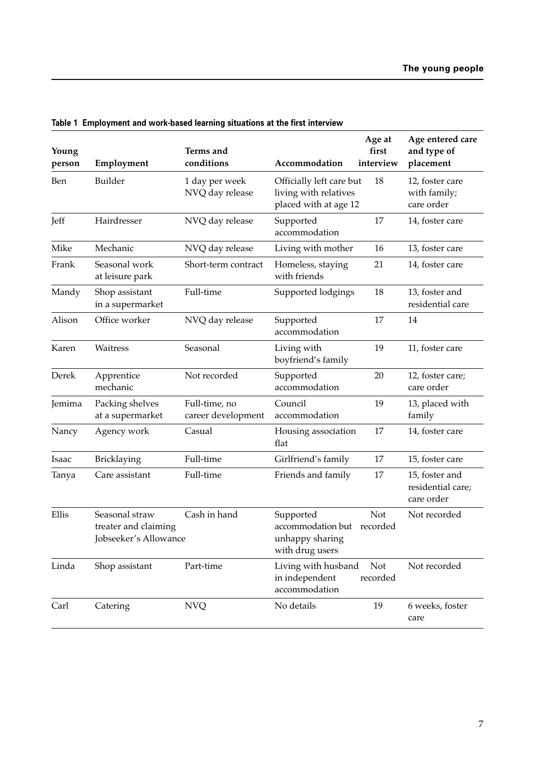**Table 1 Employment and work-based learning situations at the first interview**

| Young person | Employment | Terms and conditions | Accommodation | Age at first interview | Age entered care and type of placement |
|---|---|---|---|---|---|
| Ben | Builder | 1 day per week NVQ day release | Officially left care but living with relatives placed with at age 12 | 18 | 12, foster care with family; care order |
| Jeff | Hairdresser | NVQ day release | Supported accommodation | 17 | 14, foster care |
| Mike | Mechanic | NVQ day release | Living with mother | 16 | 13, foster care |
| Frank | Seasonal work at leisure park | Short-term contract | Homeless, staying with friends | 21 | 14, foster care |
| Mandy | Shop assistant in a supermarket | Full-time | Supported lodgings | 18 | 13, foster and residential care |
| Alison | Office worker | NVQ day release | Supported accommodation | 17 | 14 |
| Karen | Waitress | Seasonal | Living with boyfriend's family | 19 | 11, foster care |
| Derek | Apprentice mechanic | Not recorded | Supported accommodation | 20 | 12, foster care; care order |
| Jemima | Packing shelves at a supermarket | Full-time, no career development | Council accommodation | 19 | 13, placed with family |
| Nancy | Agency work | Casual | Housing association flat | 17 | 14, foster care |
| Isaac | Bricklaying | Full-time | Girlfriend's family | 17 | 15, foster care |
| Tanya | Care assistant | Full-time | Friends and family | 17 | 15, foster and residential care; care order |
| Ellis | Seasonal straw treater and claiming Jobseeker's Allowance | Cash in hand | Supported accommodation but unhappy sharing with drug users | Not recorded | Not recorded |
| Linda | Shop assistant | Part-time | Living with husband in independent accommodation | Not recorded | Not recorded |
| Carl | Catering | NVQ | No details | 19 | 6 weeks, foster care |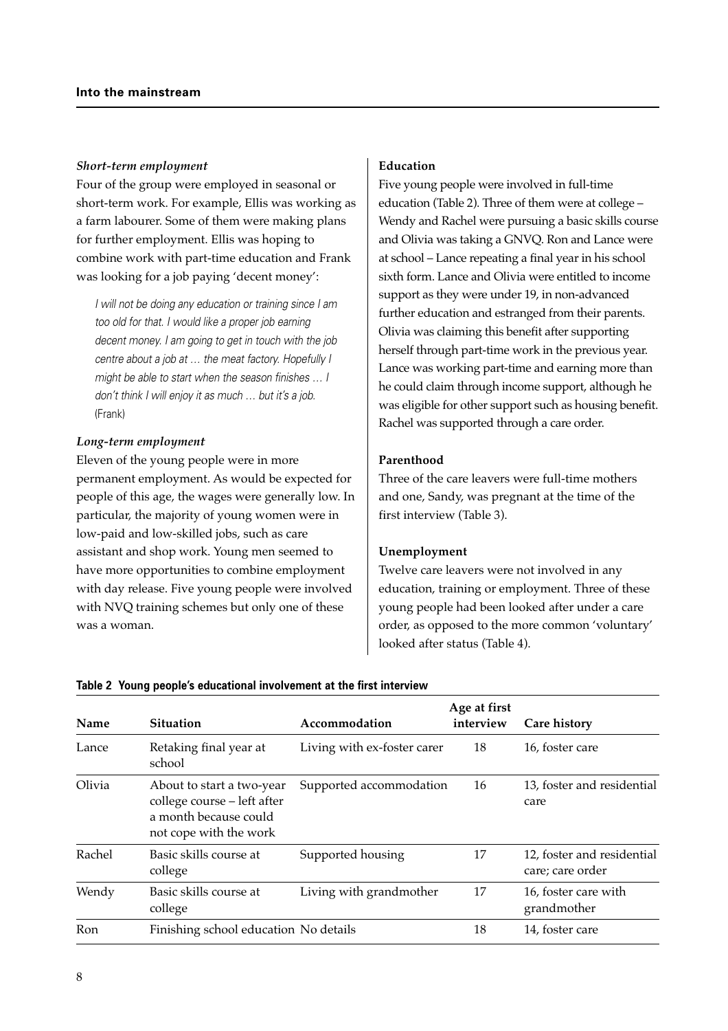### *Short-term employment*

Four of the group were employed in seasonal or short-term work. For example, Ellis was working as a farm labourer. Some of them were making plans for further employment. Ellis was hoping to combine work with part-time education and Frank was looking for a job paying 'decent money':

> *I will not be doing any education or training since I am too old for that. I would like a proper job earning decent money. I am going to get in touch with the job centre about a job at … the meat factory. Hopefully I might be able to start when the season finishes … I don't think I will enjoy it as much … but it's a job.* (Frank)

### *Long-term employment*

Eleven of the young people were in more permanent employment. As would be expected for people of this age, the wages were generally low. In particular, the majority of young women were in low-paid and low-skilled jobs, such as care assistant and shop work. Young men seemed to have more opportunities to combine employment with day release. Five young people were involved with NVQ training schemes but only one of these was a woman.

### Education

Five young people were involved in full-time education (Table 2). Three of them were at college – Wendy and Rachel were pursuing a basic skills course and Olivia was taking a GNVQ. Ron and Lance were at school – Lance repeating a final year in his school sixth form. Lance and Olivia were entitled to income support as they were under 19, in non-advanced further education and estranged from their parents. Olivia was claiming this benefit after supporting herself through part-time work in the previous year. Lance was working part-time and earning more than he could claim through income support, although he was eligible for other support such as housing benefit. Rachel was supported through a care order.

### Parenthood

Three of the care leavers were full-time mothers and one, Sandy, was pregnant at the time of the first interview (Table 3).

### Unemployment

Twelve care leavers were not involved in any education, training or employment. Three of these young people had been looked after under a care order, as opposed to the more common 'voluntary' looked after status (Table 4).

**Table 2 Young people's educational involvement at the first interview**

| Name | Situation | Accommodation | Age at first interview | Care history |
|---|---|---|---|---|
| Lance | Retaking final year at school | Living with ex-foster carer | 18 | 16, foster care |
| Olivia | About to start a two-year college course – left after a month because could not cope with the work | Supported accommodation | 16 | 13, foster and residential care |
| Rachel | Basic skills course at college | Supported housing | 17 | 12, foster and residential care; care order |
| Wendy | Basic skills course at college | Living with grandmother | 17 | 16, foster care with grandmother |
| Ron | Finishing school education | No details | 18 | 14, foster care |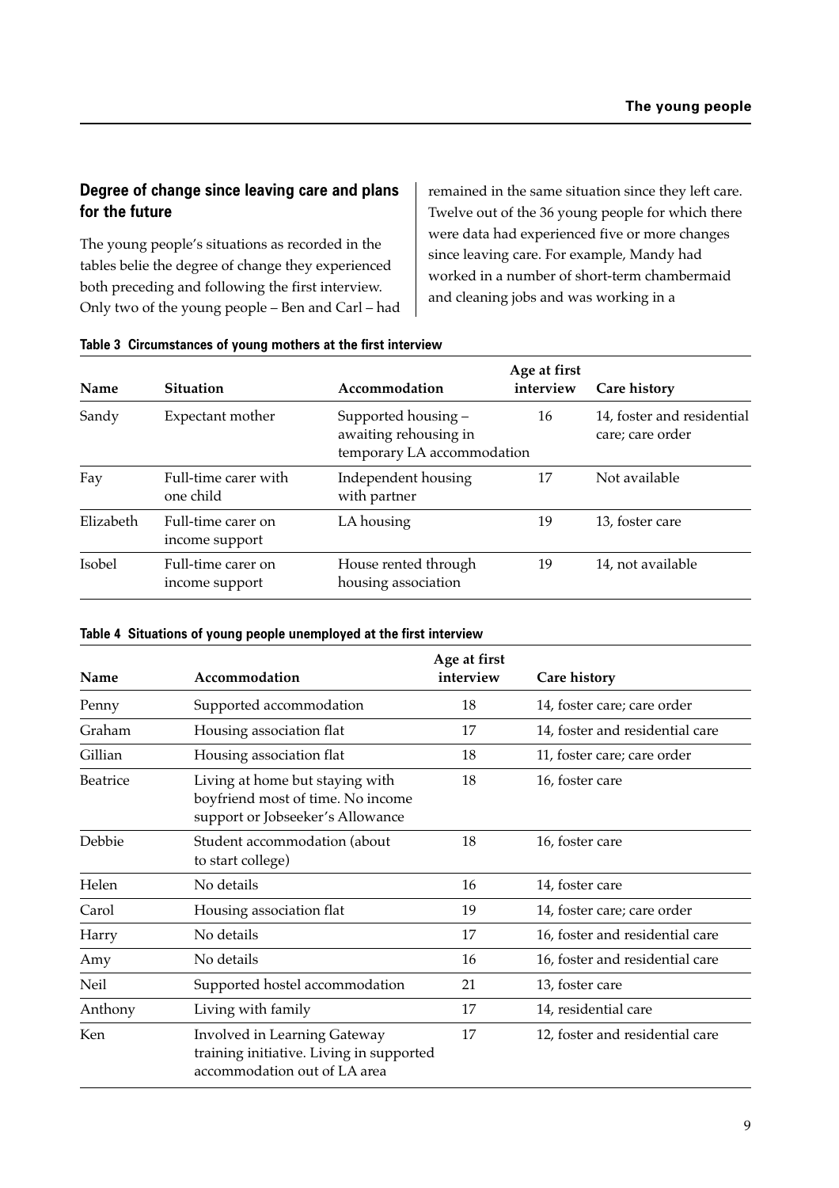## Degree of change since leaving care and plans for the future

The young people's situations as recorded in the tables belie the degree of change they experienced both preceding and following the first interview. Only two of the young people – Ben and Carl – had remained in the same situation since they left care. Twelve out of the 36 young people for which there were data had experienced five or more changes since leaving care. For example, Mandy had worked in a number of short-term chambermaid and cleaning jobs and was working in a

**Table 3 Circumstances of young mothers at the first interview**

| Name | Situation | Accommodation | Age at first interview | Care history |
|---|---|---|---|---|
| Sandy | Expectant mother | Supported housing – awaiting rehousing in temporary LA accommodation | 16 | 14, foster and residential care; care order |
| Fay | Full-time carer with one child | Independent housing with partner | 17 | Not available |
| Elizabeth | Full-time carer on income support | LA housing | 19 | 13, foster care |
| Isobel | Full-time carer on income support | House rented through housing association | 19 | 14, not available |

**Table 4 Situations of young people unemployed at the first interview**

| Name | Accommodation | Age at first interview | Care history |
|---|---|---|---|
| Penny | Supported accommodation | 18 | 14, foster care; care order |
| Graham | Housing association flat | 17 | 14, foster and residential care |
| Gillian | Housing association flat | 18 | 11, foster care; care order |
| Beatrice | Living at home but staying with boyfriend most of time. No income support or Jobseeker's Allowance | 18 | 16, foster care |
| Debbie | Student accommodation (about to start college) | 18 | 16, foster care |
| Helen | No details | 16 | 14, foster care |
| Carol | Housing association flat | 19 | 14, foster care; care order |
| Harry | No details | 17 | 16, foster and residential care |
| Amy | No details | 16 | 16, foster and residential care |
| Neil | Supported hostel accommodation | 21 | 13, foster care |
| Anthony | Living with family | 17 | 14, residential care |
| Ken | Involved in Learning Gateway training initiative. Living in supported accommodation out of LA area | 17 | 12, foster and residential care |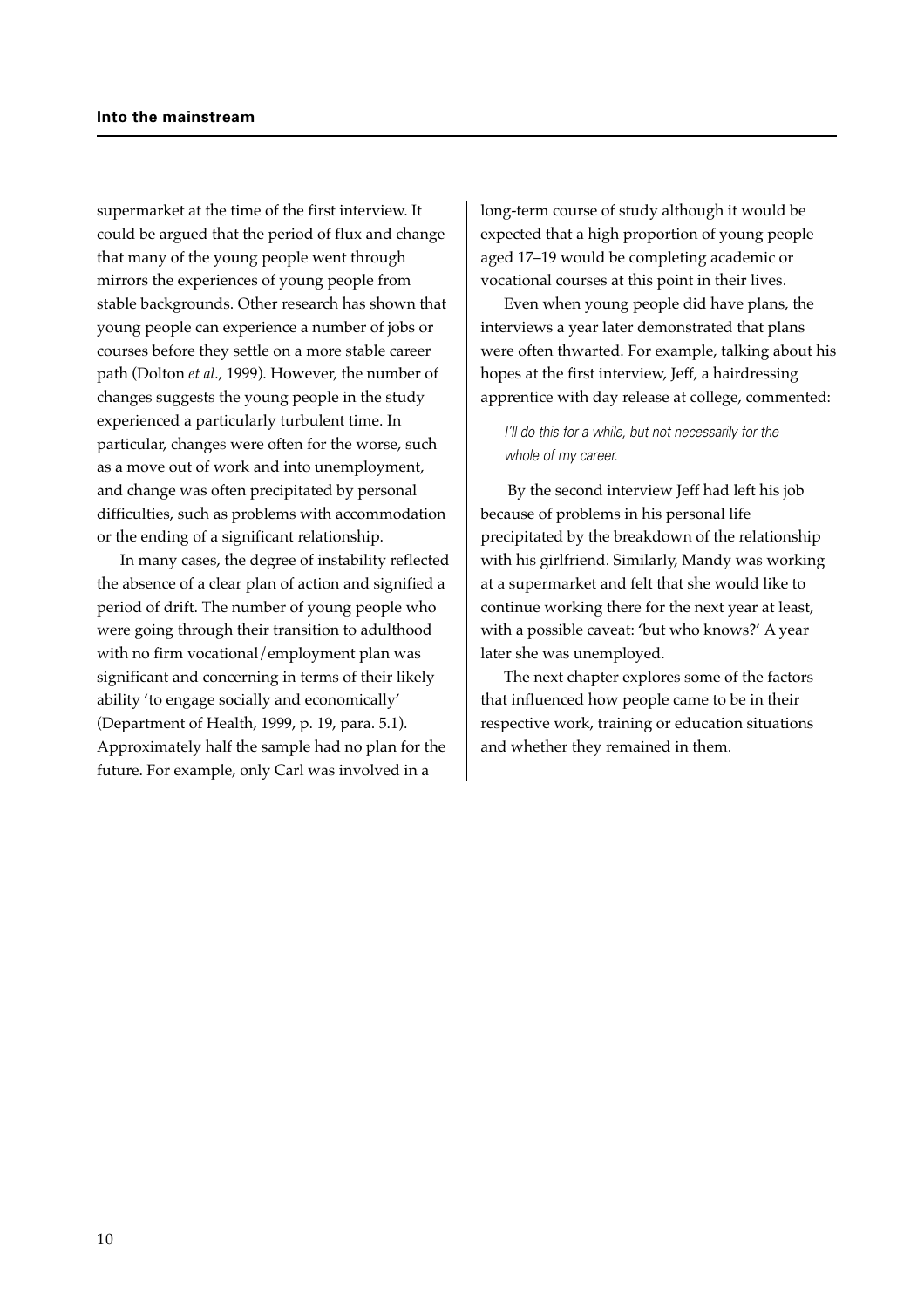supermarket at the time of the first interview. It could be argued that the period of flux and change that many of the young people went through mirrors the experiences of young people from stable backgrounds. Other research has shown that young people can experience a number of jobs or courses before they settle on a more stable career path (Dolton *et al*., 1999). However, the number of changes suggests the young people in the study experienced a particularly turbulent time. In particular, changes were often for the worse, such as a move out of work and into unemployment, and change was often precipitated by personal difficulties, such as problems with accommodation or the ending of a significant relationship.

In many cases, the degree of instability reflected the absence of a clear plan of action and signified a period of drift. The number of young people who were going through their transition to adulthood with no firm vocational/employment plan was significant and concerning in terms of their likely ability 'to engage socially and economically' (Department of Health, 1999, p. 19, para. 5.1). Approximately half the sample had no plan for the future. For example, only Carl was involved in a long-term course of study although it would be expected that a high proportion of young people aged 17–19 would be completing academic or vocational courses at this point in their lives.

Even when young people did have plans, the interviews a year later demonstrated that plans were often thwarted. For example, talking about his hopes at the first interview, Jeff, a hairdressing apprentice with day release at college, commented:

> *I'll do this for a while, but not necessarily for the whole of my career.*

By the second interview Jeff had left his job because of problems in his personal life precipitated by the breakdown of the relationship with his girlfriend. Similarly, Mandy was working at a supermarket and felt that she would like to continue working there for the next year at least, with a possible caveat: 'but who knows?' A year later she was unemployed.

The next chapter explores some of the factors that influenced how people came to be in their respective work, training or education situations and whether they remained in them.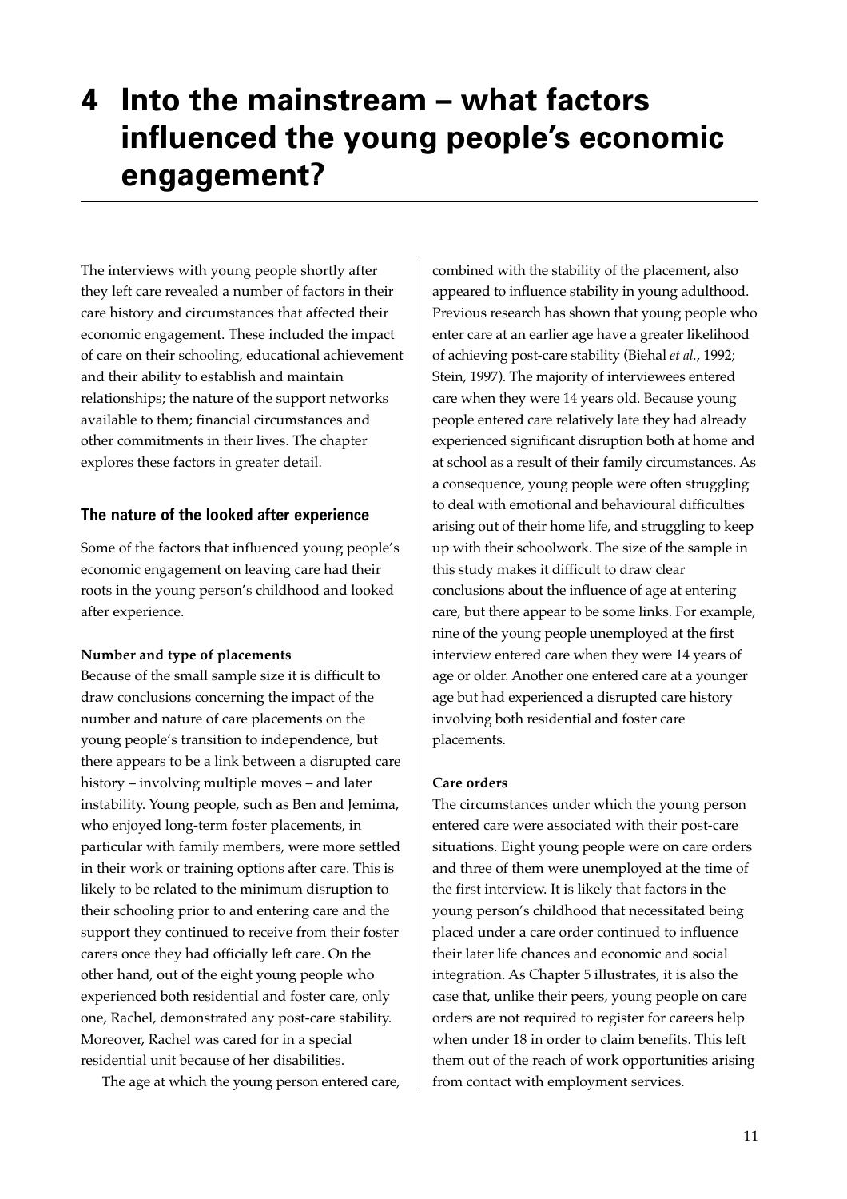# 4 Into the mainstream – what factors influenced the young people's economic engagement?

The interviews with young people shortly after they left care revealed a number of factors in their care history and circumstances that affected their economic engagement. These included the impact of care on their schooling, educational achievement and their ability to establish and maintain relationships; the nature of the support networks available to them; financial circumstances and other commitments in their lives. The chapter explores these factors in greater detail.

## The nature of the looked after experience

Some of the factors that influenced young people's economic engagement on leaving care had their roots in the young person's childhood and looked after experience.

**Number and type of placements**

Because of the small sample size it is difficult to draw conclusions concerning the impact of the number and nature of care placements on the young people's transition to independence, but there appears to be a link between a disrupted care history – involving multiple moves – and later instability. Young people, such as Ben and Jemima, who enjoyed long-term foster placements, in particular with family members, were more settled in their work or training options after care. This is likely to be related to the minimum disruption to their schooling prior to and entering care and the support they continued to receive from their foster carers once they had officially left care. On the other hand, out of the eight young people who experienced both residential and foster care, only one, Rachel, demonstrated any post-care stability. Moreover, Rachel was cared for in a special residential unit because of her disabilities.

The age at which the young person entered care, combined with the stability of the placement, also appeared to influence stability in young adulthood. Previous research has shown that young people who enter care at an earlier age have a greater likelihood of achieving post-care stability (Biehal *et al.*, 1992; Stein, 1997). The majority of interviewees entered care when they were 14 years old. Because young people entered care relatively late they had already experienced significant disruption both at home and at school as a result of their family circumstances. As a consequence, young people were often struggling to deal with emotional and behavioural difficulties arising out of their home life, and struggling to keep up with their schoolwork. The size of the sample in this study makes it difficult to draw clear conclusions about the influence of age at entering care, but there appear to be some links. For example, nine of the young people unemployed at the first interview entered care when they were 14 years of age or older. Another one entered care at a younger age but had experienced a disrupted care history involving both residential and foster care placements.

**Care orders**

The circumstances under which the young person entered care were associated with their post-care situations. Eight young people were on care orders and three of them were unemployed at the time of the first interview. It is likely that factors in the young person's childhood that necessitated being placed under a care order continued to influence their later life chances and economic and social integration. As Chapter 5 illustrates, it is also the case that, unlike their peers, young people on care orders are not required to register for careers help when under 18 in order to claim benefits. This left them out of the reach of work opportunities arising from contact with employment services.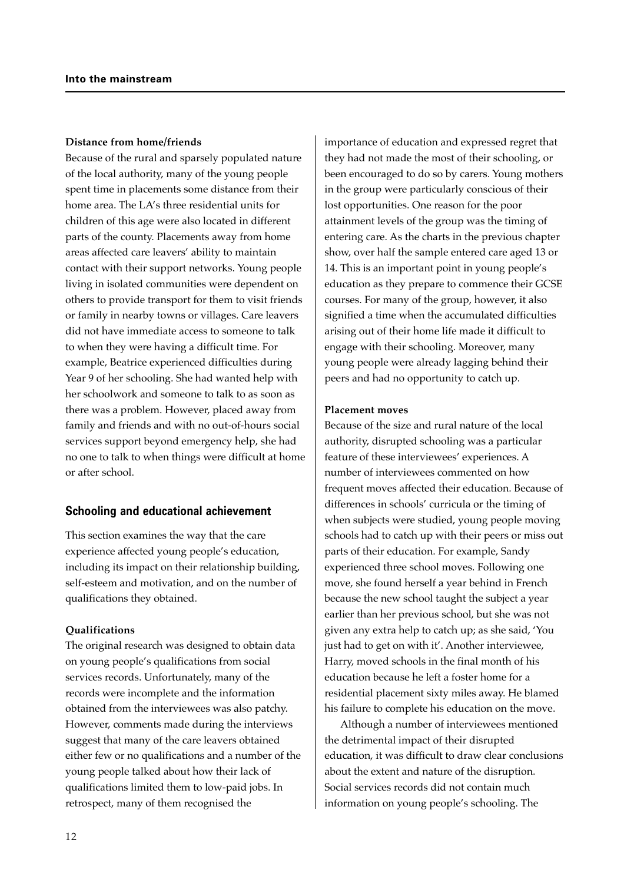**Distance from home/friends**

Because of the rural and sparsely populated nature of the local authority, many of the young people spent time in placements some distance from their home area. The LA's three residential units for children of this age were also located in different parts of the county. Placements away from home areas affected care leavers' ability to maintain contact with their support networks. Young people living in isolated communities were dependent on others to provide transport for them to visit friends or family in nearby towns or villages. Care leavers did not have immediate access to someone to talk to when they were having a difficult time. For example, Beatrice experienced difficulties during Year 9 of her schooling. She had wanted help with her schoolwork and someone to talk to as soon as there was a problem. However, placed away from family and friends and with no out-of-hours social services support beyond emergency help, she had no one to talk to when things were difficult at home or after school.

## Schooling and educational achievement

This section examines the way that the care experience affected young people's education, including its impact on their relationship building, self-esteem and motivation, and on the number of qualifications they obtained.

**Qualifications**

The original research was designed to obtain data on young people's qualifications from social services records. Unfortunately, many of the records were incomplete and the information obtained from the interviewees was also patchy. However, comments made during the interviews suggest that many of the care leavers obtained either few or no qualifications and a number of the young people talked about how their lack of qualifications limited them to low-paid jobs. In retrospect, many of them recognised the importance of education and expressed regret that they had not made the most of their schooling, or been encouraged to do so by carers. Young mothers in the group were particularly conscious of their lost opportunities. One reason for the poor attainment levels of the group was the timing of entering care. As the charts in the previous chapter show, over half the sample entered care aged 13 or 14. This is an important point in young people's education as they prepare to commence their GCSE courses. For many of the group, however, it also signified a time when the accumulated difficulties arising out of their home life made it difficult to engage with their schooling. Moreover, many young people were already lagging behind their peers and had no opportunity to catch up.

**Placement moves**

Because of the size and rural nature of the local authority, disrupted schooling was a particular feature of these interviewees' experiences. A number of interviewees commented on how frequent moves affected their education. Because of differences in schools' curricula or the timing of when subjects were studied, young people moving schools had to catch up with their peers or miss out parts of their education. For example, Sandy experienced three school moves. Following one move, she found herself a year behind in French because the new school taught the subject a year earlier than her previous school, but she was not given any extra help to catch up; as she said, 'You just had to get on with it'. Another interviewee, Harry, moved schools in the final month of his education because he left a foster home for a residential placement sixty miles away. He blamed his failure to complete his education on the move.

Although a number of interviewees mentioned the detrimental impact of their disrupted education, it was difficult to draw clear conclusions about the extent and nature of the disruption. Social services records did not contain much information on young people's schooling. The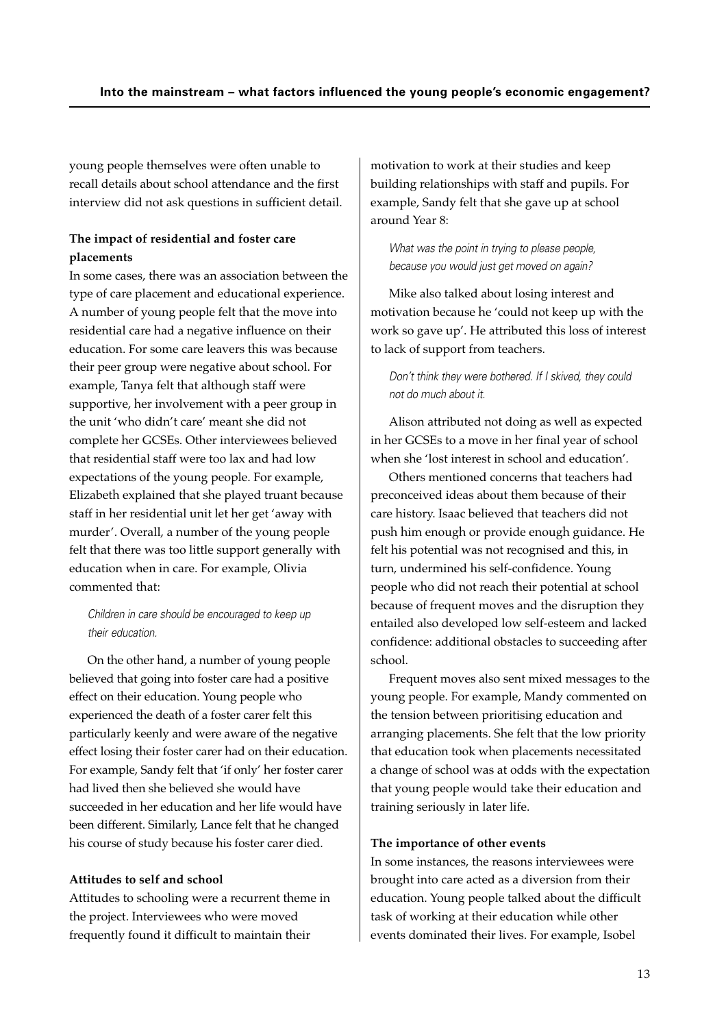young people themselves were often unable to recall details about school attendance and the first interview did not ask questions in sufficient detail.

### The impact of residential and foster care placements

In some cases, there was an association between the type of care placement and educational experience. A number of young people felt that the move into residential care had a negative influence on their education. For some care leavers this was because their peer group were negative about school. For example, Tanya felt that although staff were supportive, her involvement with a peer group in the unit 'who didn't care' meant she did not complete her GCSEs. Other interviewees believed that residential staff were too lax and had low expectations of the young people. For example, Elizabeth explained that she played truant because staff in her residential unit let her get 'away with murder'. Overall, a number of the young people felt that there was too little support generally with education when in care. For example, Olivia commented that:

> *Children in care should be encouraged to keep up their education.*

On the other hand, a number of young people believed that going into foster care had a positive effect on their education. Young people who experienced the death of a foster carer felt this particularly keenly and were aware of the negative effect losing their foster carer had on their education. For example, Sandy felt that 'if only' her foster carer had lived then she believed she would have succeeded in her education and her life would have been different. Similarly, Lance felt that he changed his course of study because his foster carer died.

### Attitudes to self and school

Attitudes to schooling were a recurrent theme in the project. Interviewees who were moved frequently found it difficult to maintain their motivation to work at their studies and keep building relationships with staff and pupils. For example, Sandy felt that she gave up at school around Year 8:

> *What was the point in trying to please people, because you would just get moved on again?*

Mike also talked about losing interest and motivation because he 'could not keep up with the work so gave up'. He attributed this loss of interest to lack of support from teachers.

> *Don't think they were bothered. If I skived, they could not do much about it.*

Alison attributed not doing as well as expected in her GCSEs to a move in her final year of school when she 'lost interest in school and education'.

Others mentioned concerns that teachers had preconceived ideas about them because of their care history. Isaac believed that teachers did not push him enough or provide enough guidance. He felt his potential was not recognised and this, in turn, undermined his self-confidence. Young people who did not reach their potential at school because of frequent moves and the disruption they entailed also developed low self-esteem and lacked confidence: additional obstacles to succeeding after school.

Frequent moves also sent mixed messages to the young people. For example, Mandy commented on the tension between prioritising education and arranging placements. She felt that the low priority that education took when placements necessitated a change of school was at odds with the expectation that young people would take their education and training seriously in later life.

### The importance of other events

In some instances, the reasons interviewees were brought into care acted as a diversion from their education. Young people talked about the difficult task of working at their education while other events dominated their lives. For example, Isobel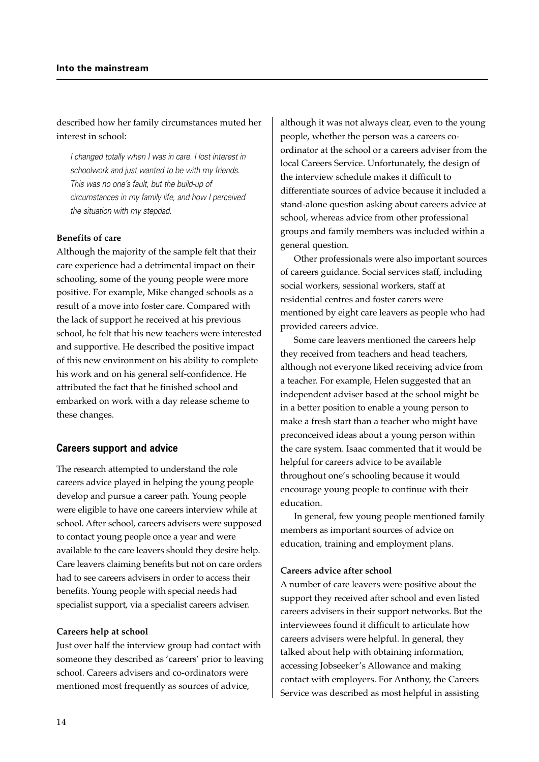described how her family circumstances muted her interest in school:

> *I changed totally when I was in care. I lost interest in schoolwork and just wanted to be with my friends. This was no one's fault, but the build-up of circumstances in my family life, and how I perceived the situation with my stepdad.*

**Benefits of care**

Although the majority of the sample felt that their care experience had a detrimental impact on their schooling, some of the young people were more positive. For example, Mike changed schools as a result of a move into foster care. Compared with the lack of support he received at his previous school, he felt that his new teachers were interested and supportive. He described the positive impact of this new environment on his ability to complete his work and on his general self-confidence. He attributed the fact that he finished school and embarked on work with a day release scheme to these changes.

## Careers support and advice

The research attempted to understand the role careers advice played in helping the young people develop and pursue a career path. Young people were eligible to have one careers interview while at school. After school, careers advisers were supposed to contact young people once a year and were available to the care leavers should they desire help. Care leavers claiming benefits but not on care orders had to see careers advisers in order to access their benefits. Young people with special needs had specialist support, via a specialist careers adviser.

**Careers help at school**

Just over half the interview group had contact with someone they described as 'careers' prior to leaving school. Careers advisers and co-ordinators were mentioned most frequently as sources of advice, although it was not always clear, even to the young people, whether the person was a careers co-ordinator at the school or a careers adviser from the local Careers Service. Unfortunately, the design of the interview schedule makes it difficult to differentiate sources of advice because it included a stand-alone question asking about careers advice at school, whereas advice from other professional groups and family members was included within a general question.

Other professionals were also important sources of careers guidance. Social services staff, including social workers, sessional workers, staff at residential centres and foster carers were mentioned by eight care leavers as people who had provided careers advice.

Some care leavers mentioned the careers help they received from teachers and head teachers, although not everyone liked receiving advice from a teacher. For example, Helen suggested that an independent adviser based at the school might be in a better position to enable a young person to make a fresh start than a teacher who might have preconceived ideas about a young person within the care system. Isaac commented that it would be helpful for careers advice to be available throughout one's schooling because it would encourage young people to continue with their education.

In general, few young people mentioned family members as important sources of advice on education, training and employment plans.

**Careers advice after school**

A number of care leavers were positive about the support they received after school and even listed careers advisers in their support networks. But the interviewees found it difficult to articulate how careers advisers were helpful. In general, they talked about help with obtaining information, accessing Jobseeker's Allowance and making contact with employers. For Anthony, the Careers Service was described as most helpful in assisting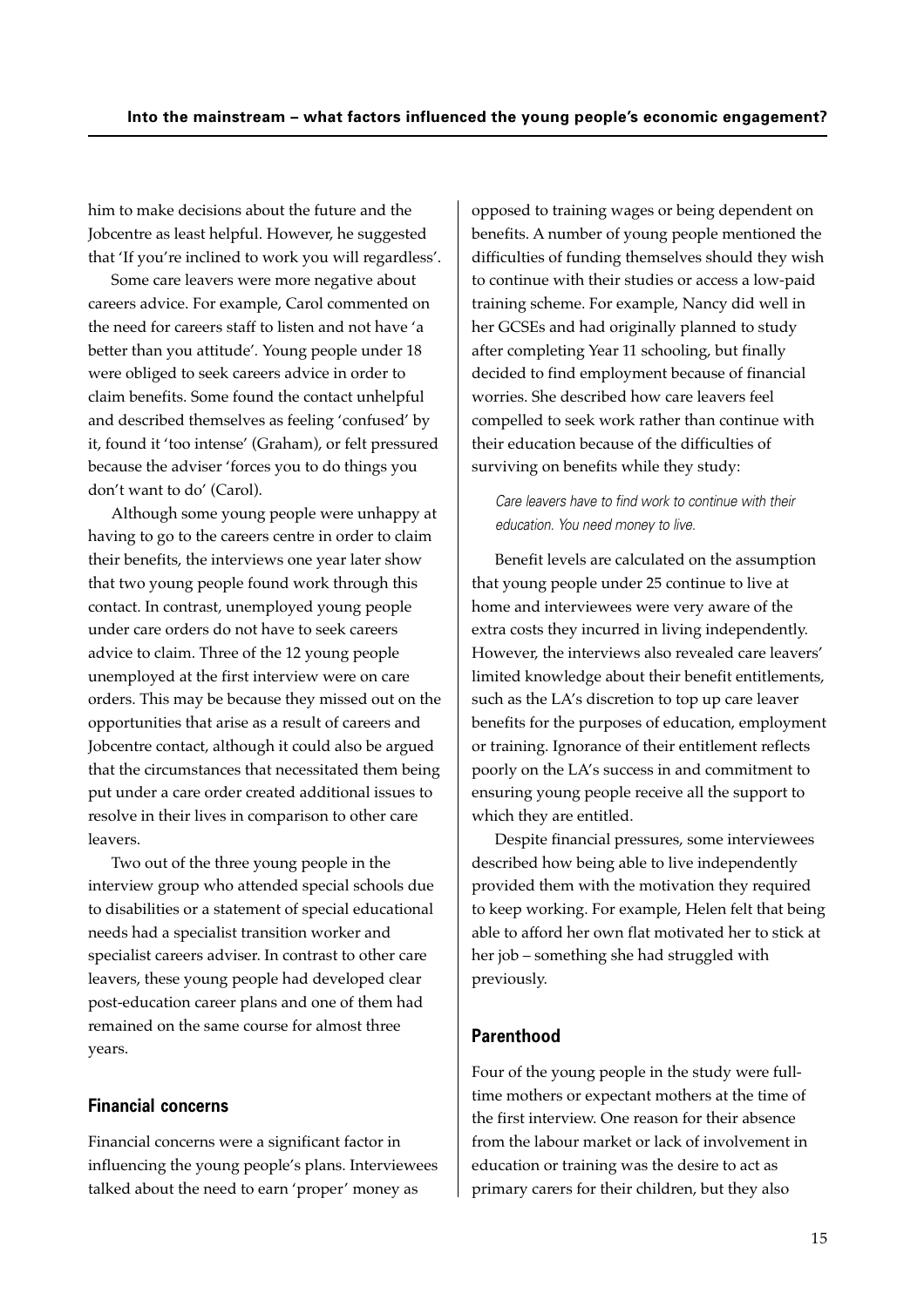him to make decisions about the future and the Jobcentre as least helpful. However, he suggested that 'If you're inclined to work you will regardless'.

Some care leavers were more negative about careers advice. For example, Carol commented on the need for careers staff to listen and not have 'a better than you attitude'. Young people under 18 were obliged to seek careers advice in order to claim benefits. Some found the contact unhelpful and described themselves as feeling 'confused' by it, found it 'too intense' (Graham), or felt pressured because the adviser 'forces you to do things you don't want to do' (Carol).

Although some young people were unhappy at having to go to the careers centre in order to claim their benefits, the interviews one year later show that two young people found work through this contact. In contrast, unemployed young people under care orders do not have to seek careers advice to claim. Three of the 12 young people unemployed at the first interview were on care orders. This may be because they missed out on the opportunities that arise as a result of careers and Jobcentre contact, although it could also be argued that the circumstances that necessitated them being put under a care order created additional issues to resolve in their lives in comparison to other care leavers.

Two out of the three young people in the interview group who attended special schools due to disabilities or a statement of special educational needs had a specialist transition worker and specialist careers adviser. In contrast to other care leavers, these young people had developed clear post-education career plans and one of them had remained on the same course for almost three years.

### Financial concerns

Financial concerns were a significant factor in influencing the young people's plans. Interviewees talked about the need to earn 'proper' money as opposed to training wages or being dependent on benefits. A number of young people mentioned the difficulties of funding themselves should they wish to continue with their studies or access a low-paid training scheme. For example, Nancy did well in her GCSEs and had originally planned to study after completing Year 11 schooling, but finally decided to find employment because of financial worries. She described how care leavers feel compelled to seek work rather than continue with their education because of the difficulties of surviving on benefits while they study:

> *Care leavers have to find work to continue with their education. You need money to live.*

Benefit levels are calculated on the assumption that young people under 25 continue to live at home and interviewees were very aware of the extra costs they incurred in living independently. However, the interviews also revealed care leavers' limited knowledge about their benefit entitlements, such as the LA's discretion to top up care leaver benefits for the purposes of education, employment or training. Ignorance of their entitlement reflects poorly on the LA's success in and commitment to ensuring young people receive all the support to which they are entitled.

Despite financial pressures, some interviewees described how being able to live independently provided them with the motivation they required to keep working. For example, Helen felt that being able to afford her own flat motivated her to stick at her job – something she had struggled with previously.

### Parenthood

Four of the young people in the study were full-time mothers or expectant mothers at the time of the first interview. One reason for their absence from the labour market or lack of involvement in education or training was the desire to act as primary carers for their children, but they also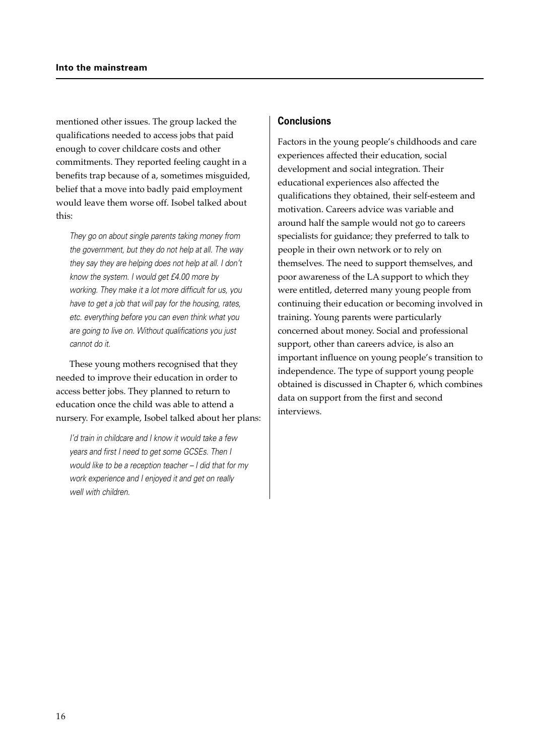mentioned other issues. The group lacked the qualifications needed to access jobs that paid enough to cover childcare costs and other commitments. They reported feeling caught in a benefits trap because of a, sometimes misguided, belief that a move into badly paid employment would leave them worse off. Isobel talked about this:

> *They go on about single parents taking money from the government, but they do not help at all. The way they say they are helping does not help at all. I don't know the system. I would get £4.00 more by working. They make it a lot more difficult for us, you have to get a job that will pay for the housing, rates, etc. everything before you can even think what you are going to live on. Without qualifications you just cannot do it.*

These young mothers recognised that they needed to improve their education in order to access better jobs. They planned to return to education once the child was able to attend a nursery. For example, Isobel talked about her plans:

> *I'd train in childcare and I know it would take a few years and first I need to get some GCSEs. Then I would like to be a reception teacher – I did that for my work experience and I enjoyed it and get on really well with children.*

## Conclusions

Factors in the young people's childhoods and care experiences affected their education, social development and social integration. Their educational experiences also affected the qualifications they obtained, their self-esteem and motivation. Careers advice was variable and around half the sample would not go to careers specialists for guidance; they preferred to talk to people in their own network or to rely on themselves. The need to support themselves, and poor awareness of the LA support to which they were entitled, deterred many young people from continuing their education or becoming involved in training. Young parents were particularly concerned about money. Social and professional support, other than careers advice, is also an important influence on young people's transition to independence. The type of support young people obtained is discussed in Chapter 6, which combines data on support from the first and second interviews.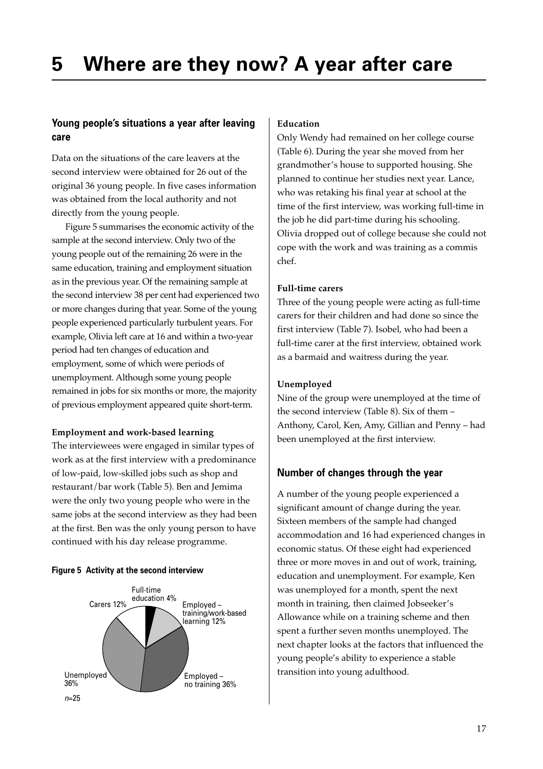# 5 Where are they now? A year after care

## Young people's situations a year after leaving care

Data on the situations of the care leavers at the second interview were obtained for 26 out of the original 36 young people. In five cases information was obtained from the local authority and not directly from the young people.

Figure 5 summarises the economic activity of the sample at the second interview. Only two of the young people out of the remaining 26 were in the same education, training and employment situation as in the previous year. Of the remaining sample at the second interview 38 per cent had experienced two or more changes during that year. Some of the young people experienced particularly turbulent years. For example, Olivia left care at 16 and within a two-year period had ten changes of education and employment, some of which were periods of unemployment. Although some young people remained in jobs for six months or more, the majority of previous employment appeared quite short-term.

**Employment and work-based learning**

The interviewees were engaged in similar types of work as at the first interview with a predominance of low-paid, low-skilled jobs such as shop and restaurant/bar work (Table 5). Ben and Jemima were the only two young people who were in the same jobs at the second interview as they had been at the first. Ben was the only young person to have continued with his day release programme.

**Figure 5 Activity at the second interview**

Full-time education 4%
Employed – training/work-based learning 12%
Employed – no training 36%
Unemployed 36%
Carers 12%

*n*=25

**Education**

Only Wendy had remained on her college course (Table 6). During the year she moved from her grandmother's house to supported housing. She planned to continue her studies next year. Lance, who was retaking his final year at school at the time of the first interview, was working full-time in the job he did part-time during his schooling. Olivia dropped out of college because she could not cope with the work and was training as a commis chef.

**Full-time carers**

Three of the young people were acting as full-time carers for their children and had done so since the first interview (Table 7). Isobel, who had been a full-time carer at the first interview, obtained work as a barmaid and waitress during the year.

**Unemployed**

Nine of the group were unemployed at the time of the second interview (Table 8). Six of them – Anthony, Carol, Ken, Amy, Gillian and Penny – had been unemployed at the first interview.

## Number of changes through the year

A number of the young people experienced a significant amount of change during the year. Sixteen members of the sample had changed accommodation and 16 had experienced changes in economic status. Of these eight had experienced three or more moves in and out of work, training, education and unemployment. For example, Ken was unemployed for a month, spent the next month in training, then claimed Jobseeker's Allowance while on a training scheme and then spent a further seven months unemployed. The next chapter looks at the factors that influenced the young people's ability to experience a stable transition into young adulthood.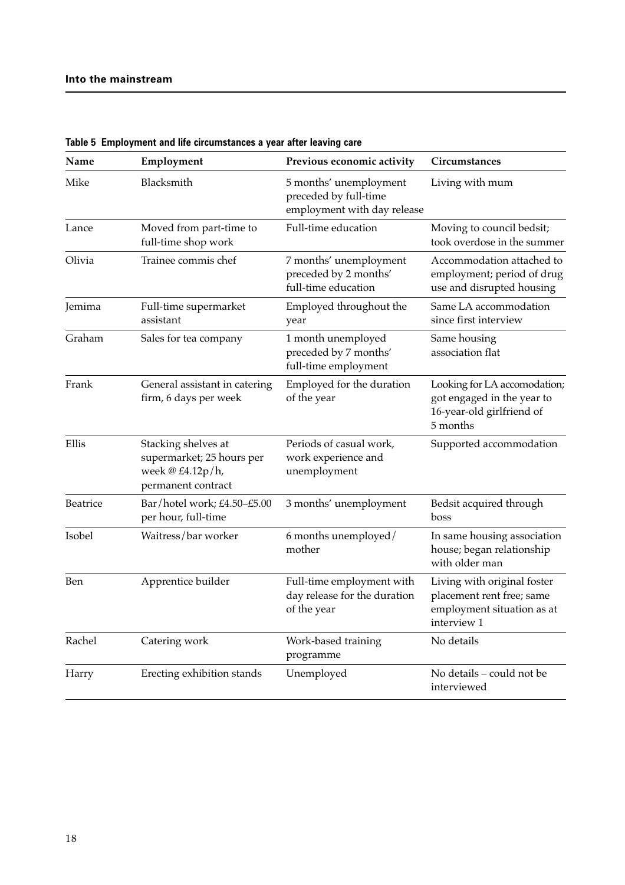**Table 5 Employment and life circumstances a year after leaving care**

| Name | Employment | Previous economic activity | Circumstances |
|---|---|---|---|
| Mike | Blacksmith | 5 months' unemployment preceded by full-time employment with day release | Living with mum |
| Lance | Moved from part-time to full-time shop work | Full-time education | Moving to council bedsit; took overdose in the summer |
| Olivia | Trainee commis chef | 7 months' unemployment preceded by 2 months' full-time education | Accommodation attached to employment; period of drug use and disrupted housing |
| Jemima | Full-time supermarket assistant | Employed throughout the year | Same LA accommodation since first interview |
| Graham | Sales for tea company | 1 month unemployed preceded by 7 months' full-time employment | Same housing association flat |
| Frank | General assistant in catering firm, 6 days per week | Employed for the duration of the year | Looking for LA accomodation; got engaged in the year to 16-year-old girlfriend of 5 months |
| Ellis | Stacking shelves at supermarket; 25 hours per week @ £4.12p/h, permanent contract | Periods of casual work, work experience and unemployment | Supported accommodation |
| Beatrice | Bar/hotel work; £4.50–£5.00 per hour, full-time | 3 months' unemployment | Bedsit acquired through boss |
| Isobel | Waitress/bar worker | 6 months unemployed/ mother | In same housing association house; began relationship with older man |
| Ben | Apprentice builder | Full-time employment with day release for the duration of the year | Living with original foster placement rent free; same employment situation as at interview 1 |
| Rachel | Catering work | Work-based training programme | No details |
| Harry | Erecting exhibition stands | Unemployed | No details – could not be interviewed |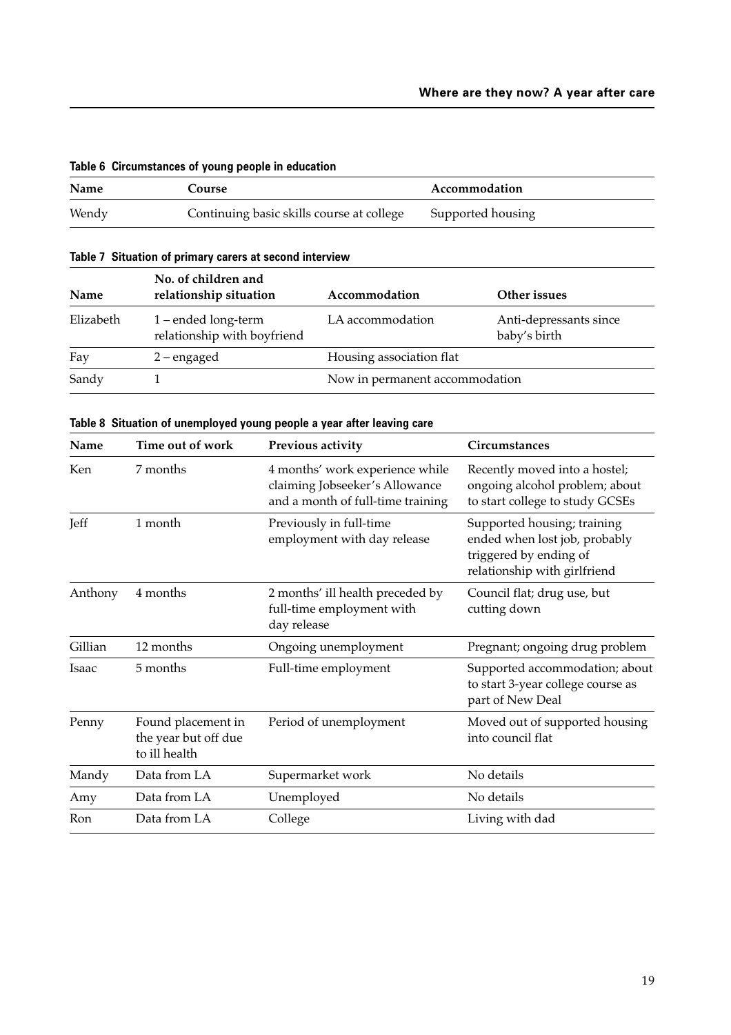**Table 6 Circumstances of young people in education**

| Name | Course | Accommodation |
|---|---|---|
| Wendy | Continuing basic skills course at college | Supported housing |

**Table 7 Situation of primary carers at second interview**

| Name | No. of children and relationship situation | Accommodation | Other issues |
|---|---|---|---|
| Elizabeth | 1 – ended long-term relationship with boyfriend | LA accommodation | Anti-depressants since baby's birth |
| Fay | 2 – engaged | Housing association flat | |
| Sandy | 1 | Now in permanent accommodation | |

**Table 8 Situation of unemployed young people a year after leaving care**

| Name | Time out of work | Previous activity | Circumstances |
|---|---|---|---|
| Ken | 7 months | 4 months' work experience while claiming Jobseeker's Allowance and a month of full-time training | Recently moved into a hostel; ongoing alcohol problem; about to start college to study GCSEs |
| Jeff | 1 month | Previously in full-time employment with day release | Supported housing; training ended when lost job, probably triggered by ending of relationship with girlfriend |
| Anthony | 4 months | 2 months' ill health preceded by full-time employment with day release | Council flat; drug use, but cutting down |
| Gillian | 12 months | Ongoing unemployment | Pregnant; ongoing drug problem |
| Isaac | 5 months | Full-time employment | Supported accommodation; about to start 3-year college course as part of New Deal |
| Penny | Found placement in the year but off due to ill health | Period of unemployment | Moved out of supported housing into council flat |
| Mandy | Data from LA | Supermarket work | No details |
| Amy | Data from LA | Unemployed | No details |
| Ron | Data from LA | College | Living with dad |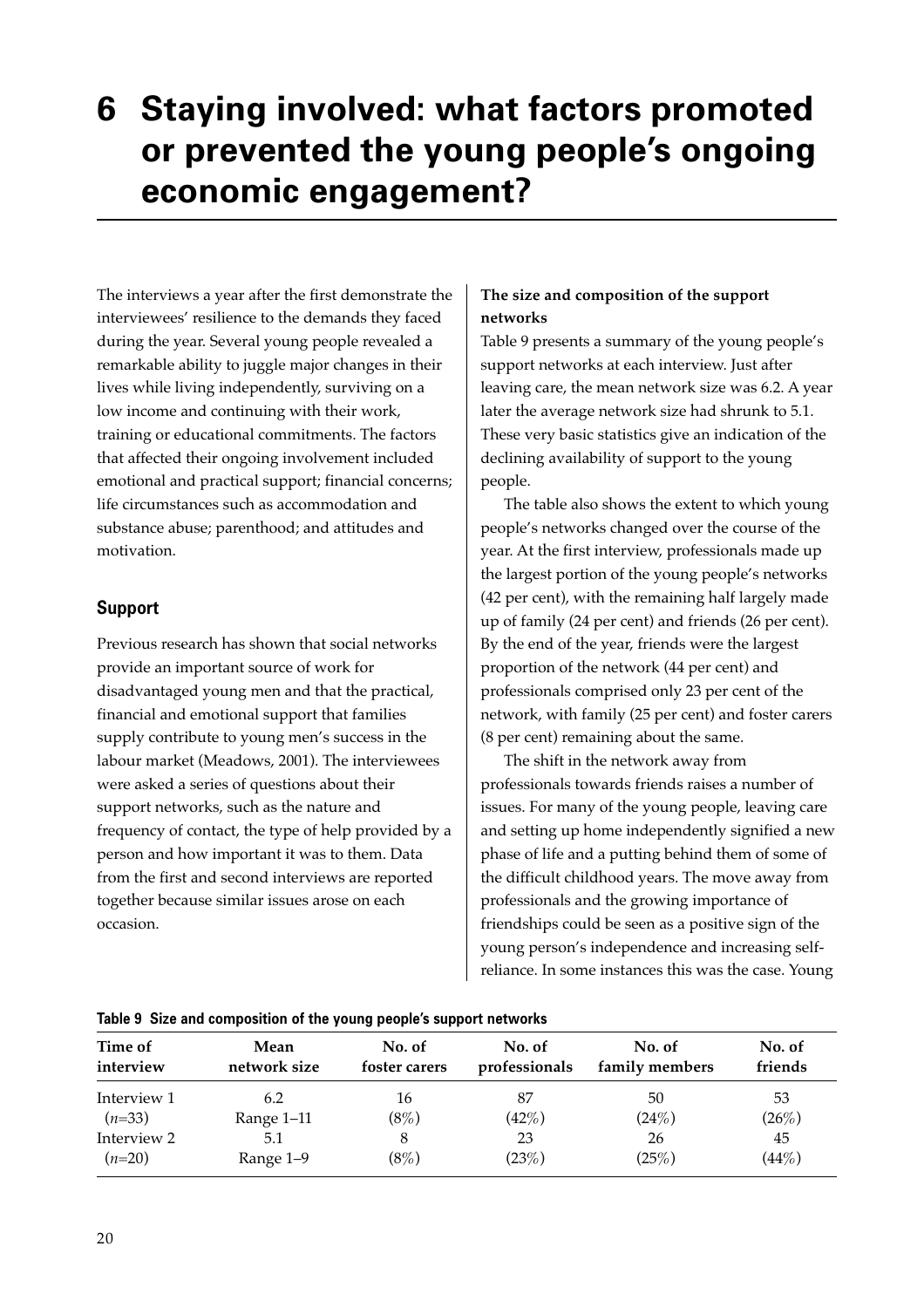# 6 Staying involved: what factors promoted or prevented the young people's ongoing economic engagement?

The interviews a year after the first demonstrate the interviewees' resilience to the demands they faced during the year. Several young people revealed a remarkable ability to juggle major changes in their lives while living independently, surviving on a low income and continuing with their work, training or educational commitments. The factors that affected their ongoing involvement included emotional and practical support; financial concerns; life circumstances such as accommodation and substance abuse; parenthood; and attitudes and motivation.

## Support

Previous research has shown that social networks provide an important source of work for disadvantaged young men and that the practical, financial and emotional support that families supply contribute to young men's success in the labour market (Meadows, 2001). The interviewees were asked a series of questions about their support networks, such as the nature and frequency of contact, the type of help provided by a person and how important it was to them. Data from the first and second interviews are reported together because similar issues arose on each occasion.

**The size and composition of the support networks**

Table 9 presents a summary of the young people's support networks at each interview. Just after leaving care, the mean network size was 6.2. A year later the average network size had shrunk to 5.1. These very basic statistics give an indication of the declining availability of support to the young people.

The table also shows the extent to which young people's networks changed over the course of the year. At the first interview, professionals made up the largest portion of the young people's networks (42 per cent), with the remaining half largely made up of family (24 per cent) and friends (26 per cent). By the end of the year, friends were the largest proportion of the network (44 per cent) and professionals comprised only 23 per cent of the network, with family (25 per cent) and foster carers (8 per cent) remaining about the same.

The shift in the network away from professionals towards friends raises a number of issues. For many of the young people, leaving care and setting up home independently signified a new phase of life and a putting behind them of some of the difficult childhood years. The move away from professionals and the growing importance of friendships could be seen as a positive sign of the young person's independence and increasing self-reliance. In some instances this was the case. Young

**Table 9 Size and composition of the young people's support networks**

| Time of interview | Mean network size | No. of foster carers | No. of professionals | No. of family members | No. of friends |
|---|---|---|---|---|---|
| Interview 1 | 6.2 | 16 | 87 | 50 | 53 |
| (*n*=33) | Range 1–11 | (8%) | (42%) | (24%) | (26%) |
| Interview 2 | 5.1 | 8 | 23 | 26 | 45 |
| (*n*=20) | Range 1–9 | (8%) | (23%) | (25%) | (44%) |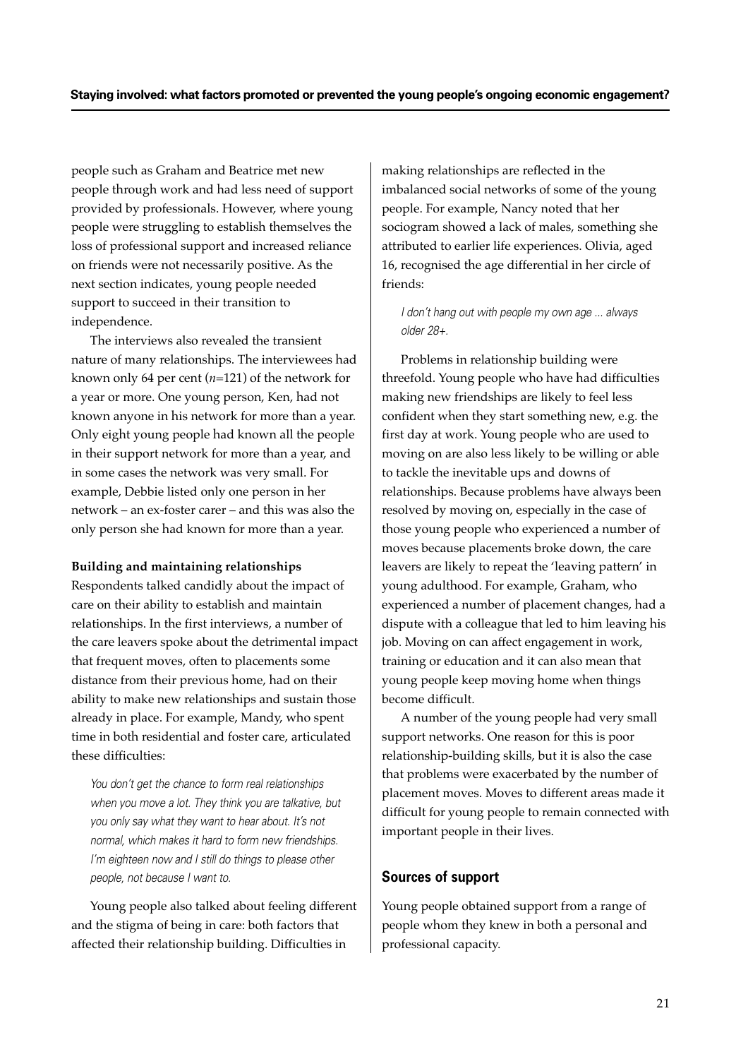people such as Graham and Beatrice met new people through work and had less need of support provided by professionals. However, where young people were struggling to establish themselves the loss of professional support and increased reliance on friends were not necessarily positive. As the next section indicates, young people needed support to succeed in their transition to independence.

The interviews also revealed the transient nature of many relationships. The interviewees had known only 64 per cent (*n*=121) of the network for a year or more. One young person, Ken, had not known anyone in his network for more than a year. Only eight young people had known all the people in their support network for more than a year, and in some cases the network was very small. For example, Debbie listed only one person in her network – an ex-foster carer – and this was also the only person she had known for more than a year.

**Building and maintaining relationships**

Respondents talked candidly about the impact of care on their ability to establish and maintain relationships. In the first interviews, a number of the care leavers spoke about the detrimental impact that frequent moves, often to placements some distance from their previous home, had on their ability to make new relationships and sustain those already in place. For example, Mandy, who spent time in both residential and foster care, articulated these difficulties:

> *You don't get the chance to form real relationships when you move a lot. They think you are talkative, but you only say what they want to hear about. It's not normal, which makes it hard to form new friendships. I'm eighteen now and I still do things to please other people, not because I want to.*

Young people also talked about feeling different and the stigma of being in care: both factors that affected their relationship building. Difficulties in making relationships are reflected in the imbalanced social networks of some of the young people. For example, Nancy noted that her sociogram showed a lack of males, something she attributed to earlier life experiences. Olivia, aged 16, recognised the age differential in her circle of friends:

> *I don't hang out with people my own age ... always older 28+.*

Problems in relationship building were threefold. Young people who have had difficulties making new friendships are likely to feel less confident when they start something new, e.g. the first day at work. Young people who are used to moving on are also less likely to be willing or able to tackle the inevitable ups and downs of relationships. Because problems have always been resolved by moving on, especially in the case of those young people who experienced a number of moves because placements broke down, the care leavers are likely to repeat the 'leaving pattern' in young adulthood. For example, Graham, who experienced a number of placement changes, had a dispute with a colleague that led to him leaving his job. Moving on can affect engagement in work, training or education and it can also mean that young people keep moving home when things become difficult.

A number of the young people had very small support networks. One reason for this is poor relationship-building skills, but it is also the case that problems were exacerbated by the number of placement moves. Moves to different areas made it difficult for young people to remain connected with important people in their lives.

## Sources of support

Young people obtained support from a range of people whom they knew in both a personal and professional capacity.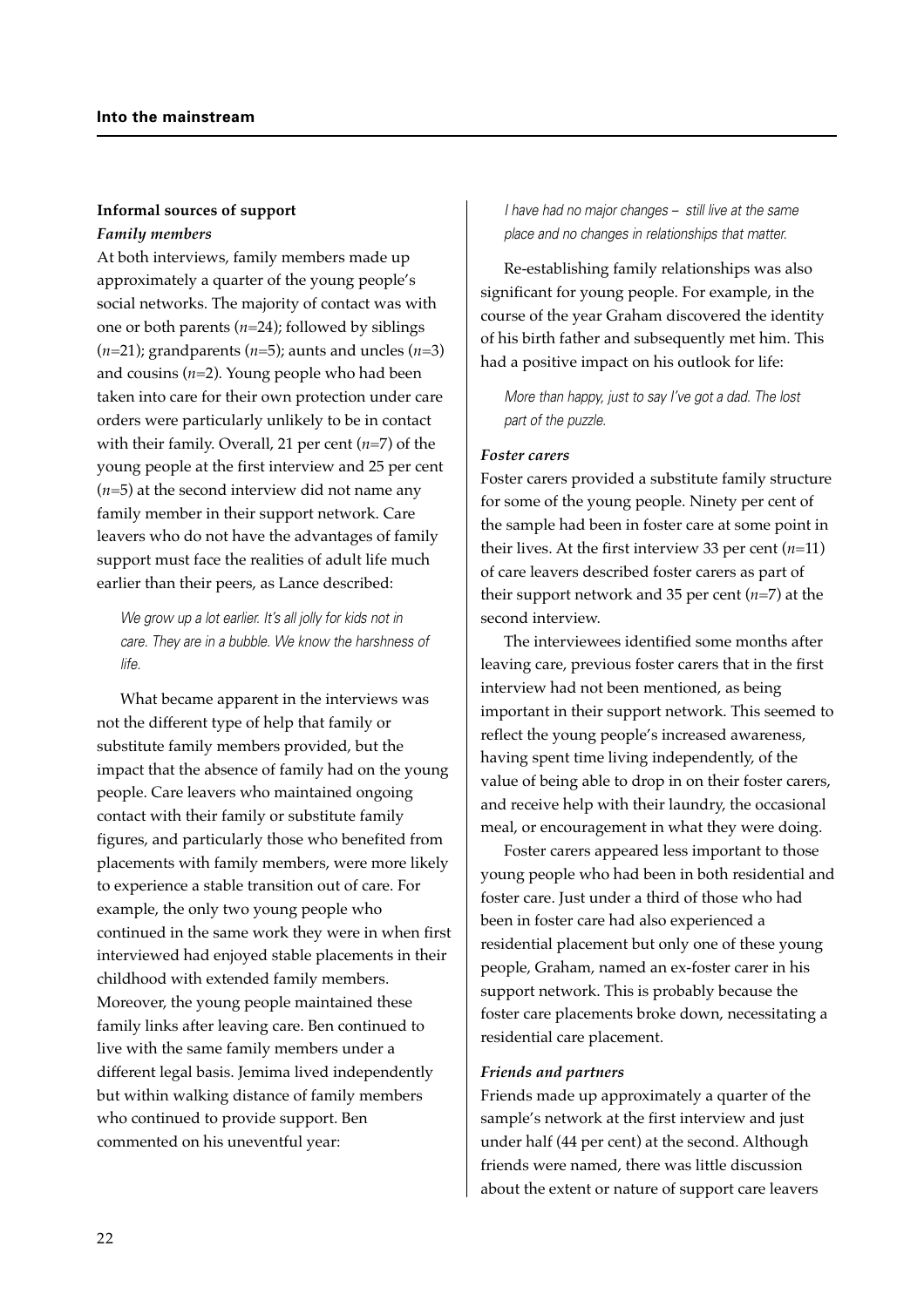### Informal sources of support

#### *Family members*

At both interviews, family members made up approximately a quarter of the young people's social networks. The majority of contact was with one or both parents (*n*=24); followed by siblings (*n*=21); grandparents (*n*=5); aunts and uncles (*n*=3) and cousins (*n*=2). Young people who had been taken into care for their own protection under care orders were particularly unlikely to be in contact with their family. Overall, 21 per cent (*n*=7) of the young people at the first interview and 25 per cent (*n*=5) at the second interview did not name any family member in their support network. Care leavers who do not have the advantages of family support must face the realities of adult life much earlier than their peers, as Lance described:

> *We grow up a lot earlier. It's all jolly for kids not in care. They are in a bubble. We know the harshness of life.*

What became apparent in the interviews was not the different type of help that family or substitute family members provided, but the impact that the absence of family had on the young people. Care leavers who maintained ongoing contact with their family or substitute family figures, and particularly those who benefited from placements with family members, were more likely to experience a stable transition out of care. For example, the only two young people who continued in the same work they were in when first interviewed had enjoyed stable placements in their childhood with extended family members. Moreover, the young people maintained these family links after leaving care. Ben continued to live with the same family members under a different legal basis. Jemima lived independently but within walking distance of family members who continued to provide support. Ben commented on his uneventful year:

> *I have had no major changes – still live at the same place and no changes in relationships that matter.*

Re-establishing family relationships was also significant for young people. For example, in the course of the year Graham discovered the identity of his birth father and subsequently met him. This had a positive impact on his outlook for life:

> *More than happy, just to say I've got a dad. The lost part of the puzzle.*

#### *Foster carers*

Foster carers provided a substitute family structure for some of the young people. Ninety per cent of the sample had been in foster care at some point in their lives. At the first interview 33 per cent (*n*=11) of care leavers described foster carers as part of their support network and 35 per cent (*n*=7) at the second interview.

The interviewees identified some months after leaving care, previous foster carers that in the first interview had not been mentioned, as being important in their support network. This seemed to reflect the young people's increased awareness, having spent time living independently, of the value of being able to drop in on their foster carers, and receive help with their laundry, the occasional meal, or encouragement in what they were doing.

Foster carers appeared less important to those young people who had been in both residential and foster care. Just under a third of those who had been in foster care had also experienced a residential placement but only one of these young people, Graham, named an ex-foster carer in his support network. This is probably because the foster care placements broke down, necessitating a residential care placement.

#### *Friends and partners*

Friends made up approximately a quarter of the sample's network at the first interview and just under half (44 per cent) at the second. Although friends were named, there was little discussion about the extent or nature of support care leavers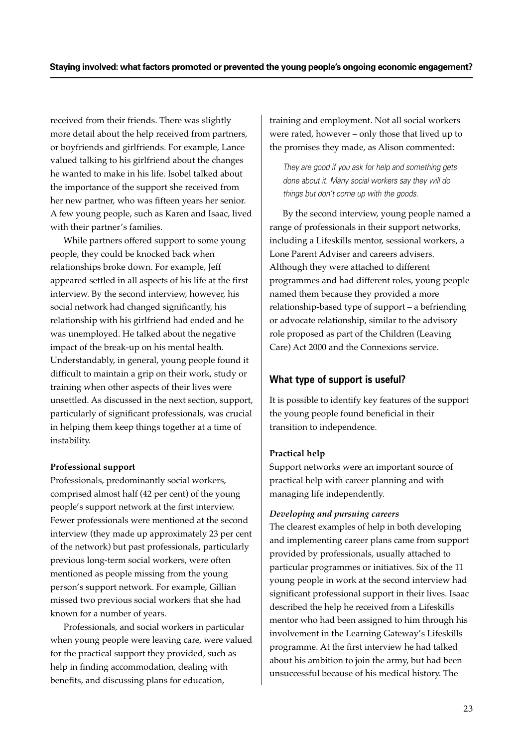received from their friends. There was slightly more detail about the help received from partners, or boyfriends and girlfriends. For example, Lance valued talking to his girlfriend about the changes he wanted to make in his life. Isobel talked about the importance of the support she received from her new partner, who was fifteen years her senior. A few young people, such as Karen and Isaac, lived with their partner's families.

While partners offered support to some young people, they could be knocked back when relationships broke down. For example, Jeff appeared settled in all aspects of his life at the first interview. By the second interview, however, his social network had changed significantly, his relationship with his girlfriend had ended and he was unemployed. He talked about the negative impact of the break-up on his mental health. Understandably, in general, young people found it difficult to maintain a grip on their work, study or training when other aspects of their lives were unsettled. As discussed in the next section, support, particularly of significant professionals, was crucial in helping them keep things together at a time of instability.

**Professional support**

Professionals, predominantly social workers, comprised almost half (42 per cent) of the young people's support network at the first interview. Fewer professionals were mentioned at the second interview (they made up approximately 23 per cent of the network) but past professionals, particularly previous long-term social workers, were often mentioned as people missing from the young person's support network. For example, Gillian missed two previous social workers that she had known for a number of years.

Professionals, and social workers in particular when young people were leaving care, were valued for the practical support they provided, such as help in finding accommodation, dealing with benefits, and discussing plans for education, training and employment. Not all social workers were rated, however – only those that lived up to the promises they made, as Alison commented:

> *They are good if you ask for help and something gets done about it. Many social workers say they will do things but don't come up with the goods.*

By the second interview, young people named a range of professionals in their support networks, including a Lifeskills mentor, sessional workers, a Lone Parent Adviser and careers advisers. Although they were attached to different programmes and had different roles, young people named them because they provided a more relationship-based type of support – a befriending or advocate relationship, similar to the advisory role proposed as part of the Children (Leaving Care) Act 2000 and the Connexions service.

## What type of support is useful?

It is possible to identify key features of the support the young people found beneficial in their transition to independence.

**Practical help**

Support networks were an important source of practical help with career planning and with managing life independently.

***Developing and pursuing careers***

The clearest examples of help in both developing and implementing career plans came from support provided by professionals, usually attached to particular programmes or initiatives. Six of the 11 young people in work at the second interview had significant professional support in their lives. Isaac described the help he received from a Lifeskills mentor who had been assigned to him through his involvement in the Learning Gateway's Lifeskills programme. At the first interview he had talked about his ambition to join the army, but had been unsuccessful because of his medical history. The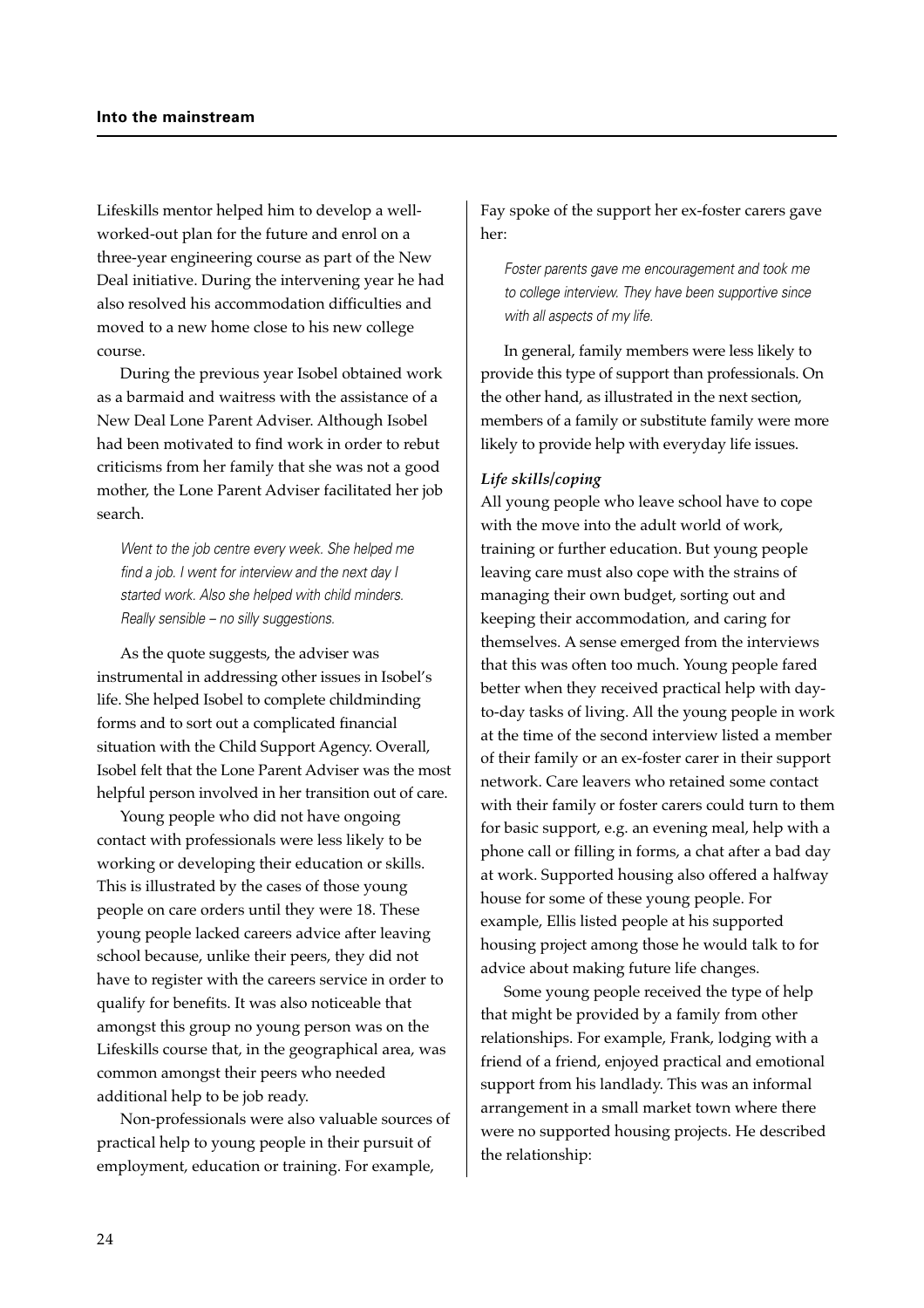Lifeskills mentor helped him to develop a well-worked-out plan for the future and enrol on a three-year engineering course as part of the New Deal initiative. During the intervening year he had also resolved his accommodation difficulties and moved to a new home close to his new college course.

During the previous year Isobel obtained work as a barmaid and waitress with the assistance of a New Deal Lone Parent Adviser. Although Isobel had been motivated to find work in order to rebut criticisms from her family that she was not a good mother, the Lone Parent Adviser facilitated her job search.

> *Went to the job centre every week. She helped me find a job. I went for interview and the next day I started work. Also she helped with child minders. Really sensible – no silly suggestions.*

As the quote suggests, the adviser was instrumental in addressing other issues in Isobel's life. She helped Isobel to complete childminding forms and to sort out a complicated financial situation with the Child Support Agency. Overall, Isobel felt that the Lone Parent Adviser was the most helpful person involved in her transition out of care.

Young people who did not have ongoing contact with professionals were less likely to be working or developing their education or skills. This is illustrated by the cases of those young people on care orders until they were 18. These young people lacked careers advice after leaving school because, unlike their peers, they did not have to register with the careers service in order to qualify for benefits. It was also noticeable that amongst this group no young person was on the Lifeskills course that, in the geographical area, was common amongst their peers who needed additional help to be job ready.

Non-professionals were also valuable sources of practical help to young people in their pursuit of employment, education or training. For example, Fay spoke of the support her ex-foster carers gave her:

> *Foster parents gave me encouragement and took me to college interview. They have been supportive since with all aspects of my life.*

In general, family members were less likely to provide this type of support than professionals. On the other hand, as illustrated in the next section, members of a family or substitute family were more likely to provide help with everyday life issues.

***Life skills/coping***

All young people who leave school have to cope with the move into the adult world of work, training or further education. But young people leaving care must also cope with the strains of managing their own budget, sorting out and keeping their accommodation, and caring for themselves. A sense emerged from the interviews that this was often too much. Young people fared better when they received practical help with day-to-day tasks of living. All the young people in work at the time of the second interview listed a member of their family or an ex-foster carer in their support network. Care leavers who retained some contact with their family or foster carers could turn to them for basic support, e.g. an evening meal, help with a phone call or filling in forms, a chat after a bad day at work. Supported housing also offered a halfway house for some of these young people. For example, Ellis listed people at his supported housing project among those he would talk to for advice about making future life changes.

Some young people received the type of help that might be provided by a family from other relationships. For example, Frank, lodging with a friend of a friend, enjoyed practical and emotional support from his landlady. This was an informal arrangement in a small market town where there were no supported housing projects. He described the relationship: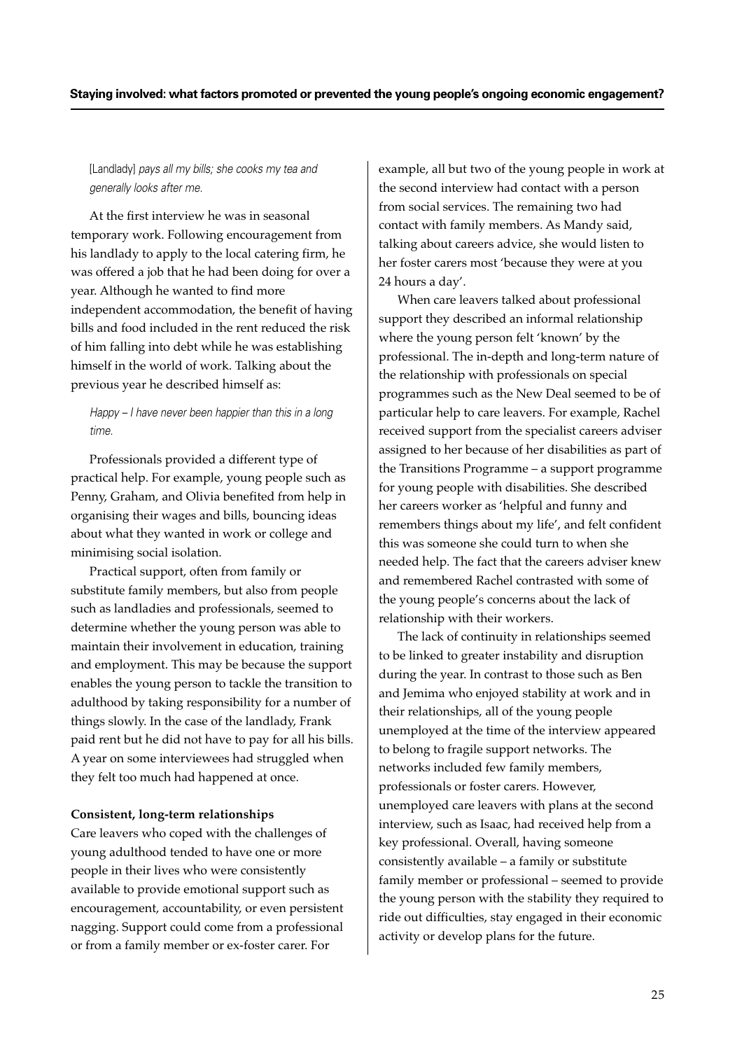[Landlady] *pays all my bills; she cooks my tea and generally looks after me.*

At the first interview he was in seasonal temporary work. Following encouragement from his landlady to apply to the local catering firm, he was offered a job that he had been doing for over a year. Although he wanted to find more independent accommodation, the benefit of having bills and food included in the rent reduced the risk of him falling into debt while he was establishing himself in the world of work. Talking about the previous year he described himself as:

*Happy – I have never been happier than this in a long time.*

Professionals provided a different type of practical help. For example, young people such as Penny, Graham, and Olivia benefited from help in organising their wages and bills, bouncing ideas about what they wanted in work or college and minimising social isolation.

Practical support, often from family or substitute family members, but also from people such as landladies and professionals, seemed to determine whether the young person was able to maintain their involvement in education, training and employment. This may be because the support enables the young person to tackle the transition to adulthood by taking responsibility for a number of things slowly. In the case of the landlady, Frank paid rent but he did not have to pay for all his bills. A year on some interviewees had struggled when they felt too much had happened at once.

**Consistent, long-term relationships**

Care leavers who coped with the challenges of young adulthood tended to have one or more people in their lives who were consistently available to provide emotional support such as encouragement, accountability, or even persistent nagging. Support could come from a professional or from a family member or ex-foster carer. For example, all but two of the young people in work at the second interview had contact with a person from social services. The remaining two had contact with family members. As Mandy said, talking about careers advice, she would listen to her foster carers most 'because they were at you 24 hours a day'.

When care leavers talked about professional support they described an informal relationship where the young person felt 'known' by the professional. The in-depth and long-term nature of the relationship with professionals on special programmes such as the New Deal seemed to be of particular help to care leavers. For example, Rachel received support from the specialist careers adviser assigned to her because of her disabilities as part of the Transitions Programme – a support programme for young people with disabilities. She described her careers worker as 'helpful and funny and remembers things about my life', and felt confident this was someone she could turn to when she needed help. The fact that the careers adviser knew and remembered Rachel contrasted with some of the young people's concerns about the lack of relationship with their workers.

The lack of continuity in relationships seemed to be linked to greater instability and disruption during the year. In contrast to those such as Ben and Jemima who enjoyed stability at work and in their relationships, all of the young people unemployed at the time of the interview appeared to belong to fragile support networks. The networks included few family members, professionals or foster carers. However, unemployed care leavers with plans at the second interview, such as Isaac, had received help from a key professional. Overall, having someone consistently available – a family or substitute family member or professional – seemed to provide the young person with the stability they required to ride out difficulties, stay engaged in their economic activity or develop plans for the future.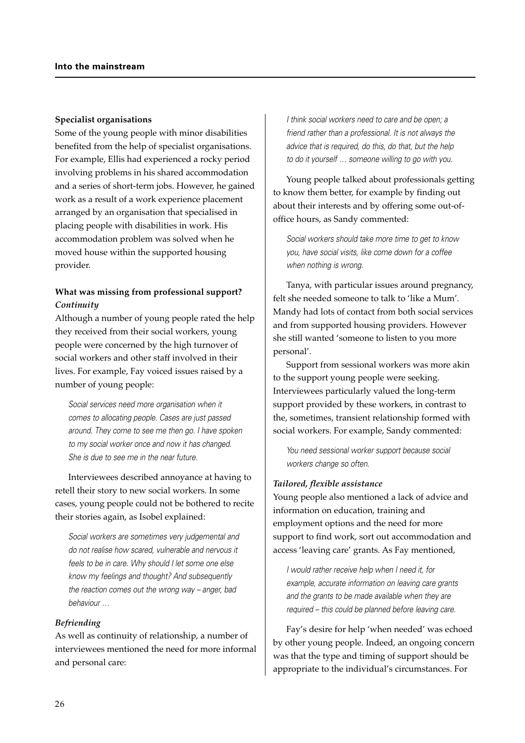**Specialist organisations**

Some of the young people with minor disabilities benefited from the help of specialist organisations. For example, Ellis had experienced a rocky period involving problems in his shared accommodation and a series of short-term jobs. However, he gained work as a result of a work experience placement arranged by an organisation that specialised in placing people with disabilities in work. His accommodation problem was solved when he moved house within the supported housing provider.

**What was missing from professional support?**

***Continuity***

Although a number of young people rated the help they received from their social workers, young people were concerned by the high turnover of social workers and other staff involved in their lives. For example, Fay voiced issues raised by a number of young people:

> *Social services need more organisation when it comes to allocating people. Cases are just passed around. They come to see me then go. I have spoken to my social worker once and now it has changed. She is due to see me in the near future.*

Interviewees described annoyance at having to retell their story to new social workers. In some cases, young people could not be bothered to recite their stories again, as Isobel explained:

> *Social workers are sometimes very judgemental and do not realise how scared, vulnerable and nervous it feels to be in care. Why should I let some one else know my feelings and thought? And subsequently the reaction comes out the wrong way – anger, bad behaviour …*

***Befriending***

As well as continuity of relationship, a number of interviewees mentioned the need for more informal and personal care:

> *I think social workers need to care and be open; a friend rather than a professional. It is not always the advice that is required, do this, do that, but the help to do it yourself … someone willing to go with you.*

Young people talked about professionals getting to know them better, for example by finding out about their interests and by offering some out-of-office hours, as Sandy commented:

> *Social workers should take more time to get to know you, have social visits, like come down for a coffee when nothing is wrong.*

Tanya, with particular issues around pregnancy, felt she needed someone to talk to 'like a Mum'. Mandy had lots of contact from both social services and from supported housing providers. However she still wanted 'someone to listen to you more personal'.

Support from sessional workers was more akin to the support young people were seeking. Interviewees particularly valued the long-term support provided by these workers, in contrast to the, sometimes, transient relationship formed with social workers. For example, Sandy commented:

> *You need sessional worker support because social workers change so often.*

***Tailored, flexible assistance***

Young people also mentioned a lack of advice and information on education, training and employment options and the need for more support to find work, sort out accommodation and access 'leaving care' grants. As Fay mentioned,

> *I would rather receive help when I need it, for example, accurate information on leaving care grants and the grants to be made available when they are required – this could be planned before leaving care.*

Fay's desire for help 'when needed' was echoed by other young people. Indeed, an ongoing concern was that the type and timing of support should be appropriate to the individual's circumstances. For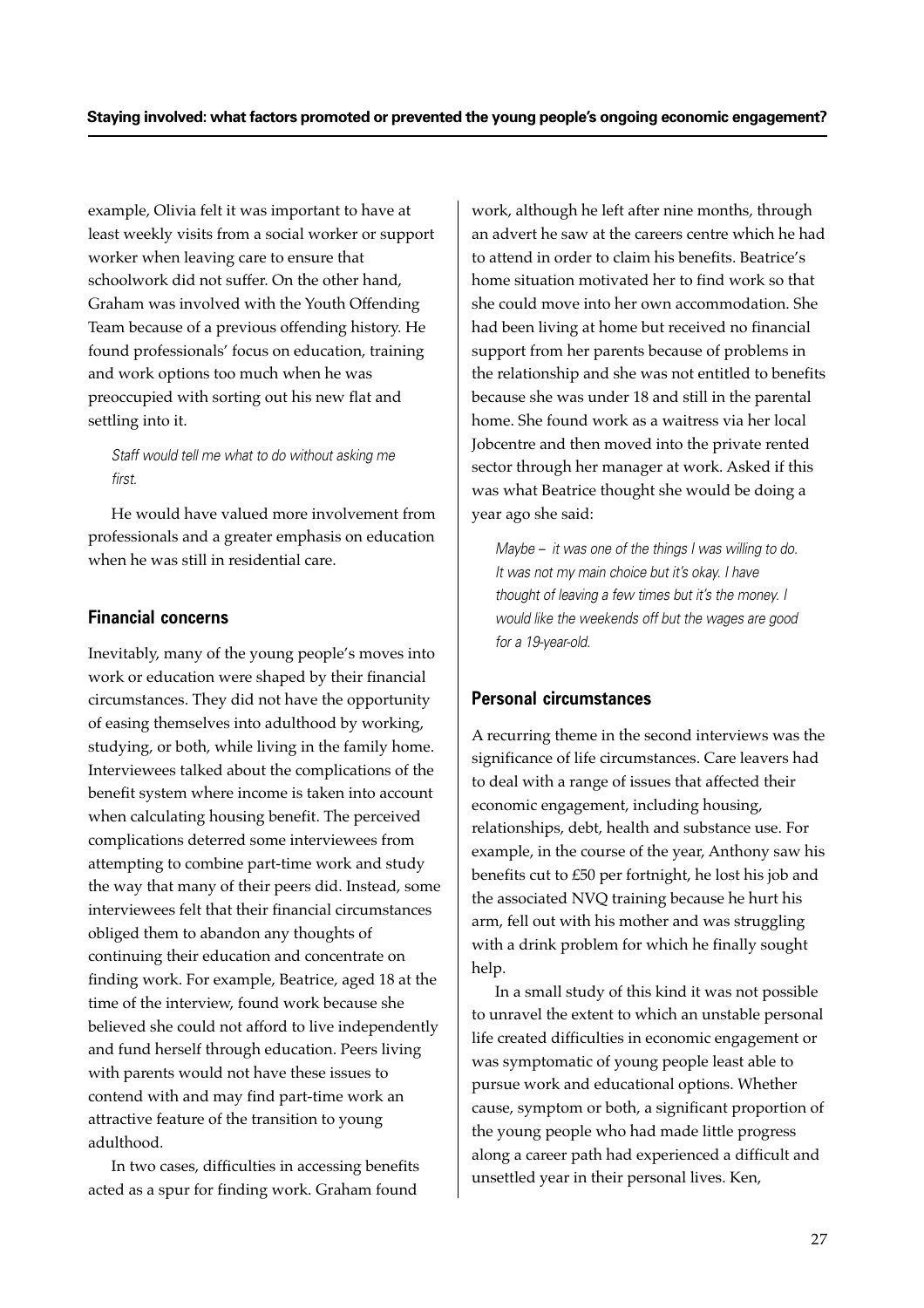example, Olivia felt it was important to have at least weekly visits from a social worker or support worker when leaving care to ensure that schoolwork did not suffer. On the other hand, Graham was involved with the Youth Offending Team because of a previous offending history. He found professionals' focus on education, training and work options too much when he was preoccupied with sorting out his new flat and settling into it.

> *Staff would tell me what to do without asking me first.*

He would have valued more involvement from professionals and a greater emphasis on education when he was still in residential care.

### Financial concerns

Inevitably, many of the young people's moves into work or education were shaped by their financial circumstances. They did not have the opportunity of easing themselves into adulthood by working, studying, or both, while living in the family home. Interviewees talked about the complications of the benefit system where income is taken into account when calculating housing benefit. The perceived complications deterred some interviewees from attempting to combine part-time work and study the way that many of their peers did. Instead, some interviewees felt that their financial circumstances obliged them to abandon any thoughts of continuing their education and concentrate on finding work. For example, Beatrice, aged 18 at the time of the interview, found work because she believed she could not afford to live independently and fund herself through education. Peers living with parents would not have these issues to contend with and may find part-time work an attractive feature of the transition to young adulthood.

In two cases, difficulties in accessing benefits acted as a spur for finding work. Graham found work, although he left after nine months, through an advert he saw at the careers centre which he had to attend in order to claim his benefits. Beatrice's home situation motivated her to find work so that she could move into her own accommodation. She had been living at home but received no financial support from her parents because of problems in the relationship and she was not entitled to benefits because she was under 18 and still in the parental home. She found work as a waitress via her local Jobcentre and then moved into the private rented sector through her manager at work. Asked if this was what Beatrice thought she would be doing a year ago she said:

> *Maybe – it was one of the things I was willing to do. It was not my main choice but it's okay. I have thought of leaving a few times but it's the money. I would like the weekends off but the wages are good for a 19-year-old.*

### Personal circumstances

A recurring theme in the second interviews was the significance of life circumstances. Care leavers had to deal with a range of issues that affected their economic engagement, including housing, relationships, debt, health and substance use. For example, in the course of the year, Anthony saw his benefits cut to £50 per fortnight, he lost his job and the associated NVQ training because he hurt his arm, fell out with his mother and was struggling with a drink problem for which he finally sought help.

In a small study of this kind it was not possible to unravel the extent to which an unstable personal life created difficulties in economic engagement or was symptomatic of young people least able to pursue work and educational options. Whether cause, symptom or both, a significant proportion of the young people who had made little progress along a career path had experienced a difficult and unsettled year in their personal lives. Ken,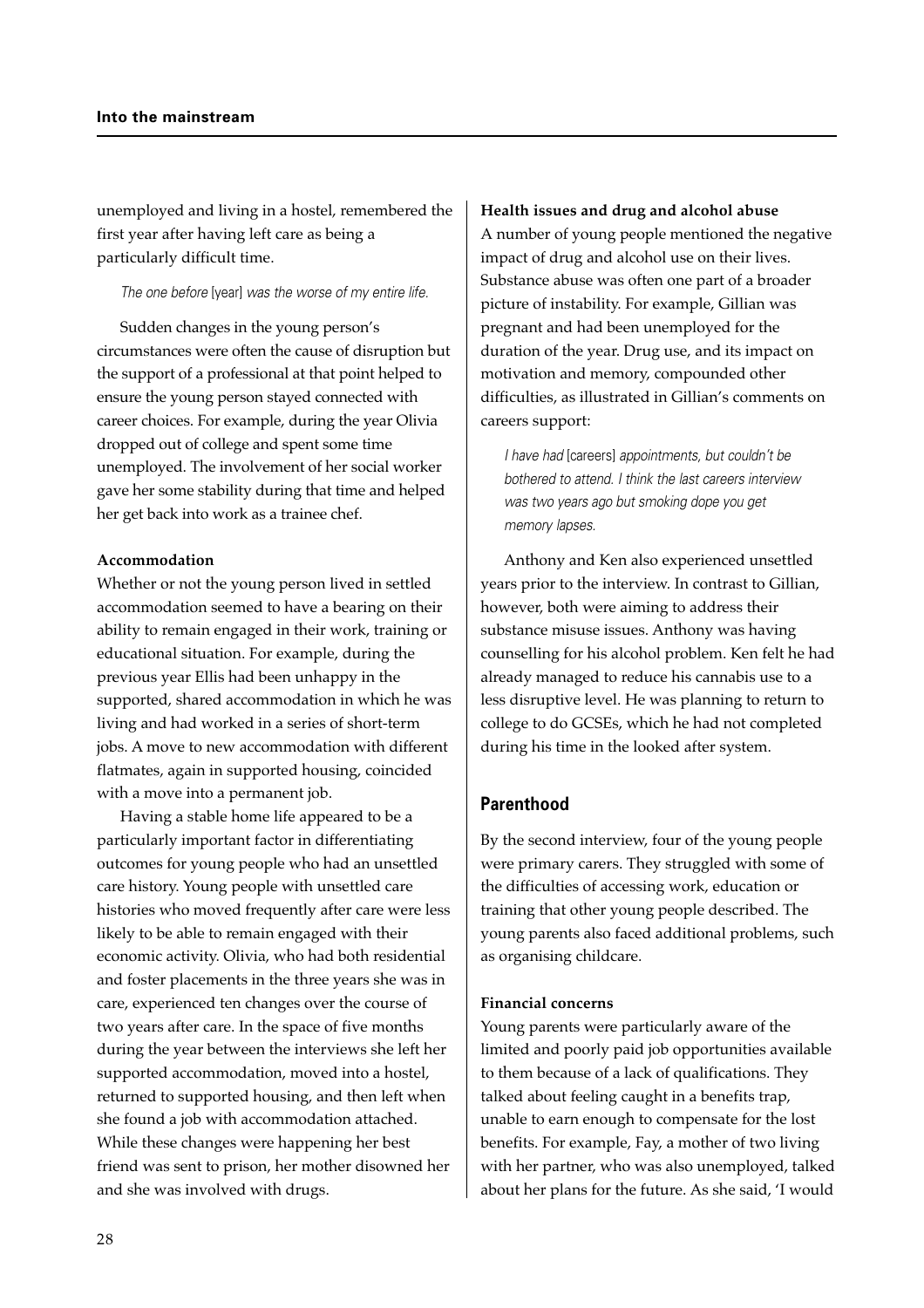unemployed and living in a hostel, remembered the first year after having left care as being a particularly difficult time.

> *The one before* [year] *was the worse of my entire life.*

Sudden changes in the young person's circumstances were often the cause of disruption but the support of a professional at that point helped to ensure the young person stayed connected with career choices. For example, during the year Olivia dropped out of college and spent some time unemployed. The involvement of her social worker gave her some stability during that time and helped her get back into work as a trainee chef.

#### Accommodation

Whether or not the young person lived in settled accommodation seemed to have a bearing on their ability to remain engaged in their work, training or educational situation. For example, during the previous year Ellis had been unhappy in the supported, shared accommodation in which he was living and had worked in a series of short-term jobs. A move to new accommodation with different flatmates, again in supported housing, coincided with a move into a permanent job.

Having a stable home life appeared to be a particularly important factor in differentiating outcomes for young people who had an unsettled care history. Young people with unsettled care histories who moved frequently after care were less likely to be able to remain engaged with their economic activity. Olivia, who had both residential and foster placements in the three years she was in care, experienced ten changes over the course of two years after care. In the space of five months during the year between the interviews she left her supported accommodation, moved into a hostel, returned to supported housing, and then left when she found a job with accommodation attached. While these changes were happening her best friend was sent to prison, her mother disowned her and she was involved with drugs.

#### Health issues and drug and alcohol abuse

A number of young people mentioned the negative impact of drug and alcohol use on their lives. Substance abuse was often one part of a broader picture of instability. For example, Gillian was pregnant and had been unemployed for the duration of the year. Drug use, and its impact on motivation and memory, compounded other difficulties, as illustrated in Gillian's comments on careers support:

> *I have had* [careers] *appointments, but couldn't be bothered to attend. I think the last careers interview was two years ago but smoking dope you get memory lapses.*

Anthony and Ken also experienced unsettled years prior to the interview. In contrast to Gillian, however, both were aiming to address their substance misuse issues. Anthony was having counselling for his alcohol problem. Ken felt he had already managed to reduce his cannabis use to a less disruptive level. He was planning to return to college to do GCSEs, which he had not completed during his time in the looked after system.

### Parenthood

By the second interview, four of the young people were primary carers. They struggled with some of the difficulties of accessing work, education or training that other young people described. The young parents also faced additional problems, such as organising childcare.

#### Financial concerns

Young parents were particularly aware of the limited and poorly paid job opportunities available to them because of a lack of qualifications. They talked about feeling caught in a benefits trap, unable to earn enough to compensate for the lost benefits. For example, Fay, a mother of two living with her partner, who was also unemployed, talked about her plans for the future. As she said, 'I would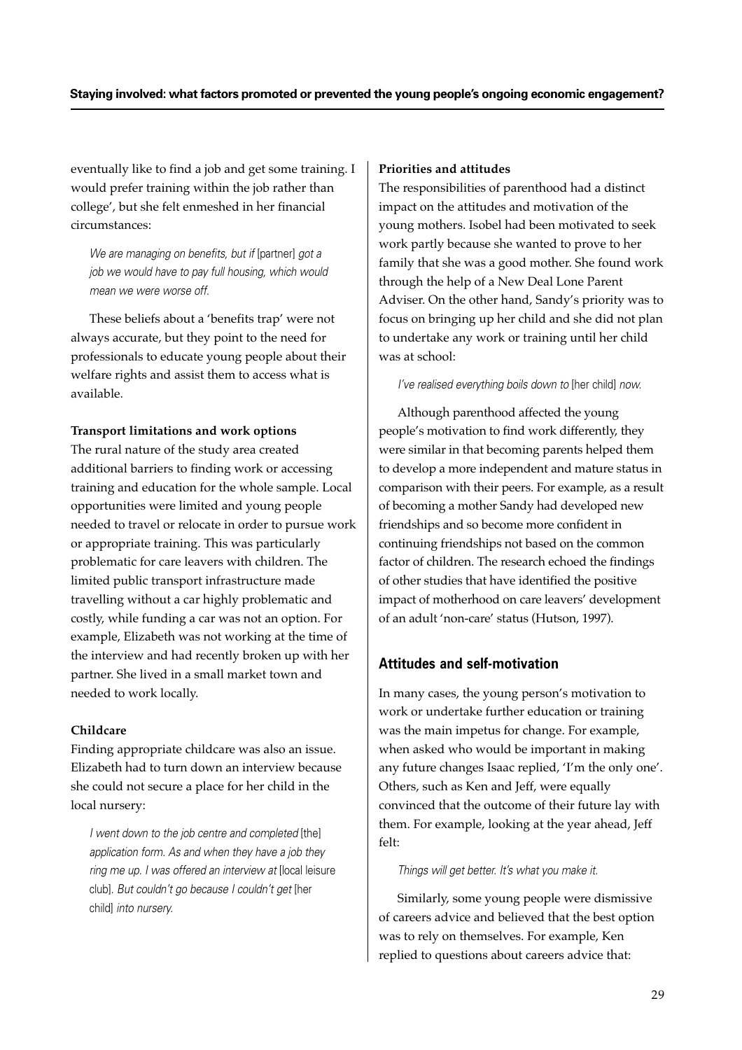eventually like to find a job and get some training. I would prefer training within the job rather than college', but she felt enmeshed in her financial circumstances:

> *We are managing on benefits, but if* [partner] *got a job we would have to pay full housing, which would mean we were worse off.*

These beliefs about a 'benefits trap' were not always accurate, but they point to the need for professionals to educate young people about their welfare rights and assist them to access what is available.

**Transport limitations and work options**

The rural nature of the study area created additional barriers to finding work or accessing training and education for the whole sample. Local opportunities were limited and young people needed to travel or relocate in order to pursue work or appropriate training. This was particularly problematic for care leavers with children. The limited public transport infrastructure made travelling without a car highly problematic and costly, while funding a car was not an option. For example, Elizabeth was not working at the time of the interview and had recently broken up with her partner. She lived in a small market town and needed to work locally.

**Childcare**

Finding appropriate childcare was also an issue. Elizabeth had to turn down an interview because she could not secure a place for her child in the local nursery:

> *I went down to the job centre and completed* [the] *application form. As and when they have a job they ring me up. I was offered an interview at* [local leisure club]. *But couldn't go because I couldn't get* [her child] *into nursery.*

**Priorities and attitudes**

The responsibilities of parenthood had a distinct impact on the attitudes and motivation of the young mothers. Isobel had been motivated to seek work partly because she wanted to prove to her family that she was a good mother. She found work through the help of a New Deal Lone Parent Adviser. On the other hand, Sandy's priority was to focus on bringing up her child and she did not plan to undertake any work or training until her child was at school:

> *I've realised everything boils down to* [her child] *now.*

Although parenthood affected the young people's motivation to find work differently, they were similar in that becoming parents helped them to develop a more independent and mature status in comparison with their peers. For example, as a result of becoming a mother Sandy had developed new friendships and so become more confident in continuing friendships not based on the common factor of children. The research echoed the findings of other studies that have identified the positive impact of motherhood on care leavers' development of an adult 'non-care' status (Hutson, 1997).

## Attitudes and self-motivation

In many cases, the young person's motivation to work or undertake further education or training was the main impetus for change. For example, when asked who would be important in making any future changes Isaac replied, 'I'm the only one'. Others, such as Ken and Jeff, were equally convinced that the outcome of their future lay with them. For example, looking at the year ahead, Jeff felt:

> *Things will get better. It's what you make it.*

Similarly, some young people were dismissive of careers advice and believed that the best option was to rely on themselves. For example, Ken replied to questions about careers advice that: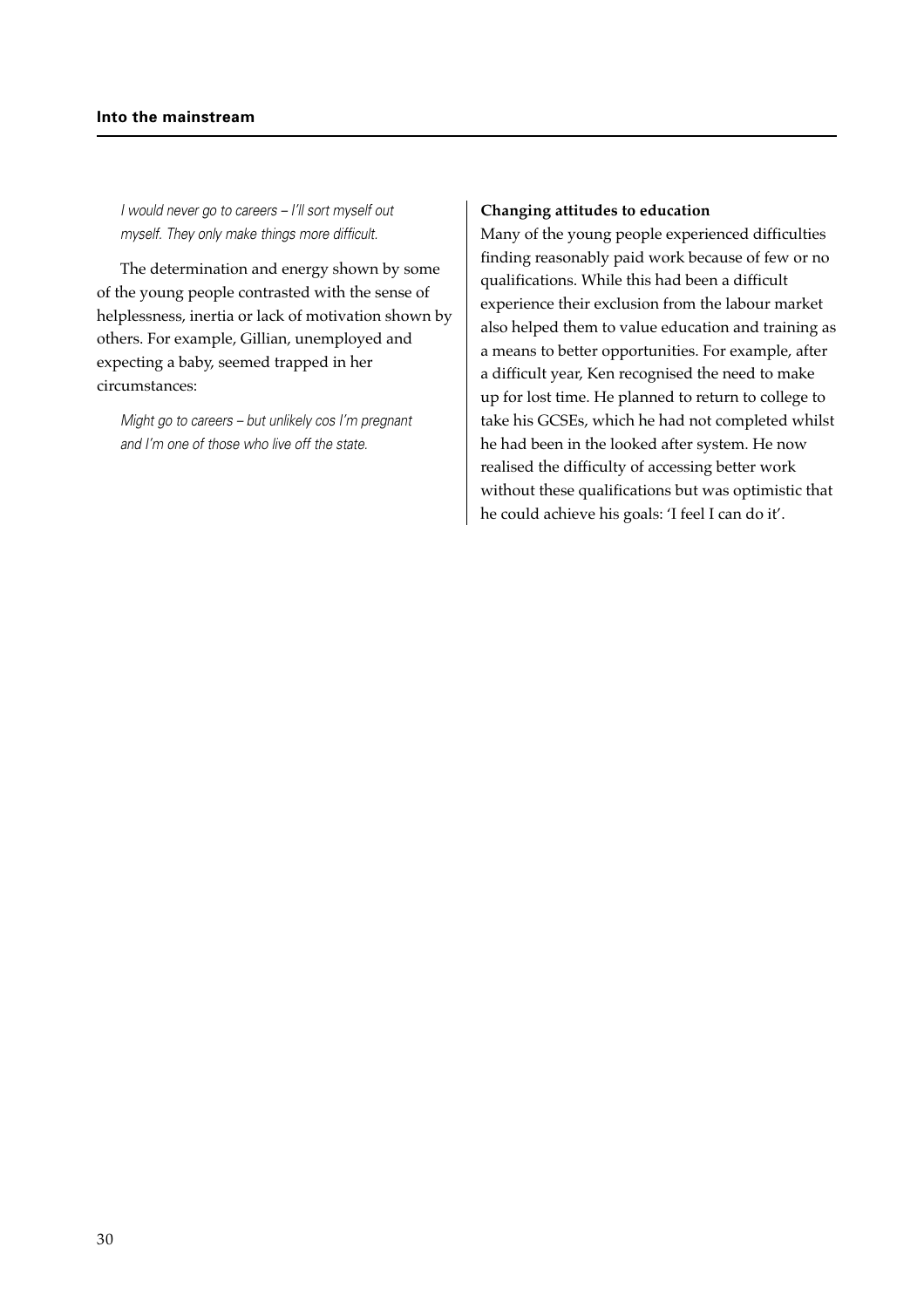*I would never go to careers – I'll sort myself out myself. They only make things more difficult.*

The determination and energy shown by some of the young people contrasted with the sense of helplessness, inertia or lack of motivation shown by others. For example, Gillian, unemployed and expecting a baby, seemed trapped in her circumstances:

*Might go to careers – but unlikely cos I'm pregnant and I'm one of those who live off the state.*

**Changing attitudes to education**

Many of the young people experienced difficulties finding reasonably paid work because of few or no qualifications. While this had been a difficult experience their exclusion from the labour market also helped them to value education and training as a means to better opportunities. For example, after a difficult year, Ken recognised the need to make up for lost time. He planned to return to college to take his GCSEs, which he had not completed whilst he had been in the looked after system. He now realised the difficulty of accessing better work without these qualifications but was optimistic that he could achieve his goals: 'I feel I can do it'.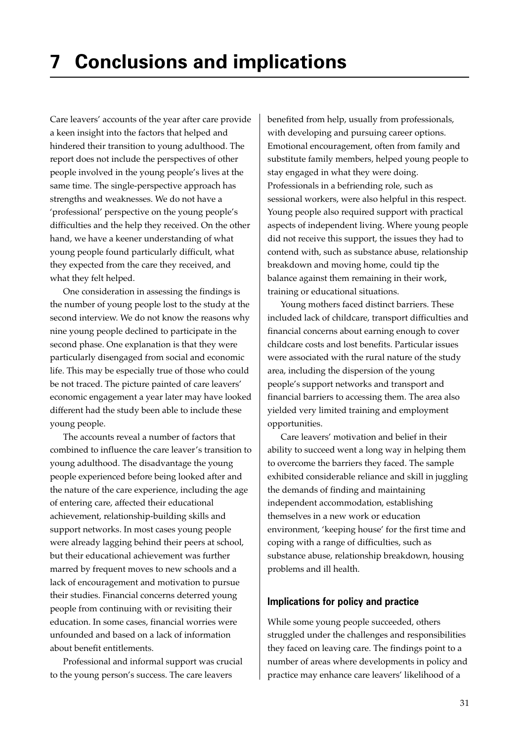# 7 Conclusions and implications

Care leavers' accounts of the year after care provide a keen insight into the factors that helped and hindered their transition to young adulthood. The report does not include the perspectives of other people involved in the young people's lives at the same time. The single-perspective approach has strengths and weaknesses. We do not have a 'professional' perspective on the young people's difficulties and the help they received. On the other hand, we have a keener understanding of what young people found particularly difficult, what they expected from the care they received, and what they felt helped.

One consideration in assessing the findings is the number of young people lost to the study at the second interview. We do not know the reasons why nine young people declined to participate in the second phase. One explanation is that they were particularly disengaged from social and economic life. This may be especially true of those who could be not traced. The picture painted of care leavers' economic engagement a year later may have looked different had the study been able to include these young people.

The accounts reveal a number of factors that combined to influence the care leaver's transition to young adulthood. The disadvantage the young people experienced before being looked after and the nature of the care experience, including the age of entering care, affected their educational achievement, relationship-building skills and support networks. In most cases young people were already lagging behind their peers at school, but their educational achievement was further marred by frequent moves to new schools and a lack of encouragement and motivation to pursue their studies. Financial concerns deterred young people from continuing with or revisiting their education. In some cases, financial worries were unfounded and based on a lack of information about benefit entitlements.

Professional and informal support was crucial to the young person's success. The care leavers benefited from help, usually from professionals, with developing and pursuing career options. Emotional encouragement, often from family and substitute family members, helped young people to stay engaged in what they were doing. Professionals in a befriending role, such as sessional workers, were also helpful in this respect. Young people also required support with practical aspects of independent living. Where young people did not receive this support, the issues they had to contend with, such as substance abuse, relationship breakdown and moving home, could tip the balance against them remaining in their work, training or educational situations.

Young mothers faced distinct barriers. These included lack of childcare, transport difficulties and financial concerns about earning enough to cover childcare costs and lost benefits. Particular issues were associated with the rural nature of the study area, including the dispersion of the young people's support networks and transport and financial barriers to accessing them. The area also yielded very limited training and employment opportunities.

Care leavers' motivation and belief in their ability to succeed went a long way in helping them to overcome the barriers they faced. The sample exhibited considerable reliance and skill in juggling the demands of finding and maintaining independent accommodation, establishing themselves in a new work or education environment, 'keeping house' for the first time and coping with a range of difficulties, such as substance abuse, relationship breakdown, housing problems and ill health.

## Implications for policy and practice

While some young people succeeded, others struggled under the challenges and responsibilities they faced on leaving care. The findings point to a number of areas where developments in policy and practice may enhance care leavers' likelihood of a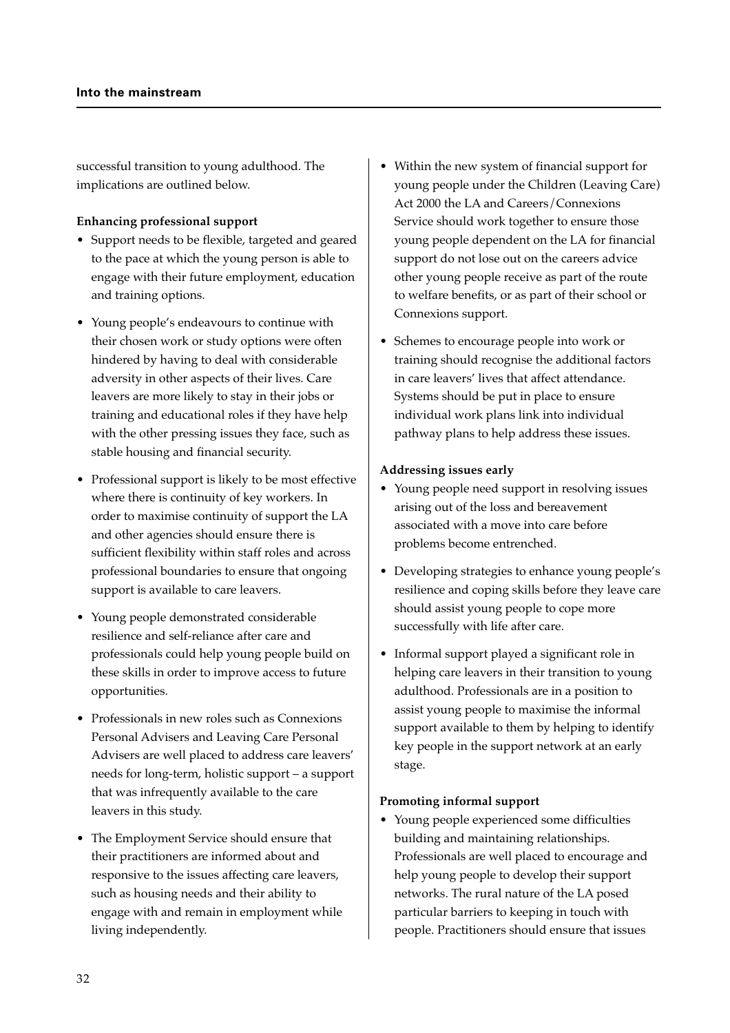successful transition to young adulthood. The implications are outlined below.

**Enhancing professional support**

- Support needs to be flexible, targeted and geared to the pace at which the young person is able to engage with their future employment, education and training options.
- Young people's endeavours to continue with their chosen work or study options were often hindered by having to deal with considerable adversity in other aspects of their lives. Care leavers are more likely to stay in their jobs or training and educational roles if they have help with the other pressing issues they face, such as stable housing and financial security.
- Professional support is likely to be most effective where there is continuity of key workers. In order to maximise continuity of support the LA and other agencies should ensure there is sufficient flexibility within staff roles and across professional boundaries to ensure that ongoing support is available to care leavers.
- Young people demonstrated considerable resilience and self-reliance after care and professionals could help young people build on these skills in order to improve access to future opportunities.
- Professionals in new roles such as Connexions Personal Advisers and Leaving Care Personal Advisers are well placed to address care leavers' needs for long-term, holistic support – a support that was infrequently available to the care leavers in this study.
- The Employment Service should ensure that their practitioners are informed about and responsive to the issues affecting care leavers, such as housing needs and their ability to engage with and remain in employment while living independently.
- Within the new system of financial support for young people under the Children (Leaving Care) Act 2000 the LA and Careers/Connexions Service should work together to ensure those young people dependent on the LA for financial support do not lose out on the careers advice other young people receive as part of the route to welfare benefits, or as part of their school or Connexions support.
- Schemes to encourage people into work or training should recognise the additional factors in care leavers' lives that affect attendance. Systems should be put in place to ensure individual work plans link into individual pathway plans to help address these issues.

**Addressing issues early**

- Young people need support in resolving issues arising out of the loss and bereavement associated with a move into care before problems become entrenched.
- Developing strategies to enhance young people's resilience and coping skills before they leave care should assist young people to cope more successfully with life after care.
- Informal support played a significant role in helping care leavers in their transition to young adulthood. Professionals are in a position to assist young people to maximise the informal support available to them by helping to identify key people in the support network at an early stage.

**Promoting informal support**

- Young people experienced some difficulties building and maintaining relationships. Professionals are well placed to encourage and help young people to develop their support networks. The rural nature of the LA posed particular barriers to keeping in touch with people. Practitioners should ensure that issues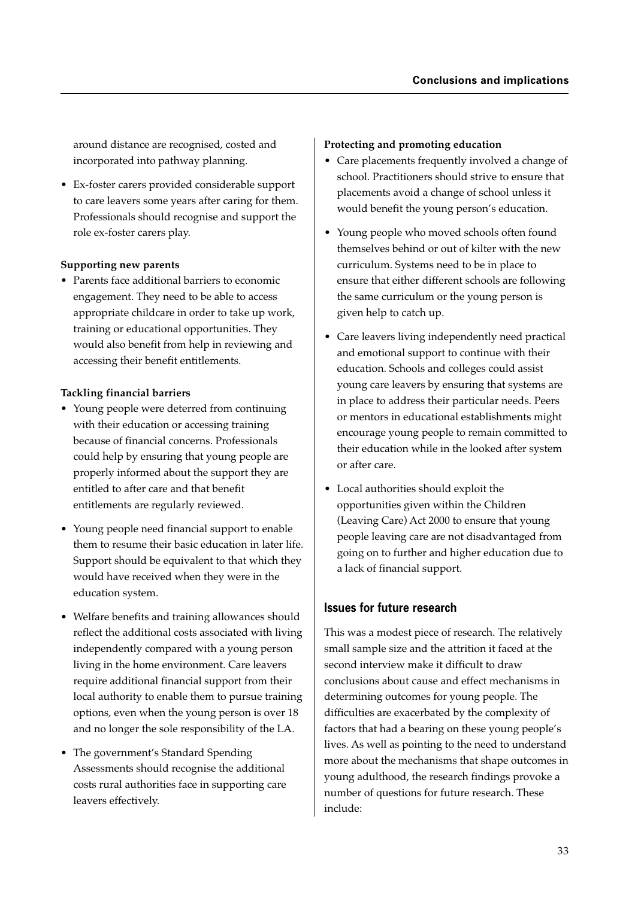around distance are recognised, costed and incorporated into pathway planning.

- Ex-foster carers provided considerable support to care leavers some years after caring for them. Professionals should recognise and support the role ex-foster carers play.

**Supporting new parents**

- Parents face additional barriers to economic engagement. They need to be able to access appropriate childcare in order to take up work, training or educational opportunities. They would also benefit from help in reviewing and accessing their benefit entitlements.

**Tackling financial barriers**

- Young people were deterred from continuing with their education or accessing training because of financial concerns. Professionals could help by ensuring that young people are properly informed about the support they are entitled to after care and that benefit entitlements are regularly reviewed.
- Young people need financial support to enable them to resume their basic education in later life. Support should be equivalent to that which they would have received when they were in the education system.
- Welfare benefits and training allowances should reflect the additional costs associated with living independently compared with a young person living in the home environment. Care leavers require additional financial support from their local authority to enable them to pursue training options, even when the young person is over 18 and no longer the sole responsibility of the LA.
- The government's Standard Spending Assessments should recognise the additional costs rural authorities face in supporting care leavers effectively.

**Protecting and promoting education**

- Care placements frequently involved a change of school. Practitioners should strive to ensure that placements avoid a change of school unless it would benefit the young person's education.
- Young people who moved schools often found themselves behind or out of kilter with the new curriculum. Systems need to be in place to ensure that either different schools are following the same curriculum or the young person is given help to catch up.
- Care leavers living independently need practical and emotional support to continue with their education. Schools and colleges could assist young care leavers by ensuring that systems are in place to address their particular needs. Peers or mentors in educational establishments might encourage young people to remain committed to their education while in the looked after system or after care.
- Local authorities should exploit the opportunities given within the Children (Leaving Care) Act 2000 to ensure that young people leaving care are not disadvantaged from going on to further and higher education due to a lack of financial support.

## Issues for future research

This was a modest piece of research. The relatively small sample size and the attrition it faced at the second interview make it difficult to draw conclusions about cause and effect mechanisms in determining outcomes for young people. The difficulties are exacerbated by the complexity of factors that had a bearing on these young people's lives. As well as pointing to the need to understand more about the mechanisms that shape outcomes in young adulthood, the research findings provoke a number of questions for future research. These include: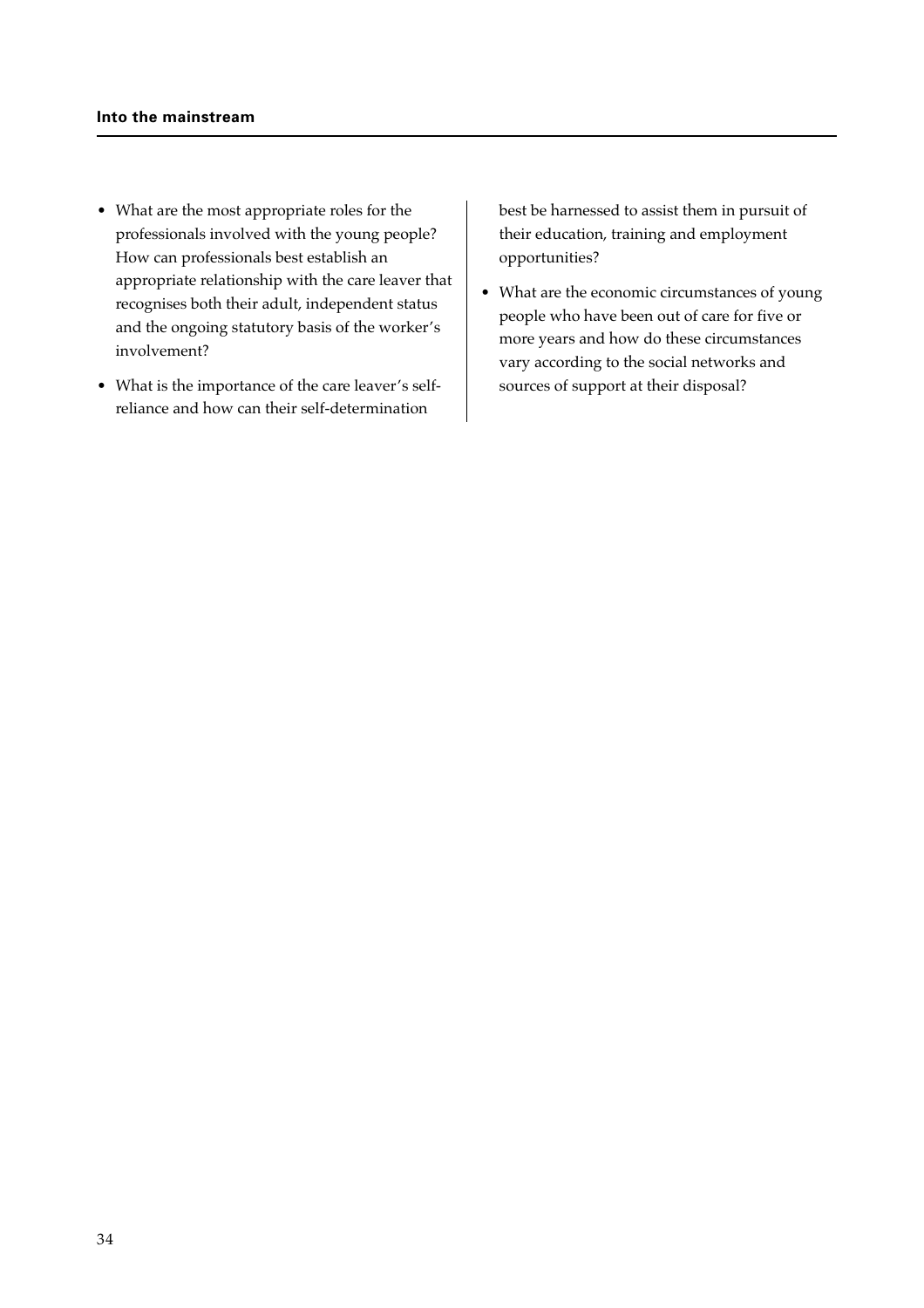- What are the most appropriate roles for the professionals involved with the young people? How can professionals best establish an appropriate relationship with the care leaver that recognises both their adult, independent status and the ongoing statutory basis of the worker's involvement?
- What is the importance of the care leaver's self-reliance and how can their self-determination best be harnessed to assist them in pursuit of their education, training and employment opportunities?
- What are the economic circumstances of young people who have been out of care for five or more years and how do these circumstances vary according to the social networks and sources of support at their disposal?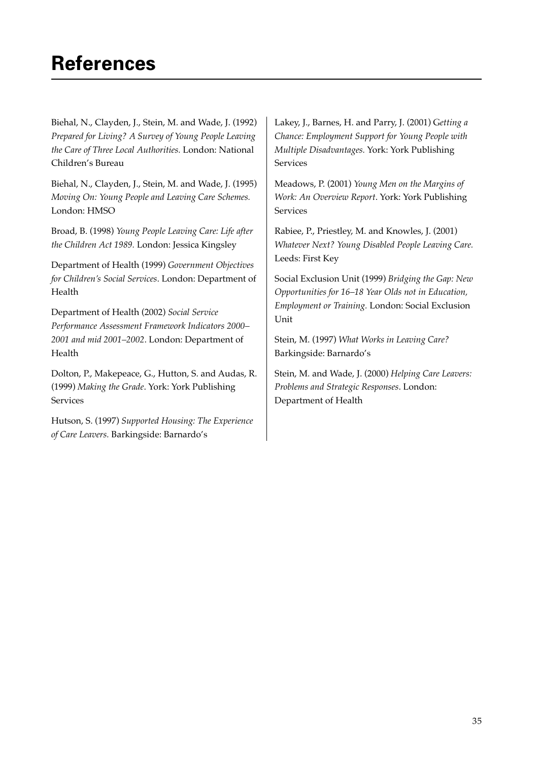# References

Biehal, N., Clayden, J., Stein, M. and Wade, J. (1992) *Prepared for Living? A Survey of Young People Leaving the Care of Three Local Authorities.* London: National Children's Bureau

Biehal, N., Clayden, J., Stein, M. and Wade, J. (1995) *Moving On: Young People and Leaving Care Schemes.* London: HMSO

Broad, B. (1998) *Young People Leaving Care: Life after the Children Act 1989.* London: Jessica Kingsley

Department of Health (1999) *Government Objectives for Children's Social Services*. London: Department of Health

Department of Health (2002) *Social Service Performance Assessment Framework Indicators 2000–2001 and mid 2001–2002*. London: Department of Health

Dolton, P., Makepeace, G., Hutton, S. and Audas, R. (1999) *Making the Grade*. York: York Publishing Services

Hutson, S. (1997) *Supported Housing: The Experience of Care Leavers.* Barkingside: Barnardo's

Lakey, J., Barnes, H. and Parry, J. (2001) *Getting a Chance: Employment Support for Young People with Multiple Disadvantages.* York: York Publishing Services

Meadows, P. (2001) *Young Men on the Margins of Work: An Overview Report*. York: York Publishing Services

Rabiee, P., Priestley, M. and Knowles, J. (2001) *Whatever Next? Young Disabled People Leaving Care.* Leeds: First Key

Social Exclusion Unit (1999) *Bridging the Gap: New Opportunities for 16–18 Year Olds not in Education, Employment or Training.* London: Social Exclusion Unit

Stein, M. (1997) *What Works in Leaving Care?* Barkingside: Barnardo's

Stein, M. and Wade, J. (2000) *Helping Care Leavers: Problems and Strategic Responses*. London: Department of Health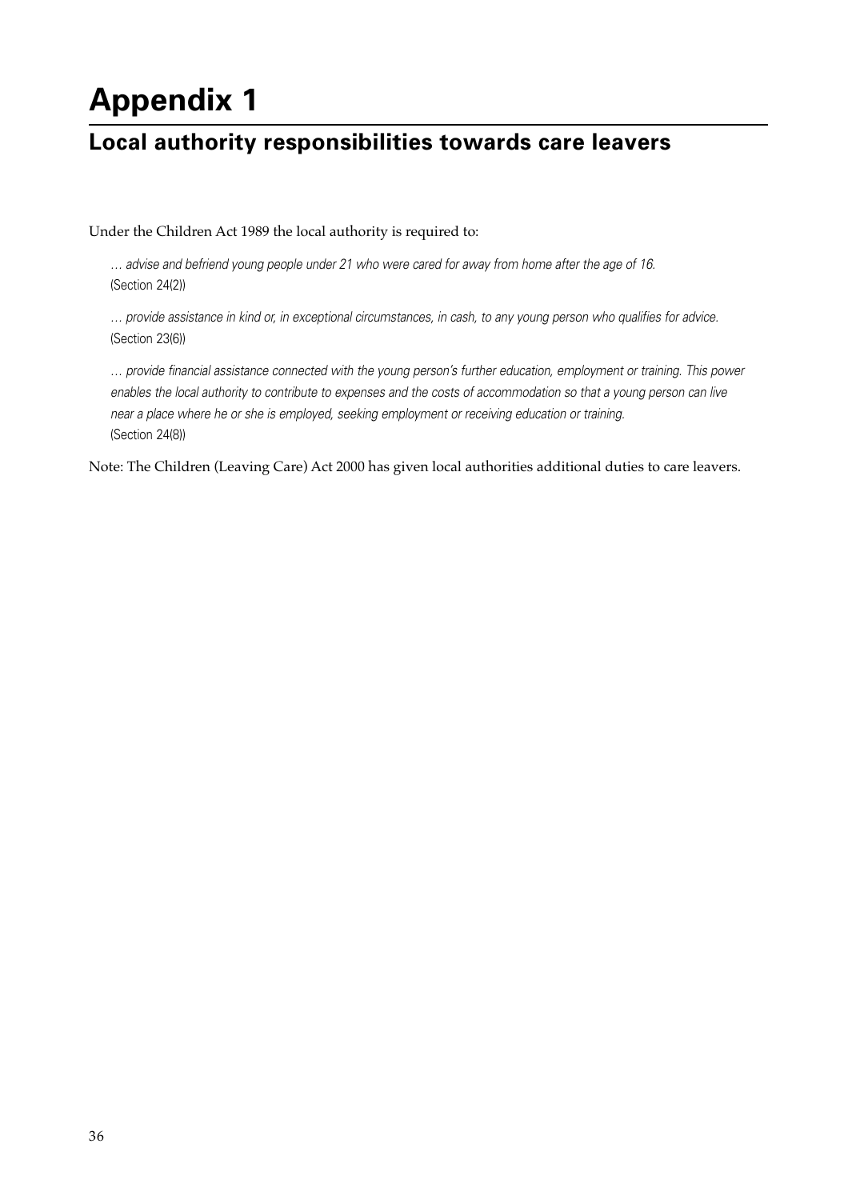# Appendix 1

## Local authority responsibilities towards care leavers

Under the Children Act 1989 the local authority is required to:

> *… advise and befriend young people under 21 who were cared for away from home after the age of 16.*
> (Section 24(2))
>
> *… provide assistance in kind or, in exceptional circumstances, in cash, to any young person who qualifies for advice.*
> (Section 23(6))
>
> *… provide financial assistance connected with the young person's further education, employment or training. This power enables the local authority to contribute to expenses and the costs of accommodation so that a young person can live near a place where he or she is employed, seeking employment or receiving education or training.*
> (Section 24(8))

Note: The Children (Leaving Care) Act 2000 has given local authorities additional duties to care leavers.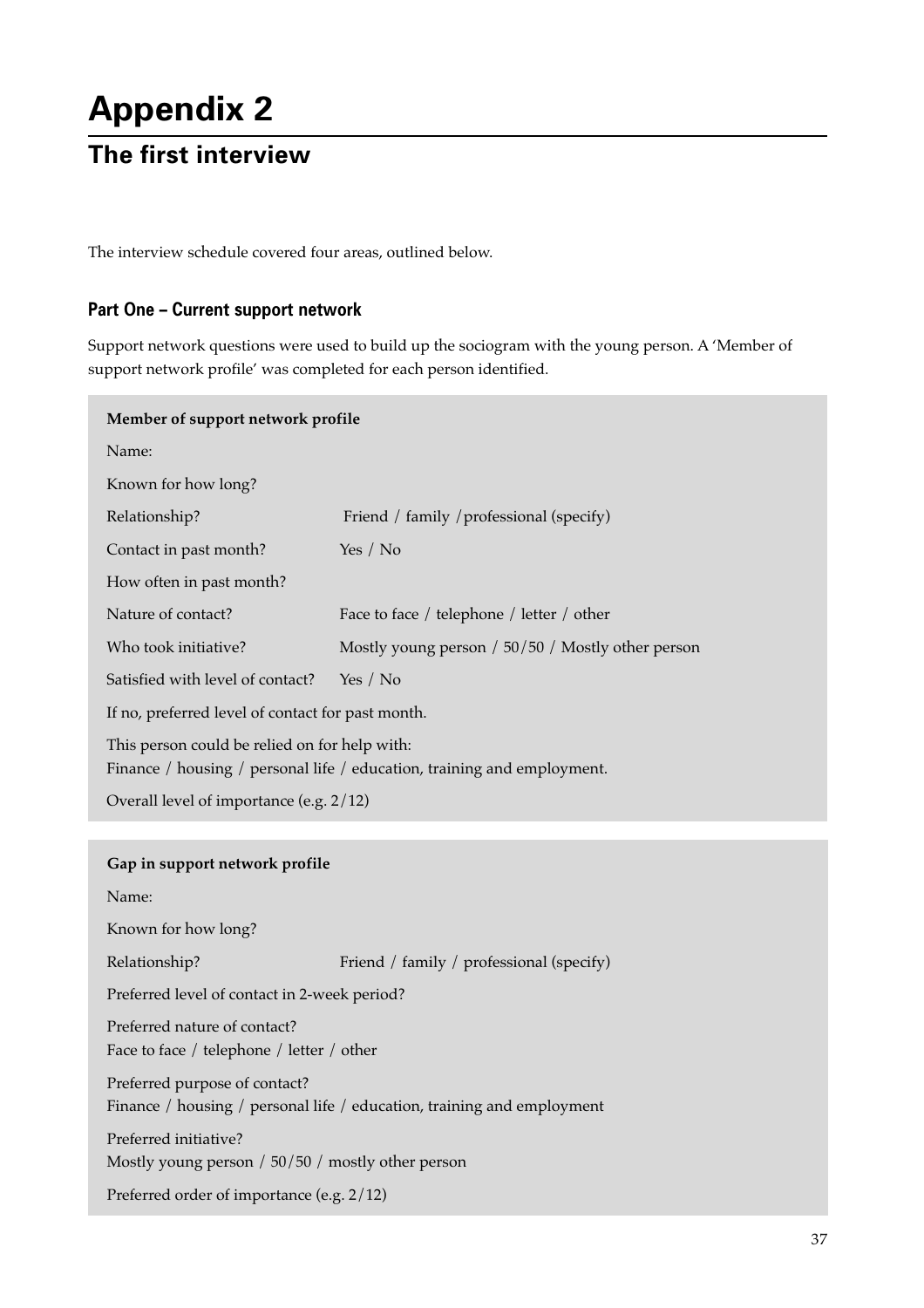# Appendix 2

## The first interview

The interview schedule covered four areas, outlined below.

### Part One – Current support network

Support network questions were used to build up the sociogram with the young person. A 'Member of support network profile' was completed for each person identified.

**Member of support network profile**

| | |
|---|---|
| Name: | |
| Known for how long? | |
| Relationship? | Friend / family /professional (specify) |
| Contact in past month? | Yes / No |
| How often in past month? | |
| Nature of contact? | Face to face / telephone / letter / other |
| Who took initiative? | Mostly young person / 50/50 / Mostly other person |
| Satisfied with level of contact? | Yes / No |

If no, preferred level of contact for past month.

This person could be relied on for help with:
Finance / housing / personal life / education, training and employment.

Overall level of importance (e.g. 2/12)

**Gap in support network profile**

| | |
|---|---|
| Name: | |
| Known for how long? | |
| Relationship? | Friend / family / professional (specify) |

Preferred level of contact in 2-week period?

Preferred nature of contact?
Face to face / telephone / letter / other

Preferred purpose of contact?
Finance / housing / personal life / education, training and employment

Preferred initiative?
Mostly young person / 50/50 / mostly other person

Preferred order of importance (e.g. 2/12)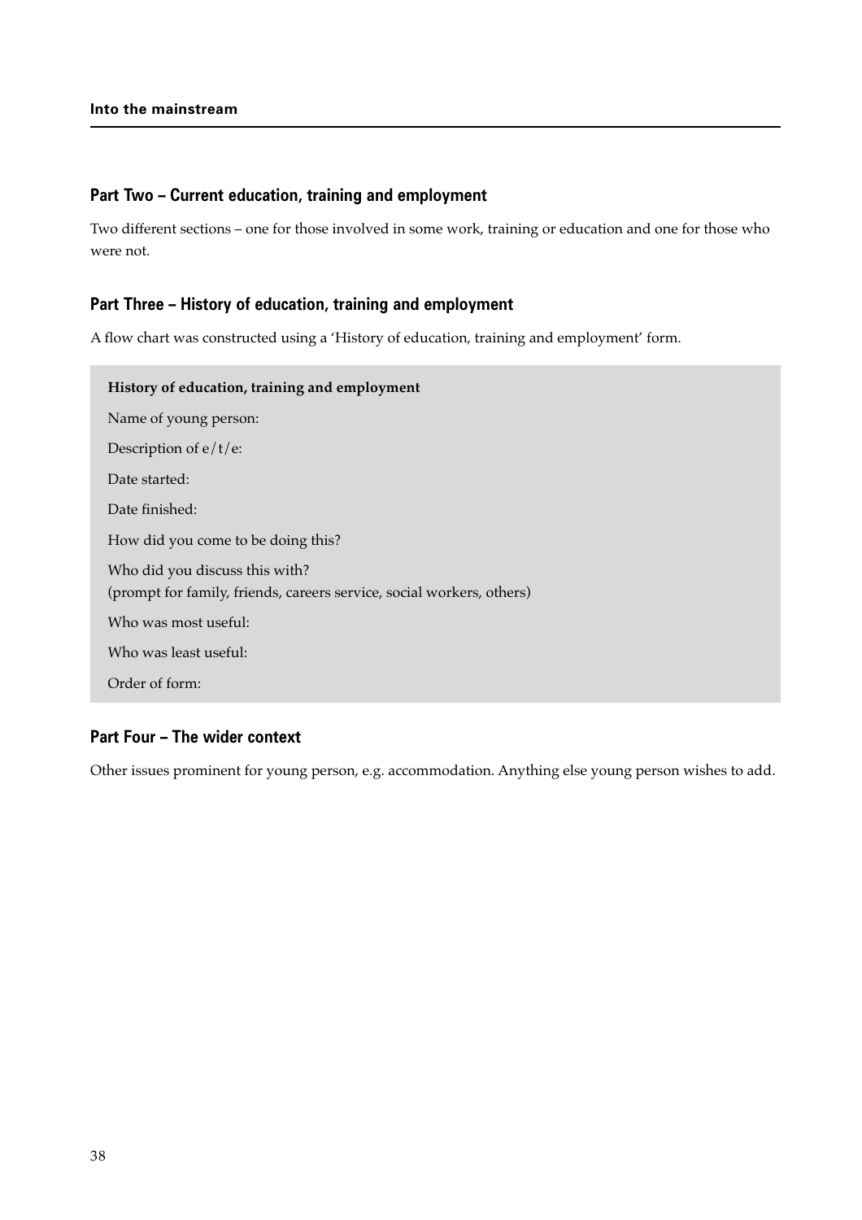## Part Two – Current education, training and employment

Two different sections – one for those involved in some work, training or education and one for those who were not.

## Part Three – History of education, training and employment

A flow chart was constructed using a 'History of education, training and employment' form.

> **History of education, training and employment**
>
> Name of young person:
>
> Description of e/t/e:
>
> Date started:
>
> Date finished:
>
> How did you come to be doing this?
>
> Who did you discuss this with?
> (prompt for family, friends, careers service, social workers, others)
>
> Who was most useful:
>
> Who was least useful:
>
> Order of form:

## Part Four – The wider context

Other issues prominent for young person, e.g. accommodation. Anything else young person wishes to add.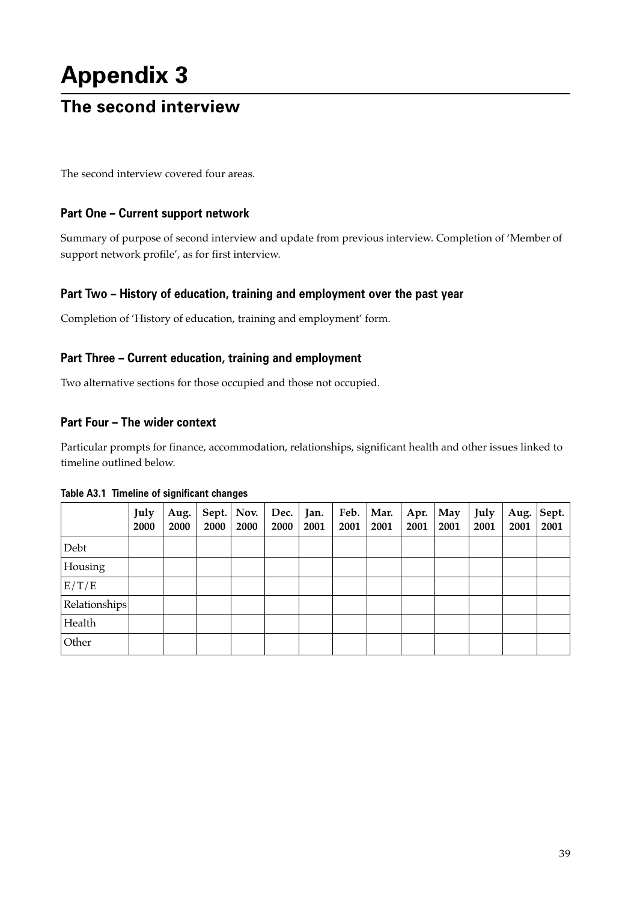# Appendix 3

## The second interview

The second interview covered four areas.

### Part One – Current support network

Summary of purpose of second interview and update from previous interview. Completion of 'Member of support network profile', as for first interview.

### Part Two – History of education, training and employment over the past year

Completion of 'History of education, training and employment' form.

### Part Three – Current education, training and employment

Two alternative sections for those occupied and those not occupied.

### Part Four – The wider context

Particular prompts for finance, accommodation, relationships, significant health and other issues linked to timeline outlined below.

**Table A3.1 Timeline of significant changes**

| | July 2000 | Aug. 2000 | Sept. 2000 | Nov. 2000 | Dec. 2000 | Jan. 2001 | Feb. 2001 | Mar. 2001 | Apr. 2001 | May 2001 | July 2001 | Aug. 2001 | Sept. 2001 |
|---|---|---|---|---|---|---|---|---|---|---|---|---|---|
| Debt | | | | | | | | | | | | | |
| Housing | | | | | | | | | | | | | |
| E/T/E | | | | | | | | | | | | | |
| Relationships | | | | | | | | | | | | | |
| Health | | | | | | | | | | | | | |
| Other | | | | | | | | | | | | | |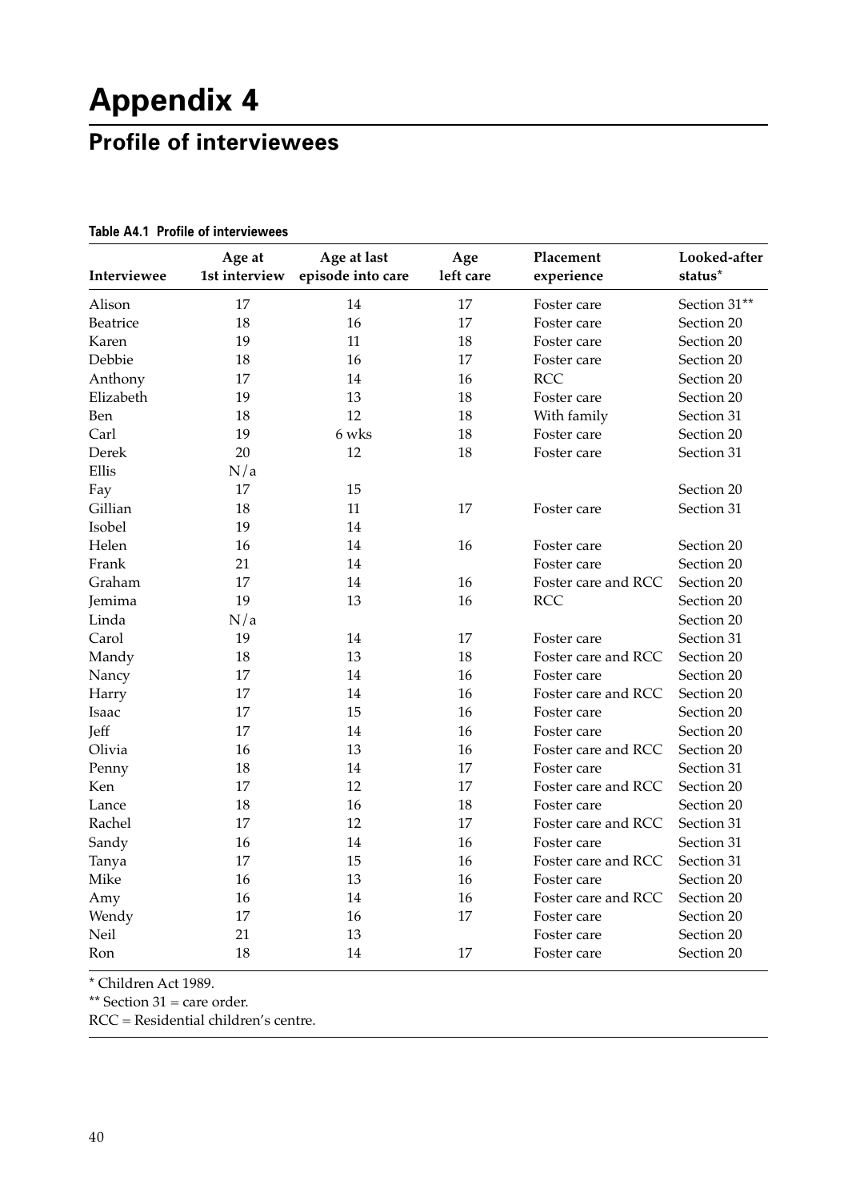# Appendix 4

## Profile of interviewees

**Table A4.1 Profile of interviewees**

| Interviewee | Age at 1st interview | Age at last episode into care | Age left care | Placement experience | Looked-after status* |
|---|---|---|---|---|---|
| Alison | 17 | 14 | 17 | Foster care | Section 31** |
| Beatrice | 18 | 16 | 17 | Foster care | Section 20 |
| Karen | 19 | 11 | 18 | Foster care | Section 20 |
| Debbie | 18 | 16 | 17 | Foster care | Section 20 |
| Anthony | 17 | 14 | 16 | RCC | Section 20 |
| Elizabeth | 19 | 13 | 18 | Foster care | Section 20 |
| Ben | 18 | 12 | 18 | With family | Section 31 |
| Carl | 19 | 6 wks | 18 | Foster care | Section 20 |
| Derek | 20 | 12 | 18 | Foster care | Section 31 |
| Ellis | N/a | | | | |
| Fay | 17 | 15 | | | Section 20 |
| Gillian | 18 | 11 | 17 | Foster care | Section 31 |
| Isobel | 19 | 14 | | | |
| Helen | 16 | 14 | 16 | Foster care | Section 20 |
| Frank | 21 | 14 | | Foster care | Section 20 |
| Graham | 17 | 14 | 16 | Foster care and RCC | Section 20 |
| Jemima | 19 | 13 | 16 | RCC | Section 20 |
| Linda | N/a | | | | Section 20 |
| Carol | 19 | 14 | 17 | Foster care | Section 31 |
| Mandy | 18 | 13 | 18 | Foster care and RCC | Section 20 |
| Nancy | 17 | 14 | 16 | Foster care | Section 20 |
| Harry | 17 | 14 | 16 | Foster care and RCC | Section 20 |
| Isaac | 17 | 15 | 16 | Foster care | Section 20 |
| Jeff | 17 | 14 | 16 | Foster care | Section 20 |
| Olivia | 16 | 13 | 16 | Foster care and RCC | Section 20 |
| Penny | 18 | 14 | 17 | Foster care | Section 31 |
| Ken | 17 | 12 | 17 | Foster care and RCC | Section 20 |
| Lance | 18 | 16 | 18 | Foster care | Section 20 |
| Rachel | 17 | 12 | 17 | Foster care and RCC | Section 31 |
| Sandy | 16 | 14 | 16 | Foster care | Section 31 |
| Tanya | 17 | 15 | 16 | Foster care and RCC | Section 31 |
| Mike | 16 | 13 | 16 | Foster care | Section 20 |
| Amy | 16 | 14 | 16 | Foster care and RCC | Section 20 |
| Wendy | 17 | 16 | 17 | Foster care | Section 20 |
| Neil | 21 | 13 | | Foster care | Section 20 |
| Ron | 18 | 14 | 17 | Foster care | Section 20 |

* Children Act 1989.

** Section 31 = care order.

RCC = Residential children's centre.